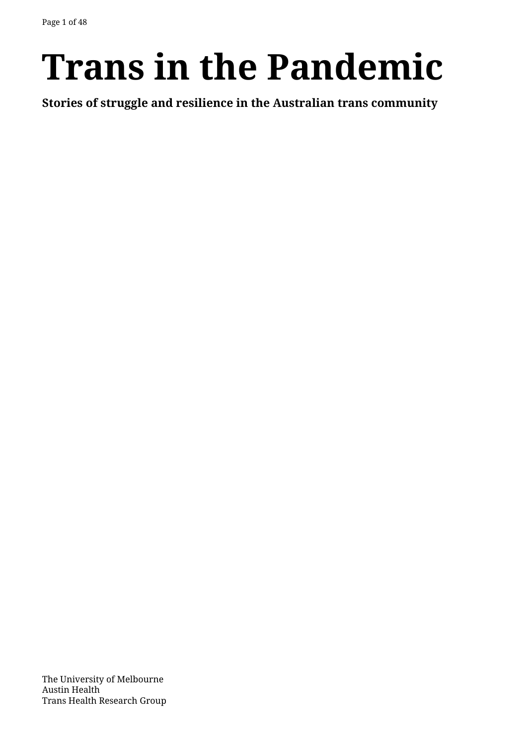# Trans in the Pandemic

**Stories of struggle and resilience in the Australian trans community**

The University of Melbourne
Austin Health
Trans Health Research Group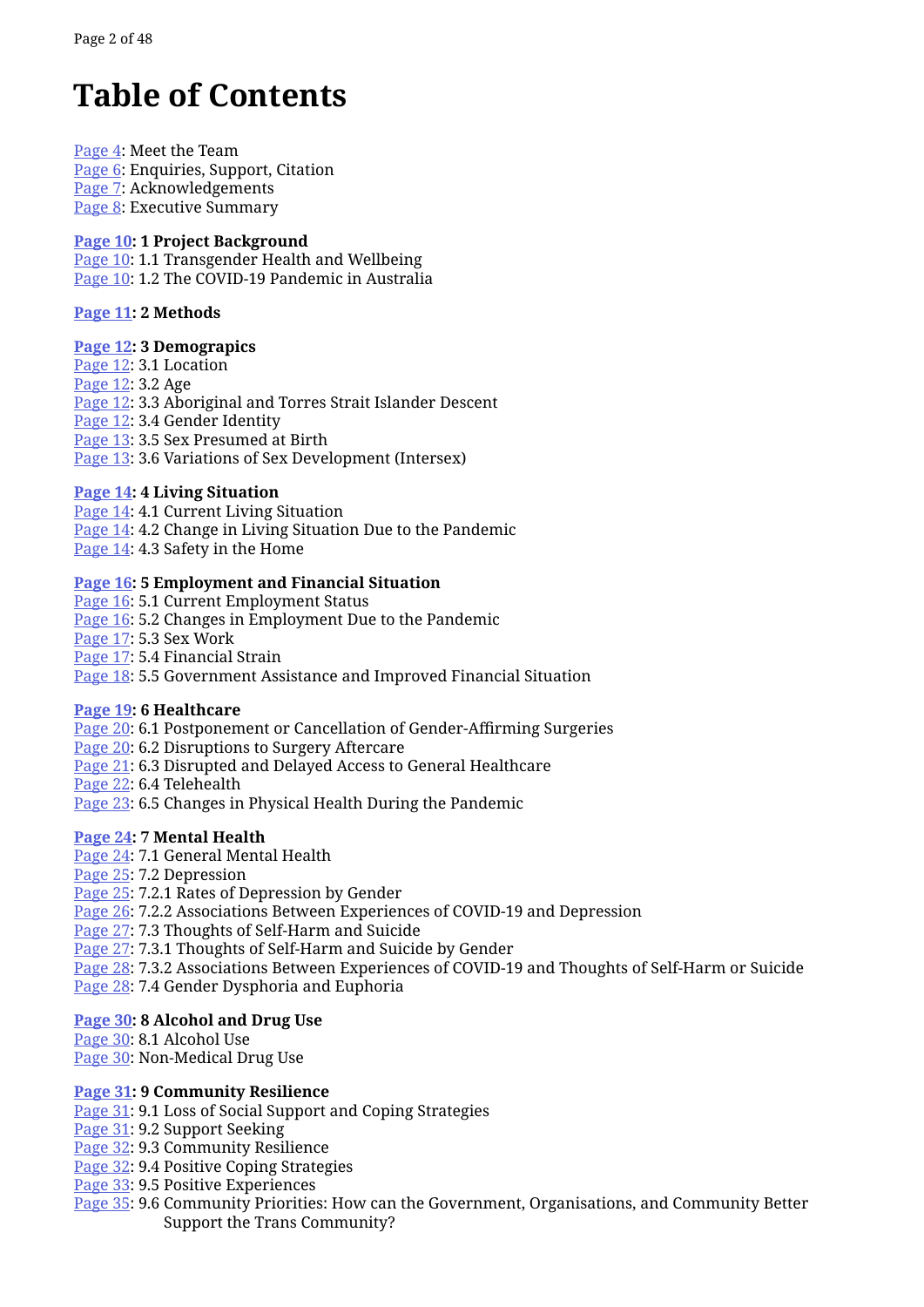# Table of Contents

Page 4: Meet the Team
Page 6: Enquiries, Support, Citation
Page 7: Acknowledgements
Page 8: Executive Summary

**Page 10: 1 Project Background**
Page 10: 1.1 Transgender Health and Wellbeing
Page 10: 1.2 The COVID-19 Pandemic in Australia

**Page 11: 2 Methods**

**Page 12: 3 Demograpics**
Page 12: 3.1 Location
Page 12: 3.2 Age
Page 12: 3.3 Aboriginal and Torres Strait Islander Descent
Page 12: 3.4 Gender Identity
Page 13: 3.5 Sex Presumed at Birth
Page 13: 3.6 Variations of Sex Development (Intersex)

**Page 14: 4 Living Situation**
Page 14: 4.1 Current Living Situation
Page 14: 4.2 Change in Living Situation Due to the Pandemic
Page 14: 4.3 Safety in the Home

**Page 16: 5 Employment and Financial Situation**
Page 16: 5.1 Current Employment Status
Page 16: 5.2 Changes in Employment Due to the Pandemic
Page 17: 5.3 Sex Work
Page 17: 5.4 Financial Strain
Page 18: 5.5 Government Assistance and Improved Financial Situation

**Page 19: 6 Healthcare**
Page 20: 6.1 Postponement or Cancellation of Gender-Affirming Surgeries
Page 20: 6.2 Disruptions to Surgery Aftercare
Page 21: 6.3 Disrupted and Delayed Access to General Healthcare
Page 22: 6.4 Telehealth
Page 23: 6.5 Changes in Physical Health During the Pandemic

**Page 24: 7 Mental Health**
Page 24: 7.1 General Mental Health
Page 25: 7.2 Depression
Page 25: 7.2.1 Rates of Depression by Gender
Page 26: 7.2.2 Associations Between Experiences of COVID-19 and Depression
Page 27: 7.3 Thoughts of Self-Harm and Suicide
Page 27: 7.3.1 Thoughts of Self-Harm and Suicide by Gender
Page 28: 7.3.2 Associations Between Experiences of COVID-19 and Thoughts of Self-Harm or Suicide
Page 28: 7.4 Gender Dysphoria and Euphoria

**Page 30: 8 Alcohol and Drug Use**
Page 30: 8.1 Alcohol Use
Page 30: Non-Medical Drug Use

**Page 31: 9 Community Resilience**
Page 31: 9.1 Loss of Social Support and Coping Strategies
Page 31: 9.2 Support Seeking
Page 32: 9.3 Community Resilience
Page 32: 9.4 Positive Coping Strategies
Page 33: 9.5 Positive Experiences
Page 35: 9.6 Community Priorities: How can the Government, Organisations, and Community Better Support the Trans Community?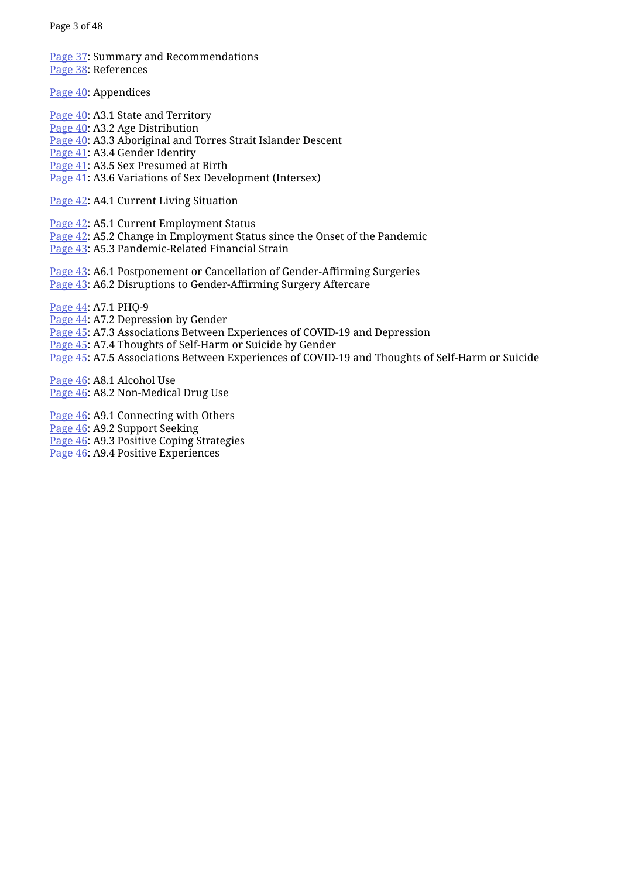Page 37: Summary and Recommendations
Page 38: References

Page 40: Appendices

Page 40: A3.1 State and Territory
Page 40: A3.2 Age Distribution
Page 40: A3.3 Aboriginal and Torres Strait Islander Descent
Page 41: A3.4 Gender Identity
Page 41: A3.5 Sex Presumed at Birth
Page 41: A3.6 Variations of Sex Development (Intersex)

Page 42: A4.1 Current Living Situation

Page 42: A5.1 Current Employment Status
Page 42: A5.2 Change in Employment Status since the Onset of the Pandemic
Page 43: A5.3 Pandemic-Related Financial Strain

Page 43: A6.1 Postponement or Cancellation of Gender-Affirming Surgeries
Page 43: A6.2 Disruptions to Gender-Affirming Surgery Aftercare

Page 44: A7.1 PHQ-9
Page 44: A7.2 Depression by Gender
Page 45: A7.3 Associations Between Experiences of COVID-19 and Depression
Page 45: A7.4 Thoughts of Self-Harm or Suicide by Gender
Page 45: A7.5 Associations Between Experiences of COVID-19 and Thoughts of Self-Harm or Suicide

Page 46: A8.1 Alcohol Use
Page 46: A8.2 Non-Medical Drug Use

Page 46: A9.1 Connecting with Others
Page 46: A9.2 Support Seeking
Page 46: A9.3 Positive Coping Strategies
Page 46: A9.4 Positive Experiences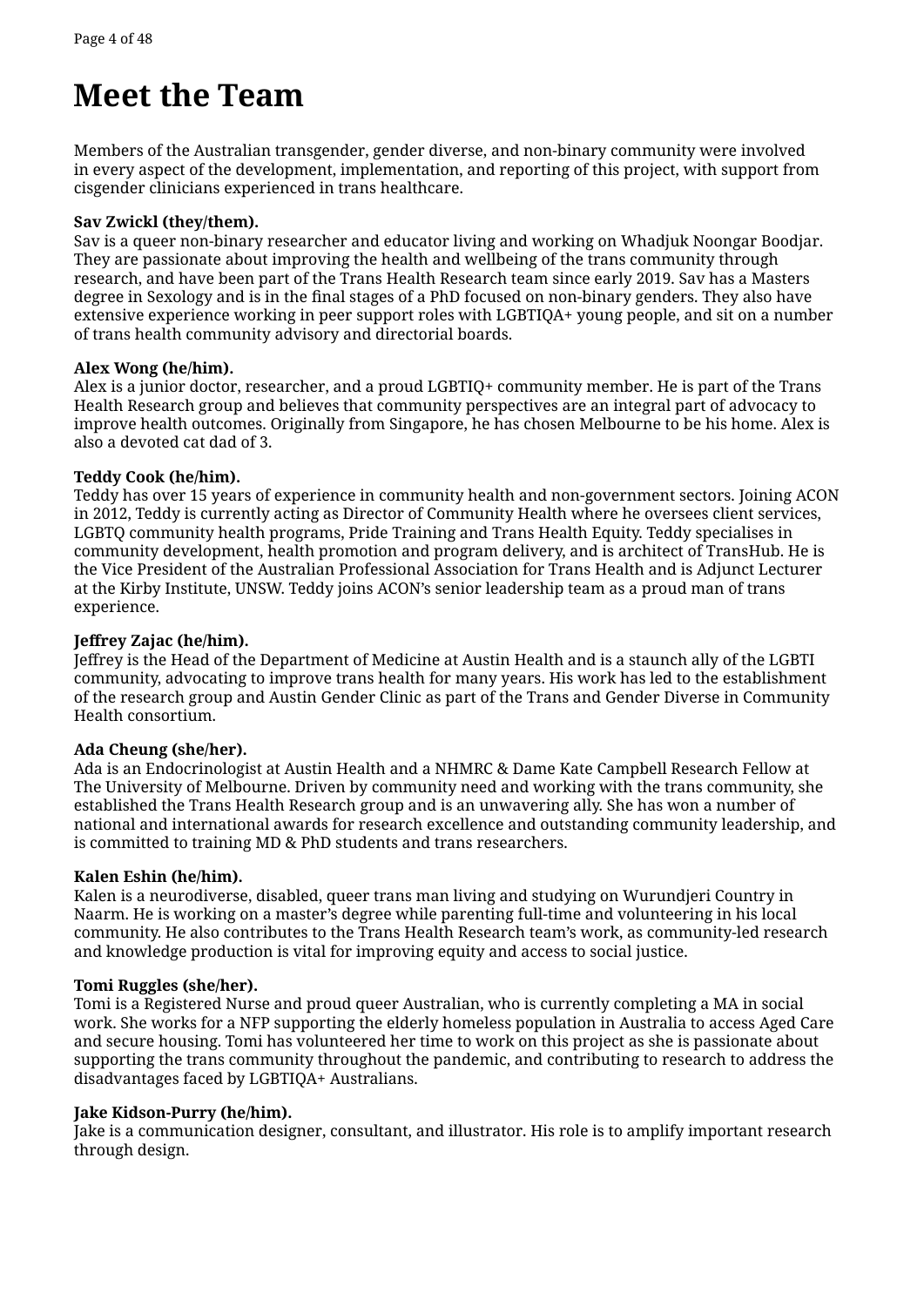# Meet the Team

Members of the Australian transgender, gender diverse, and non-binary community were involved in every aspect of the development, implementation, and reporting of this project, with support from cisgender clinicians experienced in trans healthcare.

**Sav Zwickl (they/them).**
Sav is a queer non-binary researcher and educator living and working on Whadjuk Noongar Boodjar. They are passionate about improving the health and wellbeing of the trans community through research, and have been part of the Trans Health Research team since early 2019. Sav has a Masters degree in Sexology and is in the final stages of a PhD focused on non-binary genders. They also have extensive experience working in peer support roles with LGBTIQA+ young people, and sit on a number of trans health community advisory and directorial boards.

**Alex Wong (he/him).**
Alex is a junior doctor, researcher, and a proud LGBTIQ+ community member. He is part of the Trans Health Research group and believes that community perspectives are an integral part of advocacy to improve health outcomes. Originally from Singapore, he has chosen Melbourne to be his home. Alex is also a devoted cat dad of 3.

**Teddy Cook (he/him).**
Teddy has over 15 years of experience in community health and non-government sectors. Joining ACON in 2012, Teddy is currently acting as Director of Community Health where he oversees client services, LGBTQ community health programs, Pride Training and Trans Health Equity. Teddy specialises in community development, health promotion and program delivery, and is architect of TransHub. He is the Vice President of the Australian Professional Association for Trans Health and is Adjunct Lecturer at the Kirby Institute, UNSW. Teddy joins ACON's senior leadership team as a proud man of trans experience.

**Jeffrey Zajac (he/him).**
Jeffrey is the Head of the Department of Medicine at Austin Health and is a staunch ally of the LGBTI community, advocating to improve trans health for many years. His work has led to the establishment of the research group and Austin Gender Clinic as part of the Trans and Gender Diverse in Community Health consortium.

**Ada Cheung (she/her).**
Ada is an Endocrinologist at Austin Health and a NHMRC & Dame Kate Campbell Research Fellow at The University of Melbourne. Driven by community need and working with the trans community, she established the Trans Health Research group and is an unwavering ally. She has won a number of national and international awards for research excellence and outstanding community leadership, and is committed to training MD & PhD students and trans researchers.

**Kalen Eshin (he/him).**
Kalen is a neurodiverse, disabled, queer trans man living and studying on Wurundjeri Country in Naarm. He is working on a master's degree while parenting full-time and volunteering in his local community. He also contributes to the Trans Health Research team's work, as community-led research and knowledge production is vital for improving equity and access to social justice.

**Tomi Ruggles (she/her).**
Tomi is a Registered Nurse and proud queer Australian, who is currently completing a MA in social work. She works for a NFP supporting the elderly homeless population in Australia to access Aged Care and secure housing. Tomi has volunteered her time to work on this project as she is passionate about supporting the trans community throughout the pandemic, and contributing to research to address the disadvantages faced by LGBTIQA+ Australians.

**Jake Kidson-Purry (he/him).**
Jake is a communication designer, consultant, and illustrator. His role is to amplify important research through design.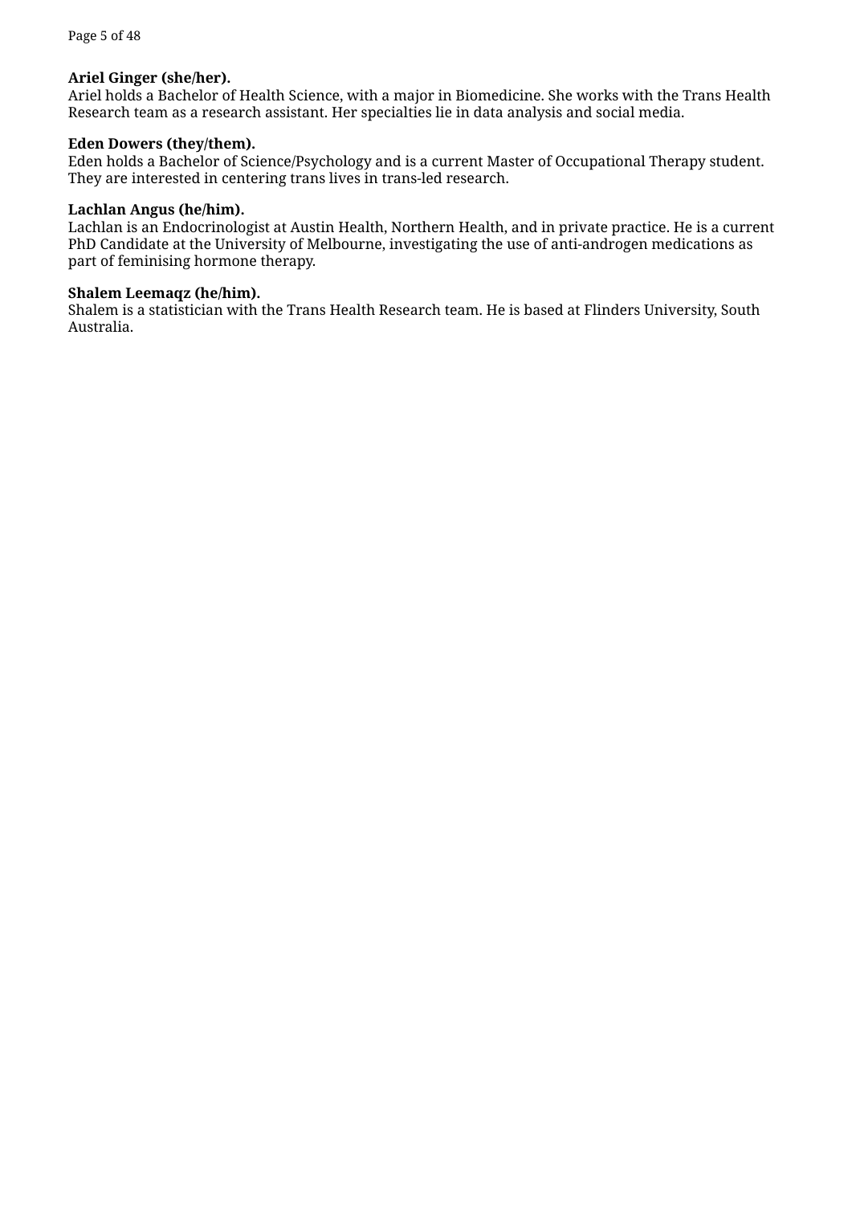**Ariel Ginger (she/her).**
Ariel holds a Bachelor of Health Science, with a major in Biomedicine. She works with the Trans Health Research team as a research assistant. Her specialties lie in data analysis and social media.

**Eden Dowers (they/them).**
Eden holds a Bachelor of Science/Psychology and is a current Master of Occupational Therapy student. They are interested in centering trans lives in trans-led research.

**Lachlan Angus (he/him).**
Lachlan is an Endocrinologist at Austin Health, Northern Health, and in private practice. He is a current PhD Candidate at the University of Melbourne, investigating the use of anti-androgen medications as part of feminising hormone therapy.

**Shalem Leemaqz (he/him).**
Shalem is a statistician with the Trans Health Research team. He is based at Flinders University, South Australia.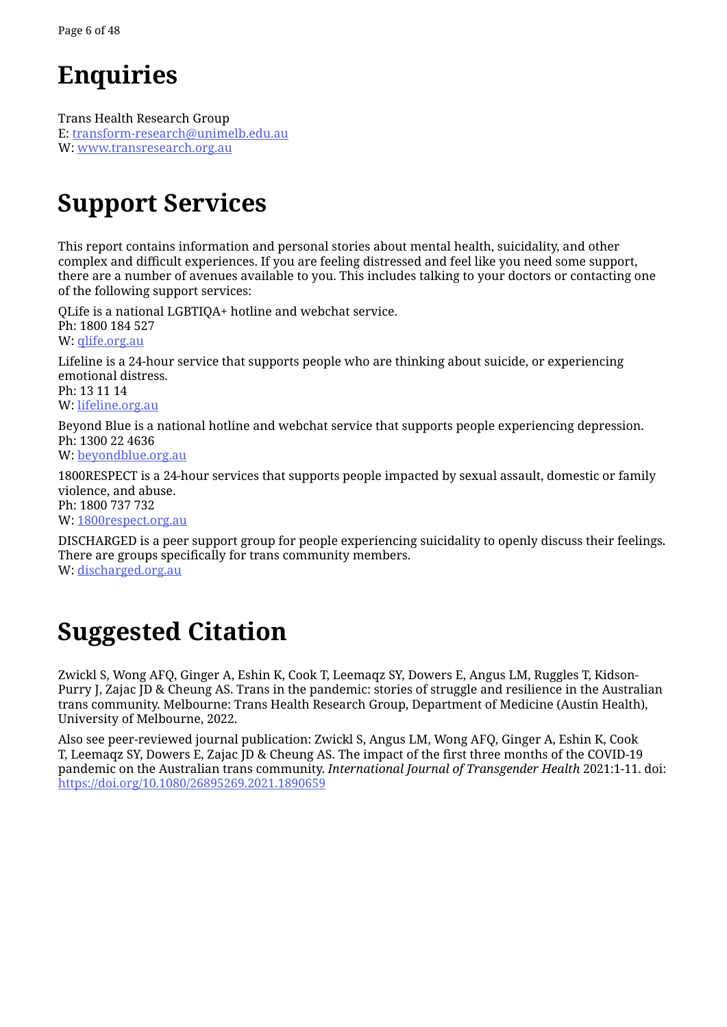# Enquiries

Trans Health Research Group
E: [transform-research@unimelb.edu.au](mailto:transform-research@unimelb.edu.au)
W: [www.transresearch.org.au](http://www.transresearch.org.au)

# Support Services

This report contains information and personal stories about mental health, suicidality, and other complex and difficult experiences. If you are feeling distressed and feel like you need some support, there are a number of avenues available to you. This includes talking to your doctors or contacting one of the following support services:

QLife is a national LGBTIQA+ hotline and webchat service.
Ph: 1800 184 527
W: [qlife.org.au](http://qlife.org.au)

Lifeline is a 24-hour service that supports people who are thinking about suicide, or experiencing emotional distress.
Ph: 13 11 14
W: [lifeline.org.au](http://lifeline.org.au)

Beyond Blue is a national hotline and webchat service that supports people experiencing depression.
Ph: 1300 22 4636
W: [beyondblue.org.au](http://beyondblue.org.au)

1800RESPECT is a 24-hour services that supports people impacted by sexual assault, domestic or family violence, and abuse.
Ph: 1800 737 732
W: [1800respect.org.au](http://1800respect.org.au)

DISCHARGED is a peer support group for people experiencing suicidality to openly discuss their feelings. There are groups specifically for trans community members.
W: [discharged.org.au](http://discharged.org.au)

# Suggested Citation

Zwickl S, Wong AFQ, Ginger A, Eshin K, Cook T, Leemaqz SY, Dowers E, Angus LM, Ruggles T, Kidson-Purry J, Zajac JD & Cheung AS. Trans in the pandemic: stories of struggle and resilience in the Australian trans community. Melbourne: Trans Health Research Group, Department of Medicine (Austin Health), University of Melbourne, 2022.

Also see peer-reviewed journal publication: Zwickl S, Angus LM, Wong AFQ, Ginger A, Eshin K, Cook T, Leemaqz SY, Dowers E, Zajac JD & Cheung AS. The impact of the first three months of the COVID-19 pandemic on the Australian trans community. *International Journal of Transgender Health* 2021:1-11. doi: [https://doi.org/10.1080/26895269.2021.1890659](https://doi.org/10.1080/26895269.2021.1890659)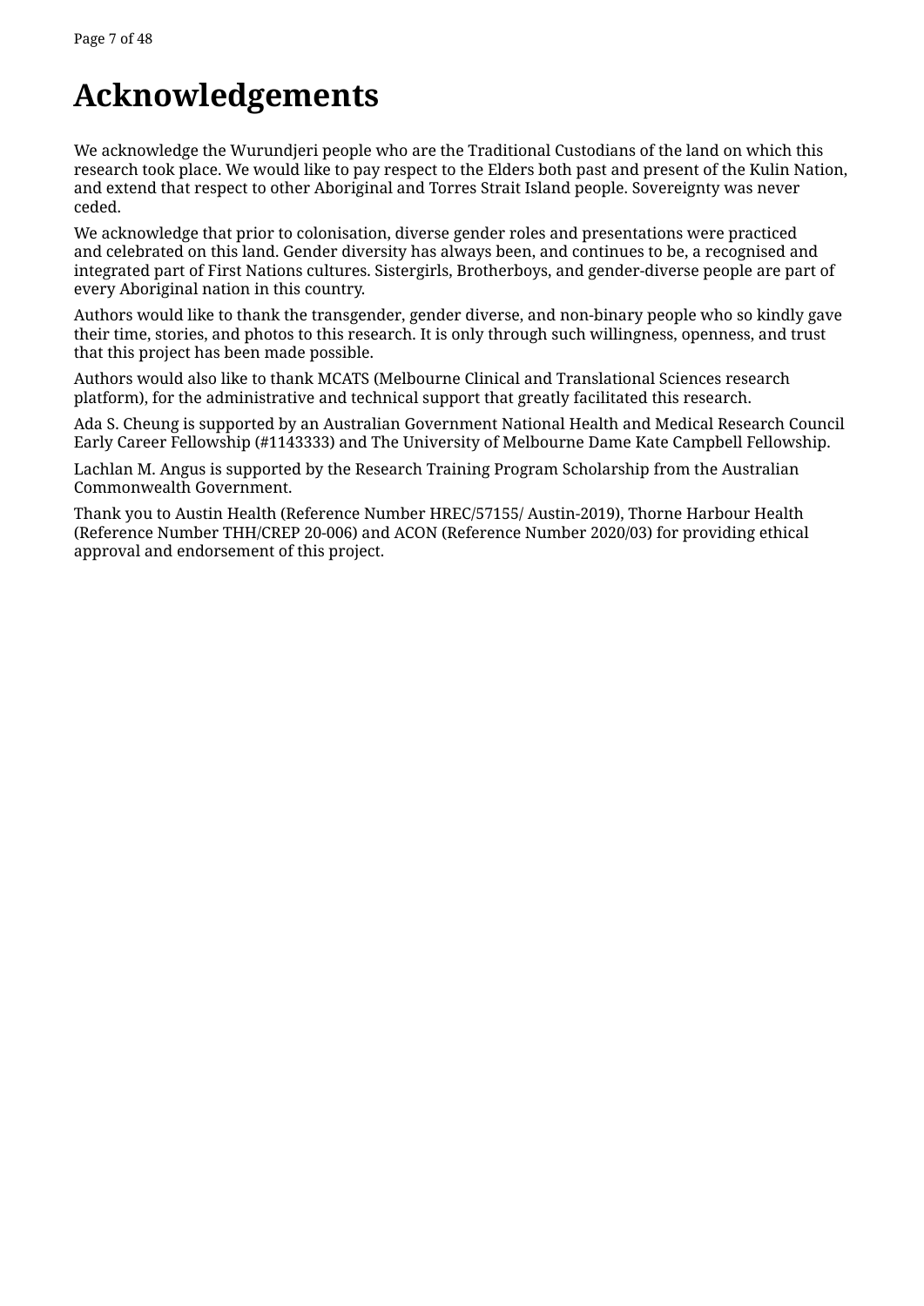# Acknowledgements

We acknowledge the Wurundjeri people who are the Traditional Custodians of the land on which this research took place. We would like to pay respect to the Elders both past and present of the Kulin Nation, and extend that respect to other Aboriginal and Torres Strait Island people. Sovereignty was never ceded.

We acknowledge that prior to colonisation, diverse gender roles and presentations were practiced and celebrated on this land. Gender diversity has always been, and continues to be, a recognised and integrated part of First Nations cultures. Sistergirls, Brotherboys, and gender-diverse people are part of every Aboriginal nation in this country.

Authors would like to thank the transgender, gender diverse, and non-binary people who so kindly gave their time, stories, and photos to this research. It is only through such willingness, openness, and trust that this project has been made possible.

Authors would also like to thank MCATS (Melbourne Clinical and Translational Sciences research platform), for the administrative and technical support that greatly facilitated this research.

Ada S. Cheung is supported by an Australian Government National Health and Medical Research Council Early Career Fellowship (#1143333) and The University of Melbourne Dame Kate Campbell Fellowship.

Lachlan M. Angus is supported by the Research Training Program Scholarship from the Australian Commonwealth Government.

Thank you to Austin Health (Reference Number HREC/57155/ Austin-2019), Thorne Harbour Health (Reference Number THH/CREP 20-006) and ACON (Reference Number 2020/03) for providing ethical approval and endorsement of this project.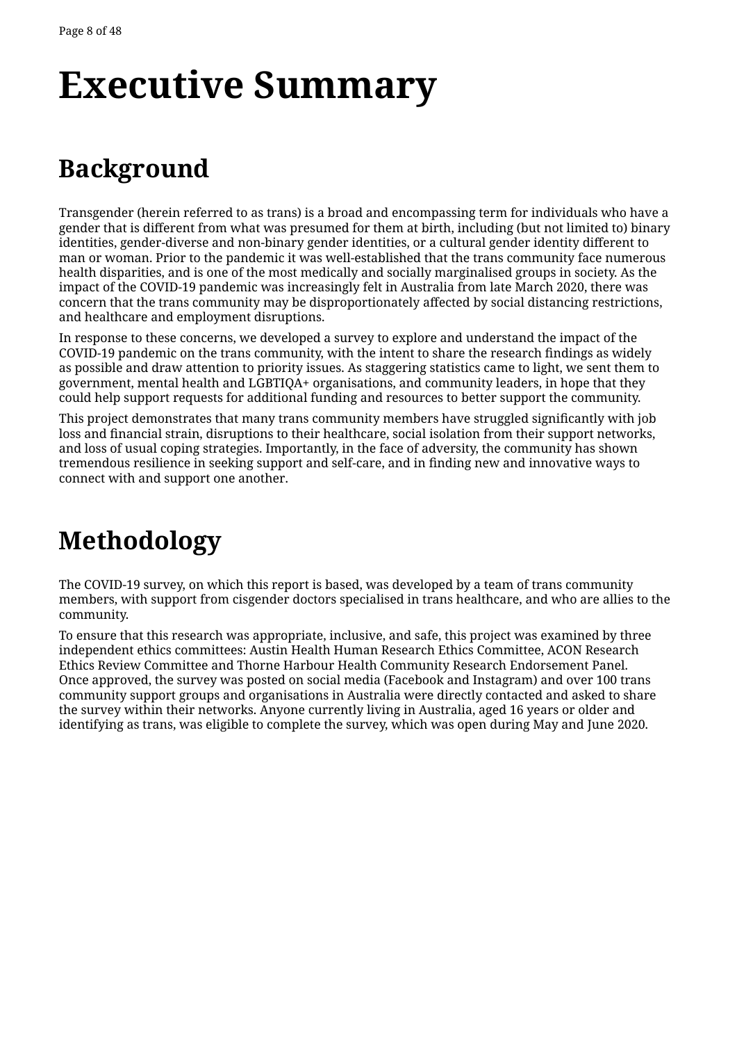# Executive Summary

## Background

Transgender (herein referred to as trans) is a broad and encompassing term for individuals who have a gender that is different from what was presumed for them at birth, including (but not limited to) binary identities, gender-diverse and non-binary gender identities, or a cultural gender identity different to man or woman. Prior to the pandemic it was well-established that the trans community face numerous health disparities, and is one of the most medically and socially marginalised groups in society. As the impact of the COVID-19 pandemic was increasingly felt in Australia from late March 2020, there was concern that the trans community may be disproportionately affected by social distancing restrictions, and healthcare and employment disruptions.

In response to these concerns, we developed a survey to explore and understand the impact of the COVID-19 pandemic on the trans community, with the intent to share the research findings as widely as possible and draw attention to priority issues. As staggering statistics came to light, we sent them to government, mental health and LGBTIQA+ organisations, and community leaders, in hope that they could help support requests for additional funding and resources to better support the community.

This project demonstrates that many trans community members have struggled significantly with job loss and financial strain, disruptions to their healthcare, social isolation from their support networks, and loss of usual coping strategies. Importantly, in the face of adversity, the community has shown tremendous resilience in seeking support and self-care, and in finding new and innovative ways to connect with and support one another.

## Methodology

The COVID-19 survey, on which this report is based, was developed by a team of trans community members, with support from cisgender doctors specialised in trans healthcare, and who are allies to the community.

To ensure that this research was appropriate, inclusive, and safe, this project was examined by three independent ethics committees: Austin Health Human Research Ethics Committee, ACON Research Ethics Review Committee and Thorne Harbour Health Community Research Endorsement Panel. Once approved, the survey was posted on social media (Facebook and Instagram) and over 100 trans community support groups and organisations in Australia were directly contacted and asked to share the survey within their networks. Anyone currently living in Australia, aged 16 years or older and identifying as trans, was eligible to complete the survey, which was open during May and June 2020.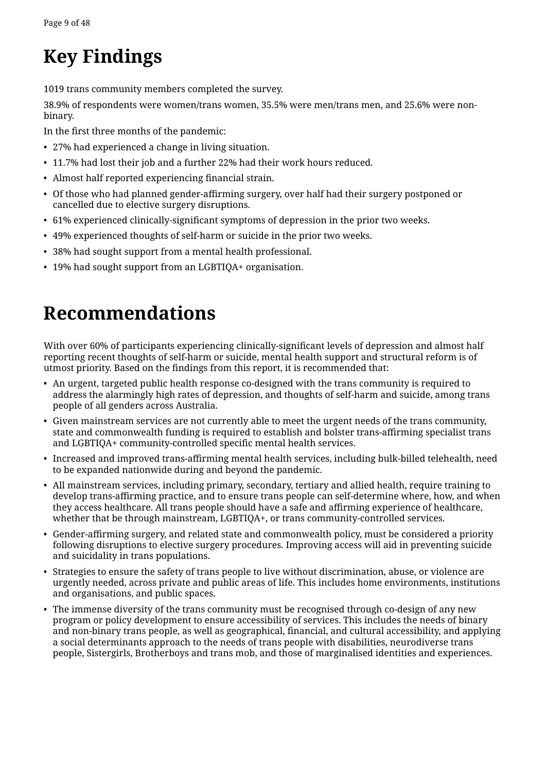# Key Findings

1019 trans community members completed the survey.

38.9% of respondents were women/trans women, 35.5% were men/trans men, and 25.6% were non-binary.

In the first three months of the pandemic:

- 27% had experienced a change in living situation.
- 11.7% had lost their job and a further 22% had their work hours reduced.
- Almost half reported experiencing financial strain.
- Of those who had planned gender-affirming surgery, over half had their surgery postponed or cancelled due to elective surgery disruptions.
- 61% experienced clinically-significant symptoms of depression in the prior two weeks.
- 49% experienced thoughts of self-harm or suicide in the prior two weeks.
- 38% had sought support from a mental health professional.
- 19% had sought support from an LGBTIQA+ organisation.

# Recommendations

With over 60% of participants experiencing clinically-significant levels of depression and almost half reporting recent thoughts of self-harm or suicide, mental health support and structural reform is of utmost priority. Based on the findings from this report, it is recommended that:

- An urgent, targeted public health response co-designed with the trans community is required to address the alarmingly high rates of depression, and thoughts of self-harm and suicide, among trans people of all genders across Australia.
- Given mainstream services are not currently able to meet the urgent needs of the trans community, state and commonwealth funding is required to establish and bolster trans-affirming specialist trans and LGBTIQA+ community-controlled specific mental health services.
- Increased and improved trans-affirming mental health services, including bulk-billed telehealth, need to be expanded nationwide during and beyond the pandemic.
- All mainstream services, including primary, secondary, tertiary and allied health, require training to develop trans-affirming practice, and to ensure trans people can self-determine where, how, and when they access healthcare. All trans people should have a safe and affirming experience of healthcare, whether that be through mainstream, LGBTIQA+, or trans community-controlled services.
- Gender-affirming surgery, and related state and commonwealth policy, must be considered a priority following disruptions to elective surgery procedures. Improving access will aid in preventing suicide and suicidality in trans populations.
- Strategies to ensure the safety of trans people to live without discrimination, abuse, or violence are urgently needed, across private and public areas of life. This includes home environments, institutions and organisations, and public spaces.
- The immense diversity of the trans community must be recognised through co-design of any new program or policy development to ensure accessibility of services. This includes the needs of binary and non-binary trans people, as well as geographical, financial, and cultural accessibility, and applying a social determinants approach to the needs of trans people with disabilities, neurodiverse trans people, Sistergirls, Brotherboys and trans mob, and those of marginalised identities and experiences.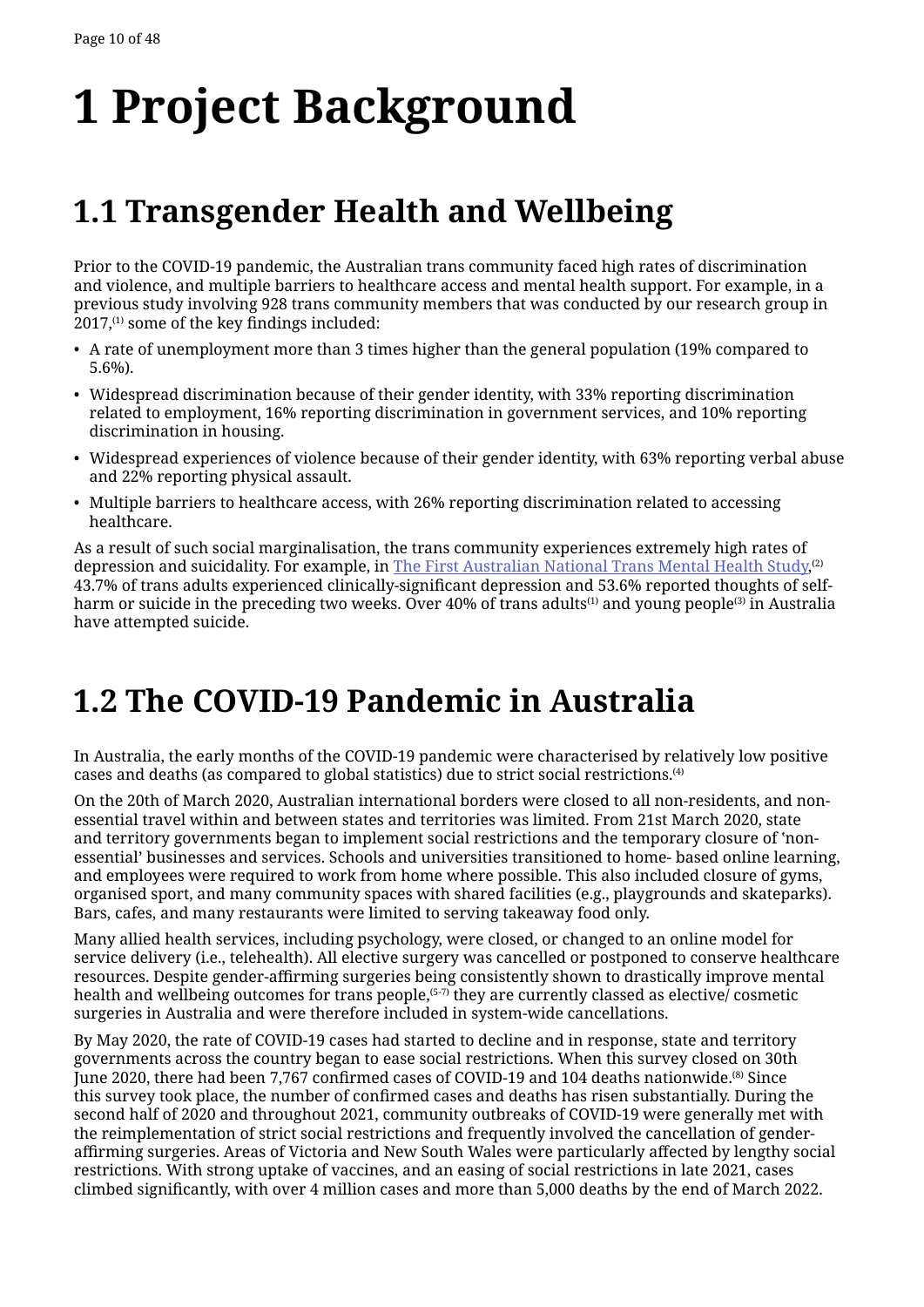# 1 Project Background

## 1.1 Transgender Health and Wellbeing

Prior to the COVID-19 pandemic, the Australian trans community faced high rates of discrimination and violence, and multiple barriers to healthcare access and mental health support. For example, in a previous study involving 928 trans community members that was conducted by our research group in 2017,[1] some of the key findings included:

- A rate of unemployment more than 3 times higher than the general population (19% compared to 5.6%).
- Widespread discrimination because of their gender identity, with 33% reporting discrimination related to employment, 16% reporting discrimination in government services, and 10% reporting discrimination in housing.
- Widespread experiences of violence because of their gender identity, with 63% reporting verbal abuse and 22% reporting physical assault.
- Multiple barriers to healthcare access, with 26% reporting discrimination related to accessing healthcare.

As a result of such social marginalisation, the trans community experiences extremely high rates of depression and suicidality. For example, in The First Australian National Trans Mental Health Study,[2] 43.7% of trans adults experienced clinically-significant depression and 53.6% reported thoughts of self-harm or suicide in the preceding two weeks. Over 40% of trans adults[1] and young people[3] in Australia have attempted suicide.

## 1.2 The COVID-19 Pandemic in Australia

In Australia, the early months of the COVID-19 pandemic were characterised by relatively low positive cases and deaths (as compared to global statistics) due to strict social restrictions.[4]

On the 20th of March 2020, Australian international borders were closed to all non-residents, and non-essential travel within and between states and territories was limited. From 21st March 2020, state and territory governments began to implement social restrictions and the temporary closure of 'non-essential' businesses and services. Schools and universities transitioned to home- based online learning, and employees were required to work from home where possible. This also included closure of gyms, organised sport, and many community spaces with shared facilities (e.g., playgrounds and skateparks). Bars, cafes, and many restaurants were limited to serving takeaway food only.

Many allied health services, including psychology, were closed, or changed to an online model for service delivery (i.e., telehealth). All elective surgery was cancelled or postponed to conserve healthcare resources. Despite gender-affirming surgeries being consistently shown to drastically improve mental health and wellbeing outcomes for trans people,[5-7] they are currently classed as elective/ cosmetic surgeries in Australia and were therefore included in system-wide cancellations.

By May 2020, the rate of COVID-19 cases had started to decline and in response, state and territory governments across the country began to ease social restrictions. When this survey closed on 30th June 2020, there had been 7,767 confirmed cases of COVID-19 and 104 deaths nationwide.[8] Since this survey took place, the number of confirmed cases and deaths has risen substantially. During the second half of 2020 and throughout 2021, community outbreaks of COVID-19 were generally met with the reimplementation of strict social restrictions and frequently involved the cancellation of gender-affirming surgeries. Areas of Victoria and New South Wales were particularly affected by lengthy social restrictions. With strong uptake of vaccines, and an easing of social restrictions in late 2021, cases climbed significantly, with over 4 million cases and more than 5,000 deaths by the end of March 2022.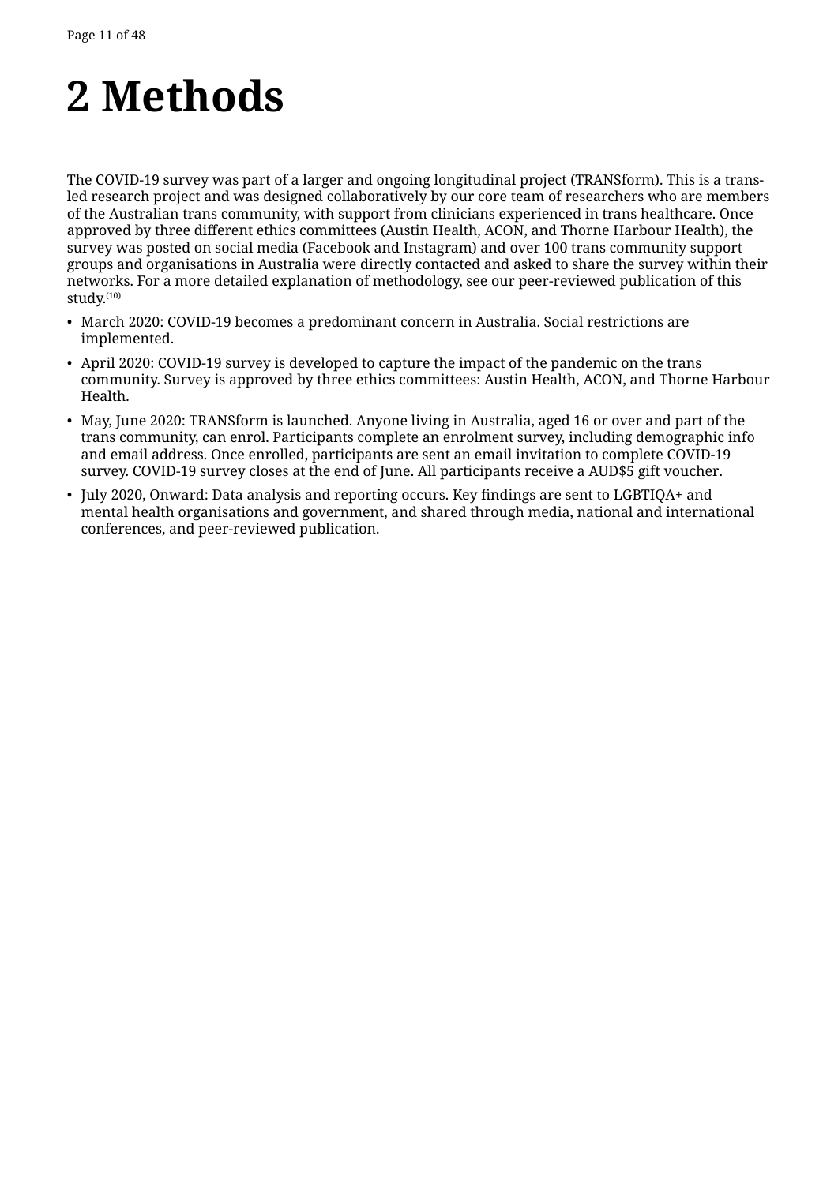# 2 Methods

The COVID-19 survey was part of a larger and ongoing longitudinal project (TRANSform). This is a trans-led research project and was designed collaboratively by our core team of researchers who are members of the Australian trans community, with support from clinicians experienced in trans healthcare. Once approved by three different ethics committees (Austin Health, ACON, and Thorne Harbour Health), the survey was posted on social media (Facebook and Instagram) and over 100 trans community support groups and organisations in Australia were directly contacted and asked to share the survey within their networks. For a more detailed explanation of methodology, see our peer-reviewed publication of this study.[10]

- March 2020: COVID-19 becomes a predominant concern in Australia. Social restrictions are implemented.
- April 2020: COVID-19 survey is developed to capture the impact of the pandemic on the trans community. Survey is approved by three ethics committees: Austin Health, ACON, and Thorne Harbour Health.
- May, June 2020: TRANSform is launched. Anyone living in Australia, aged 16 or over and part of the trans community, can enrol. Participants complete an enrolment survey, including demographic info and email address. Once enrolled, participants are sent an email invitation to complete COVID-19 survey. COVID-19 survey closes at the end of June. All participants receive a AUD$5 gift voucher.
- July 2020, Onward: Data analysis and reporting occurs. Key findings are sent to LGBTIQA+ and mental health organisations and government, and shared through media, national and international conferences, and peer-reviewed publication.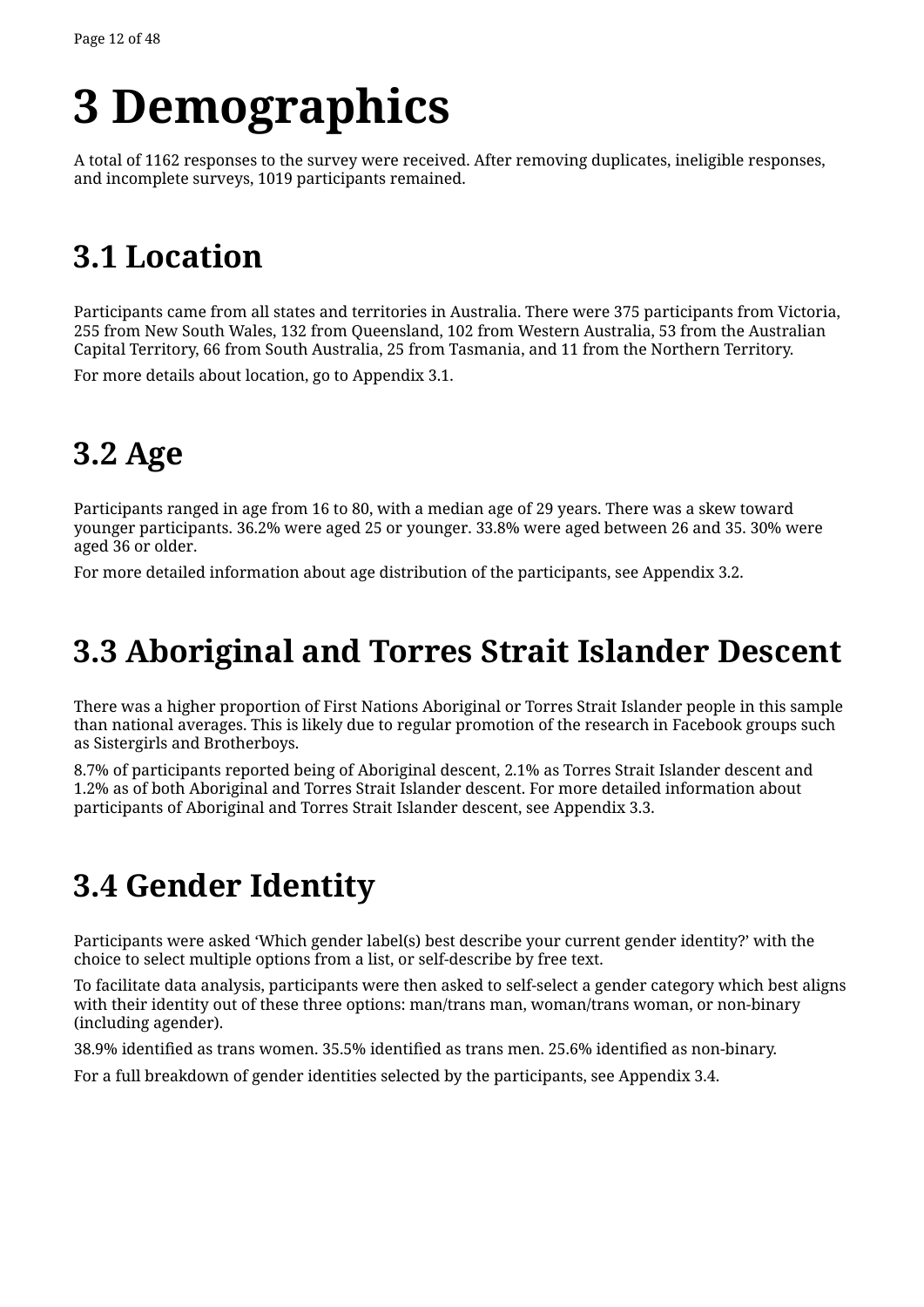# 3 Demographics

A total of 1162 responses to the survey were received. After removing duplicates, ineligible responses, and incomplete surveys, 1019 participants remained.

## 3.1 Location

Participants came from all states and territories in Australia. There were 375 participants from Victoria, 255 from New South Wales, 132 from Queensland, 102 from Western Australia, 53 from the Australian Capital Territory, 66 from South Australia, 25 from Tasmania, and 11 from the Northern Territory.

For more details about location, go to Appendix 3.1.

## 3.2 Age

Participants ranged in age from 16 to 80, with a median age of 29 years. There was a skew toward younger participants. 36.2% were aged 25 or younger. 33.8% were aged between 26 and 35. 30% were aged 36 or older.

For more detailed information about age distribution of the participants, see Appendix 3.2.

## 3.3 Aboriginal and Torres Strait Islander Descent

There was a higher proportion of First Nations Aboriginal or Torres Strait Islander people in this sample than national averages. This is likely due to regular promotion of the research in Facebook groups such as Sistergirls and Brotherboys.

8.7% of participants reported being of Aboriginal descent, 2.1% as Torres Strait Islander descent and 1.2% as of both Aboriginal and Torres Strait Islander descent. For more detailed information about participants of Aboriginal and Torres Strait Islander descent, see Appendix 3.3.

## 3.4 Gender Identity

Participants were asked 'Which gender label(s) best describe your current gender identity?' with the choice to select multiple options from a list, or self-describe by free text.

To facilitate data analysis, participants were then asked to self-select a gender category which best aligns with their identity out of these three options: man/trans man, woman/trans woman, or non-binary (including agender).

38.9% identified as trans women. 35.5% identified as trans men. 25.6% identified as non-binary.

For a full breakdown of gender identities selected by the participants, see Appendix 3.4.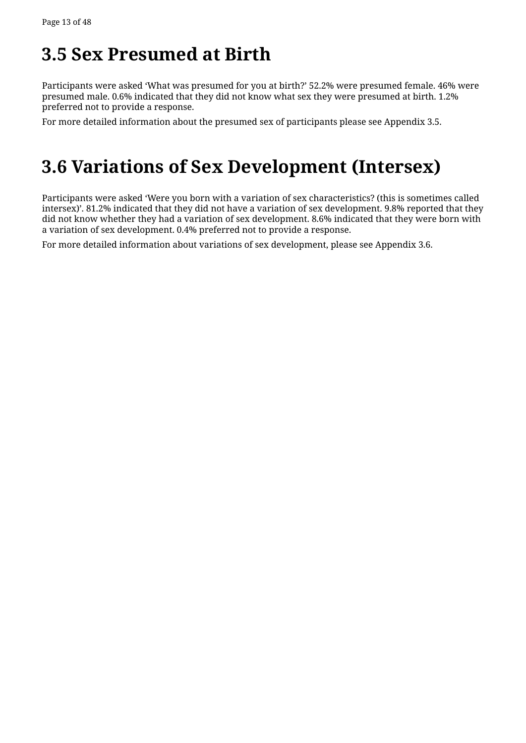## 3.5 Sex Presumed at Birth

Participants were asked ‘What was presumed for you at birth?’ 52.2% were presumed female. 46% were presumed male. 0.6% indicated that they did not know what sex they were presumed at birth. 1.2% preferred not to provide a response.

For more detailed information about the presumed sex of participants please see Appendix 3.5.

## 3.6 Variations of Sex Development (Intersex)

Participants were asked ‘Were you born with a variation of sex characteristics? (this is sometimes called intersex)’. 81.2% indicated that they did not have a variation of sex development. 9.8% reported that they did not know whether they had a variation of sex development. 8.6% indicated that they were born with a variation of sex development. 0.4% preferred not to provide a response.

For more detailed information about variations of sex development, please see Appendix 3.6.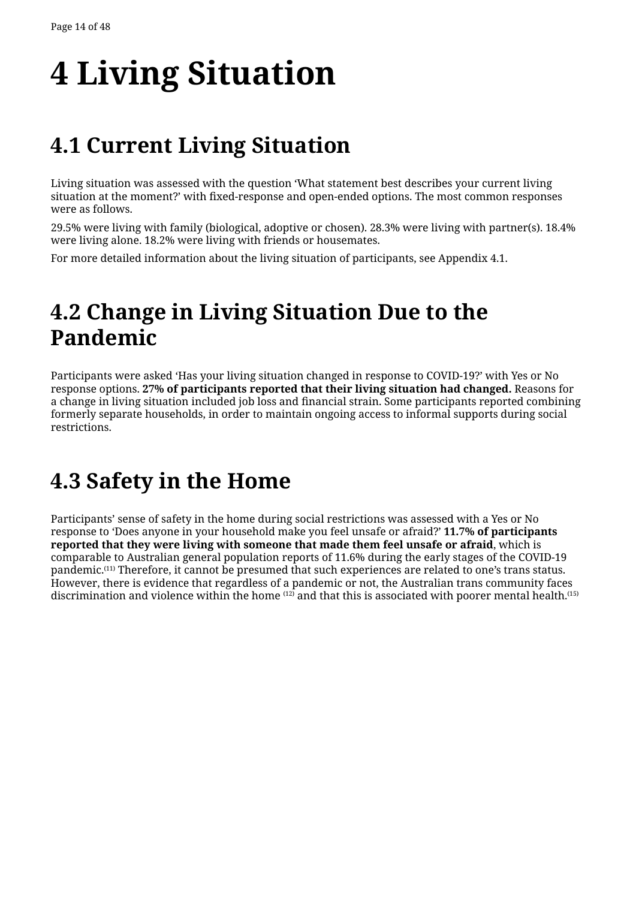# 4 Living Situation

## 4.1 Current Living Situation

Living situation was assessed with the question 'What statement best describes your current living situation at the moment?' with fixed-response and open-ended options. The most common responses were as follows.

29.5% were living with family (biological, adoptive or chosen). 28.3% were living with partner(s). 18.4% were living alone. 18.2% were living with friends or housemates.

For more detailed information about the living situation of participants, see Appendix 4.1.

## 4.2 Change in Living Situation Due to the Pandemic

Participants were asked 'Has your living situation changed in response to COVID-19?' with Yes or No response options. **27% of participants reported that their living situation had changed.** Reasons for a change in living situation included job loss and financial strain. Some participants reported combining formerly separate households, in order to maintain ongoing access to informal supports during social restrictions.

## 4.3 Safety in the Home

Participants' sense of safety in the home during social restrictions was assessed with a Yes or No response to 'Does anyone in your household make you feel unsafe or afraid?' **11.7% of participants reported that they were living with someone that made them feel unsafe or afraid**, which is comparable to Australian general population reports of 11.6% during the early stages of the COVID-19 pandemic.(11) Therefore, it cannot be presumed that such experiences are related to one's trans status. However, there is evidence that regardless of a pandemic or not, the Australian trans community faces discrimination and violence within the home (12) and that this is associated with poorer mental health.(15)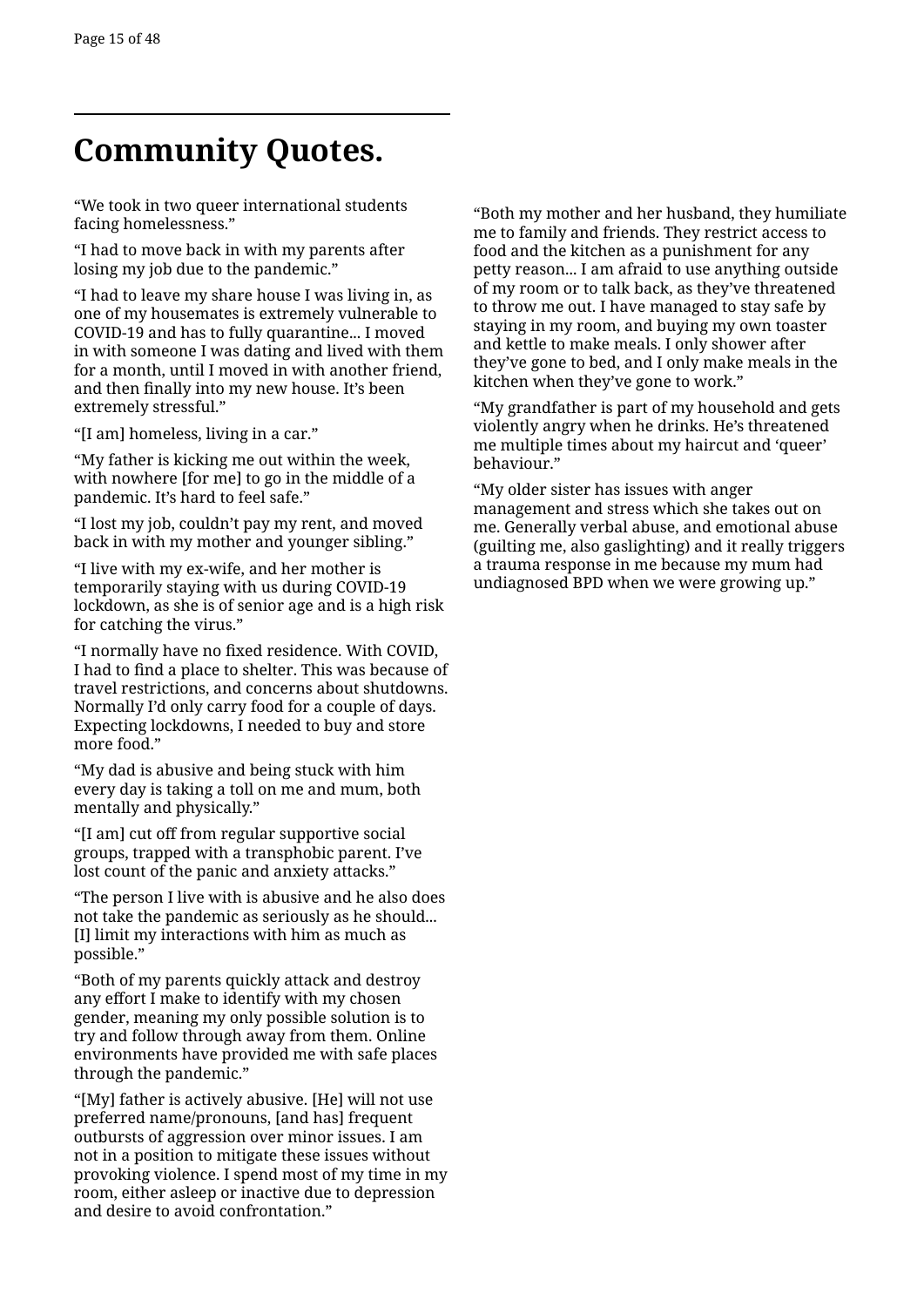# Community Quotes.

“We took in two queer international students facing homelessness.”

“I had to move back in with my parents after losing my job due to the pandemic.”

“I had to leave my share house I was living in, as one of my housemates is extremely vulnerable to COVID-19 and has to fully quarantine... I moved in with someone I was dating and lived with them for a month, until I moved in with another friend, and then finally into my new house. It’s been extremely stressful.”

“[I am] homeless, living in a car.”

“My father is kicking me out within the week, with nowhere [for me] to go in the middle of a pandemic. It’s hard to feel safe.”

“I lost my job, couldn’t pay my rent, and moved back in with my mother and younger sibling.”

“I live with my ex-wife, and her mother is temporarily staying with us during COVID-19 lockdown, as she is of senior age and is a high risk for catching the virus.”

“I normally have no fixed residence. With COVID, I had to find a place to shelter. This was because of travel restrictions, and concerns about shutdowns. Normally I’d only carry food for a couple of days. Expecting lockdowns, I needed to buy and store more food.”

“My dad is abusive and being stuck with him every day is taking a toll on me and mum, both mentally and physically.”

“[I am] cut off from regular supportive social groups, trapped with a transphobic parent. I’ve lost count of the panic and anxiety attacks.”

“The person I live with is abusive and he also does not take the pandemic as seriously as he should... [I] limit my interactions with him as much as possible.”

“Both of my parents quickly attack and destroy any effort I make to identify with my chosen gender, meaning my only possible solution is to try and follow through away from them. Online environments have provided me with safe places through the pandemic.”

“[My] father is actively abusive. [He] will not use preferred name/pronouns, [and has] frequent outbursts of aggression over minor issues. I am not in a position to mitigate these issues without provoking violence. I spend most of my time in my room, either asleep or inactive due to depression and desire to avoid confrontation.”

“Both my mother and her husband, they humiliate me to family and friends. They restrict access to food and the kitchen as a punishment for any petty reason... I am afraid to use anything outside of my room or to talk back, as they’ve threatened to throw me out. I have managed to stay safe by staying in my room, and buying my own toaster and kettle to make meals. I only shower after they’ve gone to bed, and I only make meals in the kitchen when they’ve gone to work.”

“My grandfather is part of my household and gets violently angry when he drinks. He’s threatened me multiple times about my haircut and ‘queer’ behaviour.”

“My older sister has issues with anger management and stress which she takes out on me. Generally verbal abuse, and emotional abuse (guilting me, also gaslighting) and it really triggers a trauma response in me because my mum had undiagnosed BPD when we were growing up.”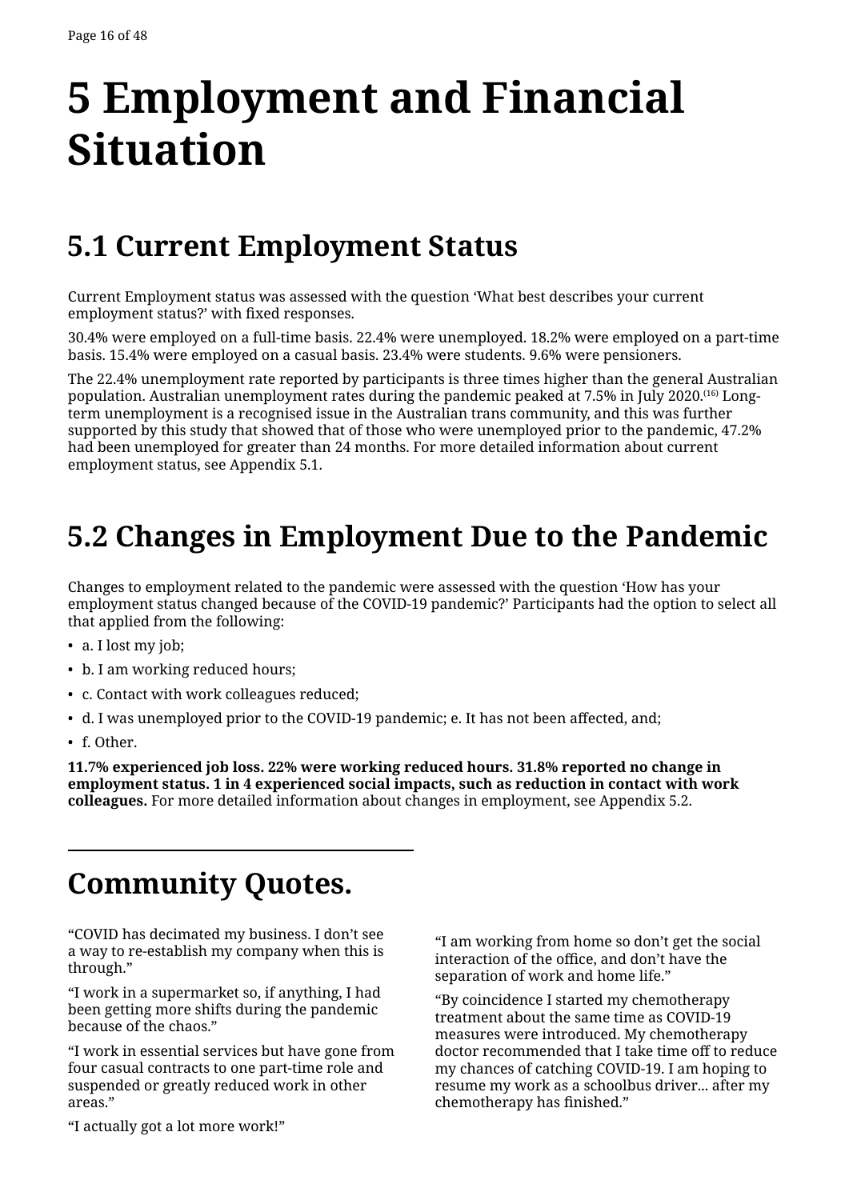# 5 Employment and Financial Situation

## 5.1 Current Employment Status

Current Employment status was assessed with the question 'What best describes your current employment status?' with fixed responses.

30.4% were employed on a full-time basis. 22.4% were unemployed. 18.2% were employed on a part-time basis. 15.4% were employed on a casual basis. 23.4% were students. 9.6% were pensioners.

The 22.4% unemployment rate reported by participants is three times higher than the general Australian population. Australian unemployment rates during the pandemic peaked at 7.5% in July 2020.[16] Long-term unemployment is a recognised issue in the Australian trans community, and this was further supported by this study that showed that of those who were unemployed prior to the pandemic, 47.2% had been unemployed for greater than 24 months. For more detailed information about current employment status, see Appendix 5.1.

## 5.2 Changes in Employment Due to the Pandemic

Changes to employment related to the pandemic were assessed with the question 'How has your employment status changed because of the COVID-19 pandemic?' Participants had the option to select all that applied from the following:

- a. I lost my job;
- b. I am working reduced hours;
- c. Contact with work colleagues reduced;
- d. I was unemployed prior to the COVID-19 pandemic; e. It has not been affected, and;
- f. Other.

**11.7% experienced job loss. 22% were working reduced hours. 31.8% reported no change in employment status. 1 in 4 experienced social impacts, such as reduction in contact with work colleagues.** For more detailed information about changes in employment, see Appendix 5.2.

## Community Quotes.

"COVID has decimated my business. I don't see a way to re-establish my company when this is through."

"I work in a supermarket so, if anything, I had been getting more shifts during the pandemic because of the chaos."

"I work in essential services but have gone from four casual contracts to one part-time role and suspended or greatly reduced work in other areas."

"I actually got a lot more work!"

"I am working from home so don't get the social interaction of the office, and don't have the separation of work and home life."

"By coincidence I started my chemotherapy treatment about the same time as COVID-19 measures were introduced. My chemotherapy doctor recommended that I take time off to reduce my chances of catching COVID-19. I am hoping to resume my work as a schoolbus driver... after my chemotherapy has finished."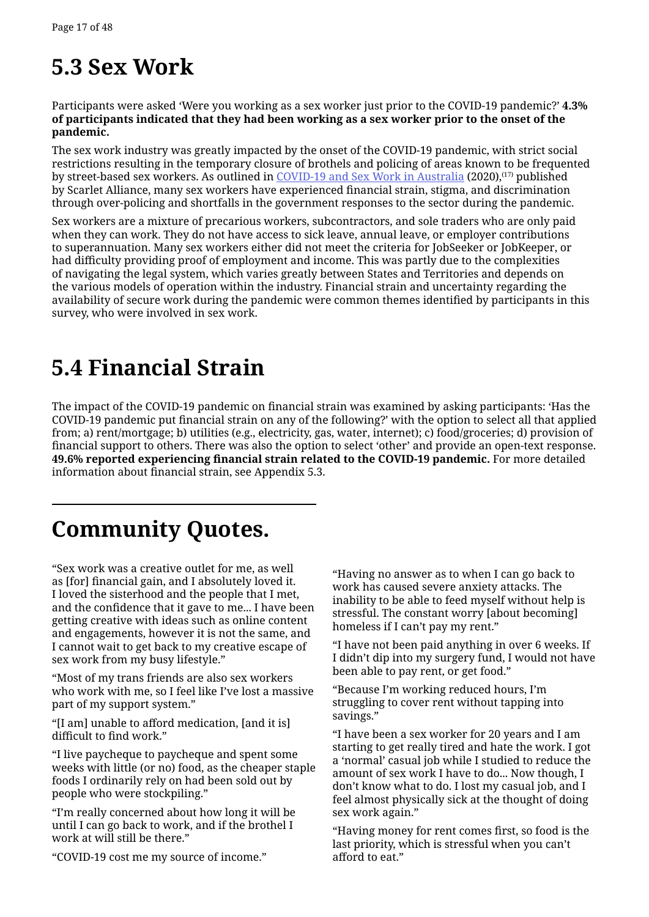# 5.3 Sex Work

Participants were asked 'Were you working as a sex worker just prior to the COVID-19 pandemic?' **4.3% of participants indicated that they had been working as a sex worker prior to the onset of the pandemic.**

The sex work industry was greatly impacted by the onset of the COVID-19 pandemic, with strict social restrictions resulting in the temporary closure of brothels and policing of areas known to be frequented by street-based sex workers. As outlined in COVID-19 and Sex Work in Australia (2020),[17] published by Scarlet Alliance, many sex workers have experienced financial strain, stigma, and discrimination through over-policing and shortfalls in the government responses to the sector during the pandemic.

Sex workers are a mixture of precarious workers, subcontractors, and sole traders who are only paid when they can work. They do not have access to sick leave, annual leave, or employer contributions to superannuation. Many sex workers either did not meet the criteria for JobSeeker or JobKeeper, or had difficulty providing proof of employment and income. This was partly due to the complexities of navigating the legal system, which varies greatly between States and Territories and depends on the various models of operation within the industry. Financial strain and uncertainty regarding the availability of secure work during the pandemic were common themes identified by participants in this survey, who were involved in sex work.

# 5.4 Financial Strain

The impact of the COVID-19 pandemic on financial strain was examined by asking participants: 'Has the COVID-19 pandemic put financial strain on any of the following?' with the option to select all that applied from; a) rent/mortgage; b) utilities (e.g., electricity, gas, water, internet); c) food/groceries; d) provision of financial support to others. There was also the option to select 'other' and provide an open-text response. **49.6% reported experiencing financial strain related to the COVID-19 pandemic.** For more detailed information about financial strain, see Appendix 5.3.

---

# Community Quotes.

"Sex work was a creative outlet for me, as well as [for] financial gain, and I absolutely loved it. I loved the sisterhood and the people that I met, and the confidence that it gave to me... I have been getting creative with ideas such as online content and engagements, however it is not the same, and I cannot wait to get back to my creative escape of sex work from my busy lifestyle."

"Most of my trans friends are also sex workers who work with me, so I feel like I've lost a massive part of my support system."

"[I am] unable to afford medication, [and it is] difficult to find work."

"I live paycheque to paycheque and spent some weeks with little (or no) food, as the cheaper staple foods I ordinarily rely on had been sold out by people who were stockpiling."

"I'm really concerned about how long it will be until I can go back to work, and if the brothel I work at will still be there."

"COVID-19 cost me my source of income."

"Having no answer as to when I can go back to work has caused severe anxiety attacks. The inability to be able to feed myself without help is stressful. The constant worry [about becoming] homeless if I can't pay my rent."

"I have not been paid anything in over 6 weeks. If I didn't dip into my surgery fund, I would not have been able to pay rent, or get food."

"Because I'm working reduced hours, I'm struggling to cover rent without tapping into savings."

"I have been a sex worker for 20 years and I am starting to get really tired and hate the work. I got a 'normal' casual job while I studied to reduce the amount of sex work I have to do... Now though, I don't know what to do. I lost my casual job, and I feel almost physically sick at the thought of doing sex work again."

"Having money for rent comes first, so food is the last priority, which is stressful when you can't afford to eat."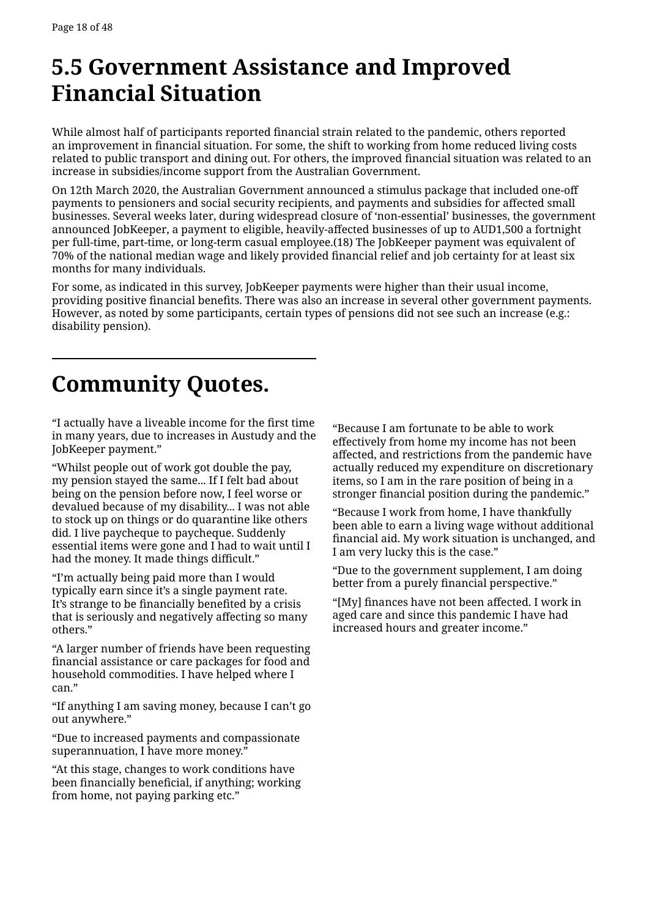# 5.5 Government Assistance and Improved Financial Situation

While almost half of participants reported financial strain related to the pandemic, others reported an improvement in financial situation. For some, the shift to working from home reduced living costs related to public transport and dining out. For others, the improved financial situation was related to an increase in subsidies/income support from the Australian Government.

On 12th March 2020, the Australian Government announced a stimulus package that included one-off payments to pensioners and social security recipients, and payments and subsidies for affected small businesses. Several weeks later, during widespread closure of 'non-essential' businesses, the government announced JobKeeper, a payment to eligible, heavily-affected businesses of up to AUD1,500 a fortnight per full-time, part-time, or long-term casual employee.(18) The JobKeeper payment was equivalent of 70% of the national median wage and likely provided financial relief and job certainty for at least six months for many individuals.

For some, as indicated in this survey, JobKeeper payments were higher than their usual income, providing positive financial benefits. There was also an increase in several other government payments. However, as noted by some participants, certain types of pensions did not see such an increase (e.g.: disability pension).

# Community Quotes.

"I actually have a liveable income for the first time in many years, due to increases in Austudy and the JobKeeper payment."

"Whilst people out of work got double the pay, my pension stayed the same... If I felt bad about being on the pension before now, I feel worse or devalued because of my disability... I was not able to stock up on things or do quarantine like others did. I live paycheque to paycheque. Suddenly essential items were gone and I had to wait until I had the money. It made things difficult."

"I'm actually being paid more than I would typically earn since it's a single payment rate. It's strange to be financially benefited by a crisis that is seriously and negatively affecting so many others."

"A larger number of friends have been requesting financial assistance or care packages for food and household commodities. I have helped where I can."

"If anything I am saving money, because I can't go out anywhere."

"Due to increased payments and compassionate superannuation, I have more money."

"At this stage, changes to work conditions have been financially beneficial, if anything; working from home, not paying parking etc."

"Because I am fortunate to be able to work effectively from home my income has not been affected, and restrictions from the pandemic have actually reduced my expenditure on discretionary items, so I am in the rare position of being in a stronger financial position during the pandemic."

"Because I work from home, I have thankfully been able to earn a living wage without additional financial aid. My work situation is unchanged, and I am very lucky this is the case."

"Due to the government supplement, I am doing better from a purely financial perspective."

"[My] finances have not been affected. I work in aged care and since this pandemic I have had increased hours and greater income."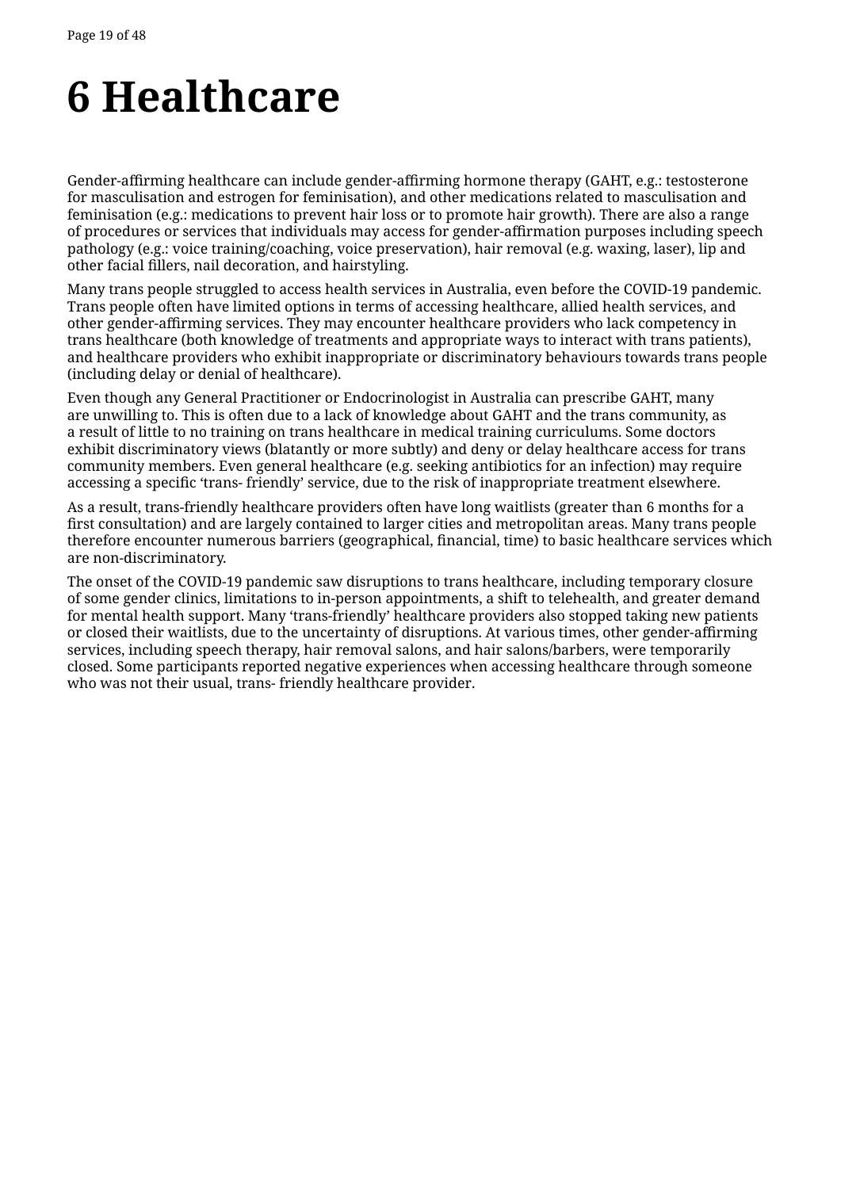# 6 Healthcare

Gender-affirming healthcare can include gender-affirming hormone therapy (GAHT, e.g.: testosterone for masculisation and estrogen for feminisation), and other medications related to masculisation and feminisation (e.g.: medications to prevent hair loss or to promote hair growth). There are also a range of procedures or services that individuals may access for gender-affirmation purposes including speech pathology (e.g.: voice training/coaching, voice preservation), hair removal (e.g. waxing, laser), lip and other facial fillers, nail decoration, and hairstyling.

Many trans people struggled to access health services in Australia, even before the COVID-19 pandemic. Trans people often have limited options in terms of accessing healthcare, allied health services, and other gender-affirming services. They may encounter healthcare providers who lack competency in trans healthcare (both knowledge of treatments and appropriate ways to interact with trans patients), and healthcare providers who exhibit inappropriate or discriminatory behaviours towards trans people (including delay or denial of healthcare).

Even though any General Practitioner or Endocrinologist in Australia can prescribe GAHT, many are unwilling to. This is often due to a lack of knowledge about GAHT and the trans community, as a result of little to no training on trans healthcare in medical training curriculums. Some doctors exhibit discriminatory views (blatantly or more subtly) and deny or delay healthcare access for trans community members. Even general healthcare (e.g. seeking antibiotics for an infection) may require accessing a specific 'trans- friendly' service, due to the risk of inappropriate treatment elsewhere.

As a result, trans-friendly healthcare providers often have long waitlists (greater than 6 months for a first consultation) and are largely contained to larger cities and metropolitan areas. Many trans people therefore encounter numerous barriers (geographical, financial, time) to basic healthcare services which are non-discriminatory.

The onset of the COVID-19 pandemic saw disruptions to trans healthcare, including temporary closure of some gender clinics, limitations to in-person appointments, a shift to telehealth, and greater demand for mental health support. Many 'trans-friendly' healthcare providers also stopped taking new patients or closed their waitlists, due to the uncertainty of disruptions. At various times, other gender-affirming services, including speech therapy, hair removal salons, and hair salons/barbers, were temporarily closed. Some participants reported negative experiences when accessing healthcare through someone who was not their usual, trans- friendly healthcare provider.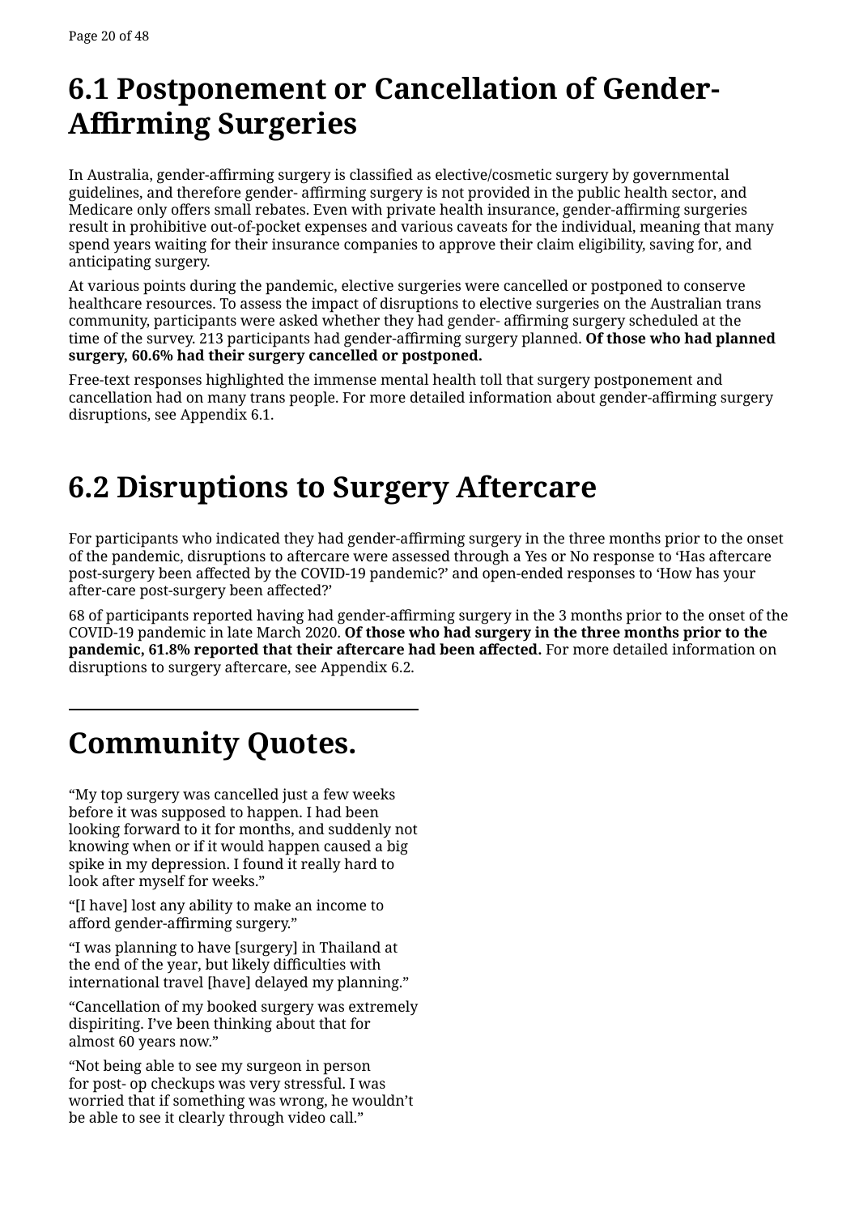# 6.1 Postponement or Cancellation of Gender-Affirming Surgeries

In Australia, gender-affirming surgery is classified as elective/cosmetic surgery by governmental guidelines, and therefore gender- affirming surgery is not provided in the public health sector, and Medicare only offers small rebates. Even with private health insurance, gender-affirming surgeries result in prohibitive out-of-pocket expenses and various caveats for the individual, meaning that many spend years waiting for their insurance companies to approve their claim eligibility, saving for, and anticipating surgery.

At various points during the pandemic, elective surgeries were cancelled or postponed to conserve healthcare resources. To assess the impact of disruptions to elective surgeries on the Australian trans community, participants were asked whether they had gender- affirming surgery scheduled at the time of the survey. 213 participants had gender-affirming surgery planned. **Of those who had planned surgery, 60.6% had their surgery cancelled or postponed.**

Free-text responses highlighted the immense mental health toll that surgery postponement and cancellation had on many trans people. For more detailed information about gender-affirming surgery disruptions, see Appendix 6.1.

# 6.2 Disruptions to Surgery Aftercare

For participants who indicated they had gender-affirming surgery in the three months prior to the onset of the pandemic, disruptions to aftercare were assessed through a Yes or No response to 'Has aftercare post-surgery been affected by the COVID-19 pandemic?' and open-ended responses to 'How has your after-care post-surgery been affected?'

68 of participants reported having had gender-affirming surgery in the 3 months prior to the onset of the COVID-19 pandemic in late March 2020. **Of those who had surgery in the three months prior to the pandemic, 61.8% reported that their aftercare had been affected.** For more detailed information on disruptions to surgery aftercare, see Appendix 6.2.

---

# Community Quotes.

"My top surgery was cancelled just a few weeks before it was supposed to happen. I had been looking forward to it for months, and suddenly not knowing when or if it would happen caused a big spike in my depression. I found it really hard to look after myself for weeks."

"[I have] lost any ability to make an income to afford gender-affirming surgery."

"I was planning to have [surgery] in Thailand at the end of the year, but likely difficulties with international travel [have] delayed my planning."

"Cancellation of my booked surgery was extremely dispiriting. I've been thinking about that for almost 60 years now."

"Not being able to see my surgeon in person for post- op checkups was very stressful. I was worried that if something was wrong, he wouldn't be able to see it clearly through video call."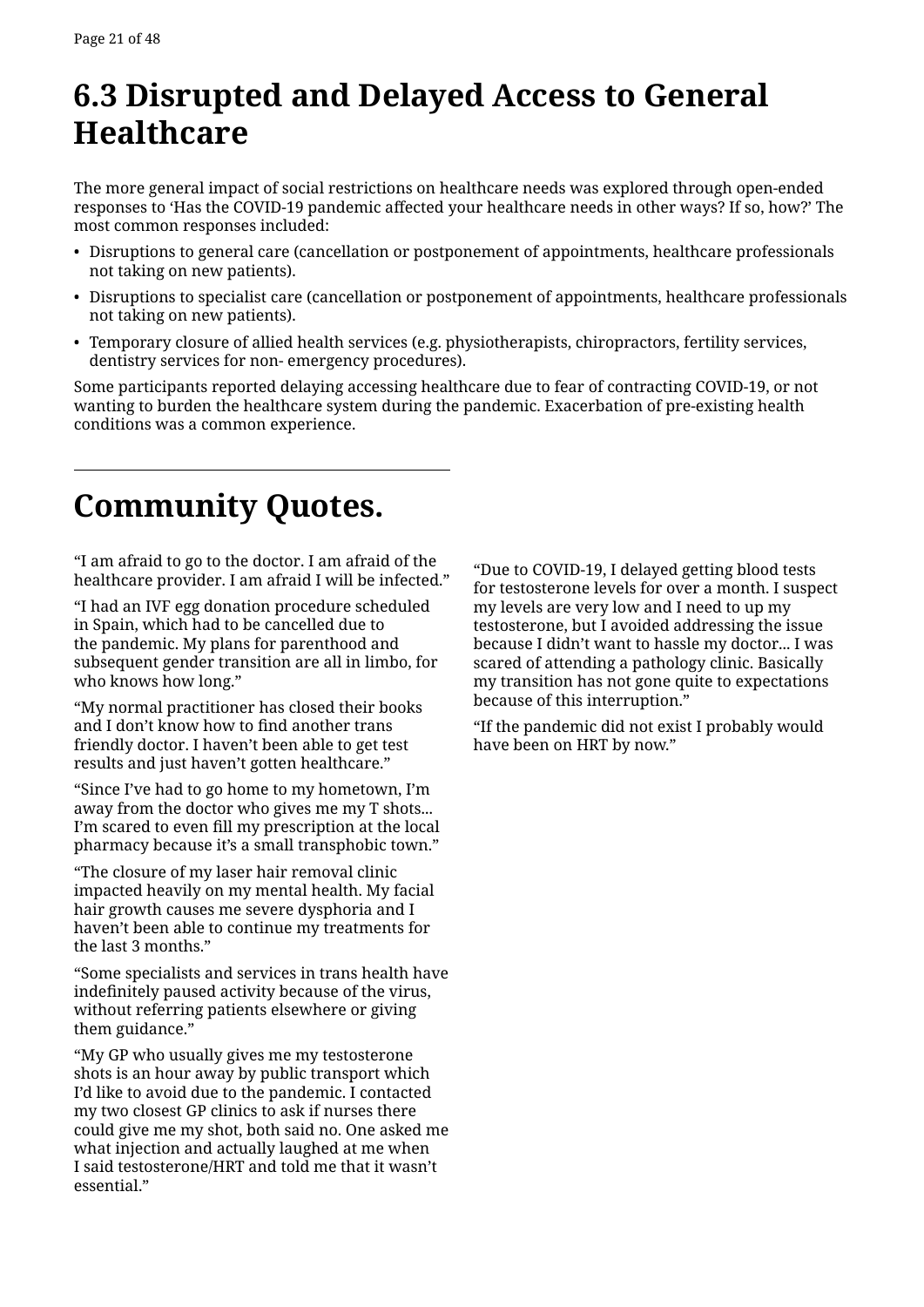# 6.3 Disrupted and Delayed Access to General Healthcare

The more general impact of social restrictions on healthcare needs was explored through open-ended responses to 'Has the COVID-19 pandemic affected your healthcare needs in other ways? If so, how?' The most common responses included:

- Disruptions to general care (cancellation or postponement of appointments, healthcare professionals not taking on new patients).
- Disruptions to specialist care (cancellation or postponement of appointments, healthcare professionals not taking on new patients).
- Temporary closure of allied health services (e.g. physiotherapists, chiropractors, fertility services, dentistry services for non- emergency procedures).

Some participants reported delaying accessing healthcare due to fear of contracting COVID-19, or not wanting to burden the healthcare system during the pandemic. Exacerbation of pre-existing health conditions was a common experience.

---

# Community Quotes.

"I am afraid to go to the doctor. I am afraid of the healthcare provider. I am afraid I will be infected."

"I had an IVF egg donation procedure scheduled in Spain, which had to be cancelled due to the pandemic. My plans for parenthood and subsequent gender transition are all in limbo, for who knows how long."

"My normal practitioner has closed their books and I don't know how to find another trans friendly doctor. I haven't been able to get test results and just haven't gotten healthcare."

"Since I've had to go home to my hometown, I'm away from the doctor who gives me my T shots... I'm scared to even fill my prescription at the local pharmacy because it's a small transphobic town."

"The closure of my laser hair removal clinic impacted heavily on my mental health. My facial hair growth causes me severe dysphoria and I haven't been able to continue my treatments for the last 3 months."

"Some specialists and services in trans health have indefinitely paused activity because of the virus, without referring patients elsewhere or giving them guidance."

"My GP who usually gives me my testosterone shots is an hour away by public transport which I'd like to avoid due to the pandemic. I contacted my two closest GP clinics to ask if nurses there could give me my shot, both said no. One asked me what injection and actually laughed at me when I said testosterone/HRT and told me that it wasn't essential."

"Due to COVID-19, I delayed getting blood tests for testosterone levels for over a month. I suspect my levels are very low and I need to up my testosterone, but I avoided addressing the issue because I didn't want to hassle my doctor... I was scared of attending a pathology clinic. Basically my transition has not gone quite to expectations because of this interruption."

"If the pandemic did not exist I probably would have been on HRT by now."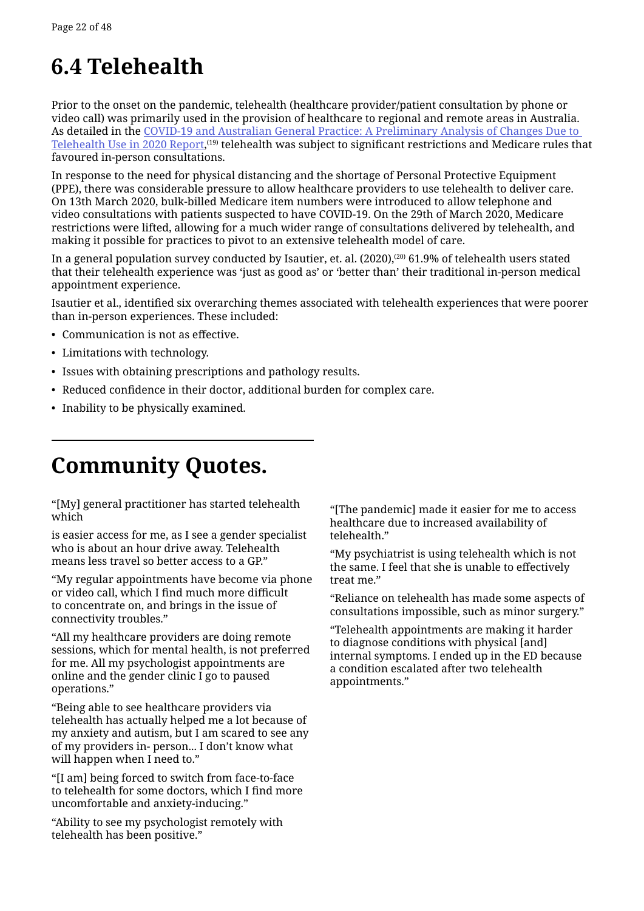# 6.4 Telehealth

Prior to the onset on the pandemic, telehealth (healthcare provider/patient consultation by phone or video call) was primarily used in the provision of healthcare to regional and remote areas in Australia. As detailed in the COVID-19 and Australian General Practice: A Preliminary Analysis of Changes Due to Telehealth Use in 2020 Report,[19] telehealth was subject to significant restrictions and Medicare rules that favoured in-person consultations.

In response to the need for physical distancing and the shortage of Personal Protective Equipment (PPE), there was considerable pressure to allow healthcare providers to use telehealth to deliver care. On 13th March 2020, bulk-billed Medicare item numbers were introduced to allow telephone and video consultations with patients suspected to have COVID-19. On the 29th of March 2020, Medicare restrictions were lifted, allowing for a much wider range of consultations delivered by telehealth, and making it possible for practices to pivot to an extensive telehealth model of care.

In a general population survey conducted by Isautier, et. al. (2020),[20] 61.9% of telehealth users stated that their telehealth experience was 'just as good as' or 'better than' their traditional in-person medical appointment experience.

Isautier et al., identified six overarching themes associated with telehealth experiences that were poorer than in-person experiences. These included:

- Communication is not as effective.
- Limitations with technology.
- Issues with obtaining prescriptions and pathology results.
- Reduced confidence in their doctor, additional burden for complex care.
- Inability to be physically examined.

# Community Quotes.

"[My] general practitioner has started telehealth which

is easier access for me, as I see a gender specialist who is about an hour drive away. Telehealth means less travel so better access to a GP."

"My regular appointments have become via phone or video call, which I find much more difficult to concentrate on, and brings in the issue of connectivity troubles."

"All my healthcare providers are doing remote sessions, which for mental health, is not preferred for me. All my psychologist appointments are online and the gender clinic I go to paused operations."

"Being able to see healthcare providers via telehealth has actually helped me a lot because of my anxiety and autism, but I am scared to see any of my providers in- person... I don't know what will happen when I need to."

"[I am] being forced to switch from face-to-face to telehealth for some doctors, which I find more uncomfortable and anxiety-inducing."

"Ability to see my psychologist remotely with telehealth has been positive."

"[The pandemic] made it easier for me to access healthcare due to increased availability of telehealth."

"My psychiatrist is using telehealth which is not the same. I feel that she is unable to effectively treat me."

"Reliance on telehealth has made some aspects of consultations impossible, such as minor surgery."

"Telehealth appointments are making it harder to diagnose conditions with physical [and] internal symptoms. I ended up in the ED because a condition escalated after two telehealth appointments."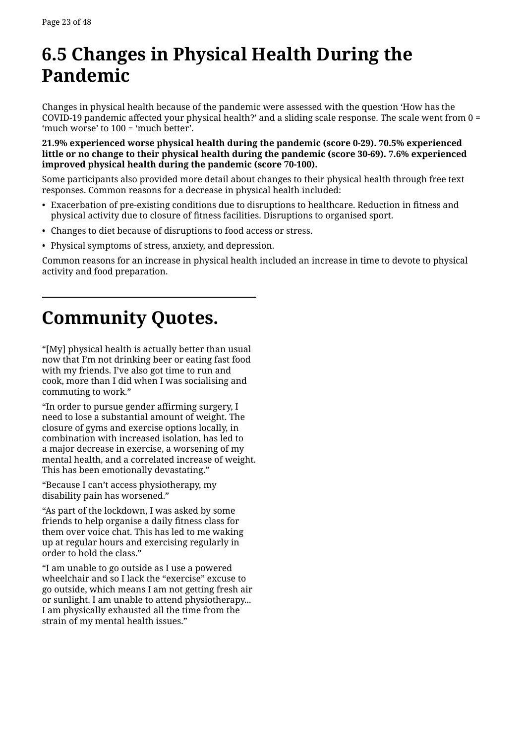# 6.5 Changes in Physical Health During the Pandemic

Changes in physical health because of the pandemic were assessed with the question 'How has the COVID-19 pandemic affected your physical health?' and a sliding scale response. The scale went from 0 = 'much worse' to 100 = 'much better'.

**21.9% experienced worse physical health during the pandemic (score 0-29). 70.5% experienced little or no change to their physical health during the pandemic (score 30-69). 7.6% experienced improved physical health during the pandemic (score 70-100).**

Some participants also provided more detail about changes to their physical health through free text responses. Common reasons for a decrease in physical health included:

- Exacerbation of pre-existing conditions due to disruptions to healthcare. Reduction in fitness and physical activity due to closure of fitness facilities. Disruptions to organised sport.
- Changes to diet because of disruptions to food access or stress.
- Physical symptoms of stress, anxiety, and depression.

Common reasons for an increase in physical health included an increase in time to devote to physical activity and food preparation.

---

# Community Quotes.

"[My] physical health is actually better than usual now that I'm not drinking beer or eating fast food with my friends. I've also got time to run and cook, more than I did when I was socialising and commuting to work."

"In order to pursue gender affirming surgery, I need to lose a substantial amount of weight. The closure of gyms and exercise options locally, in combination with increased isolation, has led to a major decrease in exercise, a worsening of my mental health, and a correlated increase of weight. This has been emotionally devastating."

"Because I can't access physiotherapy, my disability pain has worsened."

"As part of the lockdown, I was asked by some friends to help organise a daily fitness class for them over voice chat. This has led to me waking up at regular hours and exercising regularly in order to hold the class."

"I am unable to go outside as I use a powered wheelchair and so I lack the "exercise" excuse to go outside, which means I am not getting fresh air or sunlight. I am unable to attend physiotherapy... I am physically exhausted all the time from the strain of my mental health issues."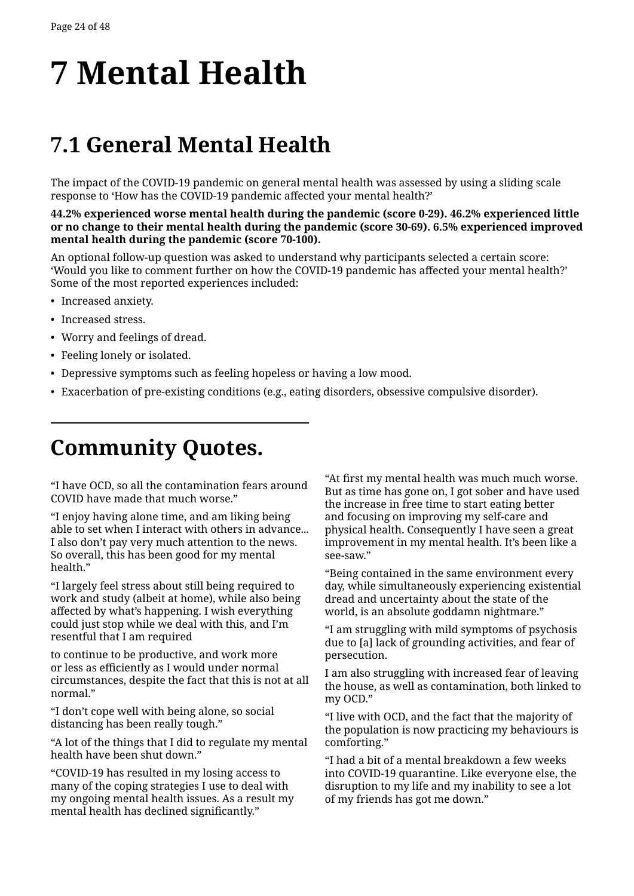# 7 Mental Health

## 7.1 General Mental Health

The impact of the COVID-19 pandemic on general mental health was assessed by using a sliding scale response to 'How has the COVID-19 pandemic affected your mental health?'

**44.2% experienced worse mental health during the pandemic (score 0-29). 46.2% experienced little or no change to their mental health during the pandemic (score 30-69). 6.5% experienced improved mental health during the pandemic (score 70-100).**

An optional follow-up question was asked to understand why participants selected a certain score: 'Would you like to comment further on how the COVID-19 pandemic has affected your mental health?' Some of the most reported experiences included:

- Increased anxiety.
- Increased stress.
- Worry and feelings of dread.
- Feeling lonely or isolated.
- Depressive symptoms such as feeling hopeless or having a low mood.
- Exacerbation of pre-existing conditions (e.g., eating disorders, obsessive compulsive disorder).

---

## Community Quotes.

"I have OCD, so all the contamination fears around COVID have made that much worse."

"I enjoy having alone time, and am liking being able to set when I interact with others in advance... I also don't pay very much attention to the news. So overall, this has been good for my mental health."

"I largely feel stress about still being required to work and study (albeit at home), while also being affected by what's happening. I wish everything could just stop while we deal with this, and I'm resentful that I am required

to continue to be productive, and work more or less as efficiently as I would under normal circumstances, despite the fact that this is not at all normal."

"I don't cope well with being alone, so social distancing has been really tough."

"A lot of the things that I did to regulate my mental health have been shut down."

"COVID-19 has resulted in my losing access to many of the coping strategies I use to deal with my ongoing mental health issues. As a result my mental health has declined significantly."

"At first my mental health was much much worse. But as time has gone on, I got sober and have used the increase in free time to start eating better and focusing on improving my self-care and physical health. Consequently I have seen a great improvement in my mental health. It's been like a see-saw."

"Being contained in the same environment every day, while simultaneously experiencing existential dread and uncertainty about the state of the world, is an absolute goddamn nightmare."

"I am struggling with mild symptoms of psychosis due to [a] lack of grounding activities, and fear of persecution.

I am also struggling with increased fear of leaving the house, as well as contamination, both linked to my OCD."

"I live with OCD, and the fact that the majority of the population is now practicing my behaviours is comforting."

"I had a bit of a mental breakdown a few weeks into COVID-19 quarantine. Like everyone else, the disruption to my life and my inability to see a lot of my friends has got me down."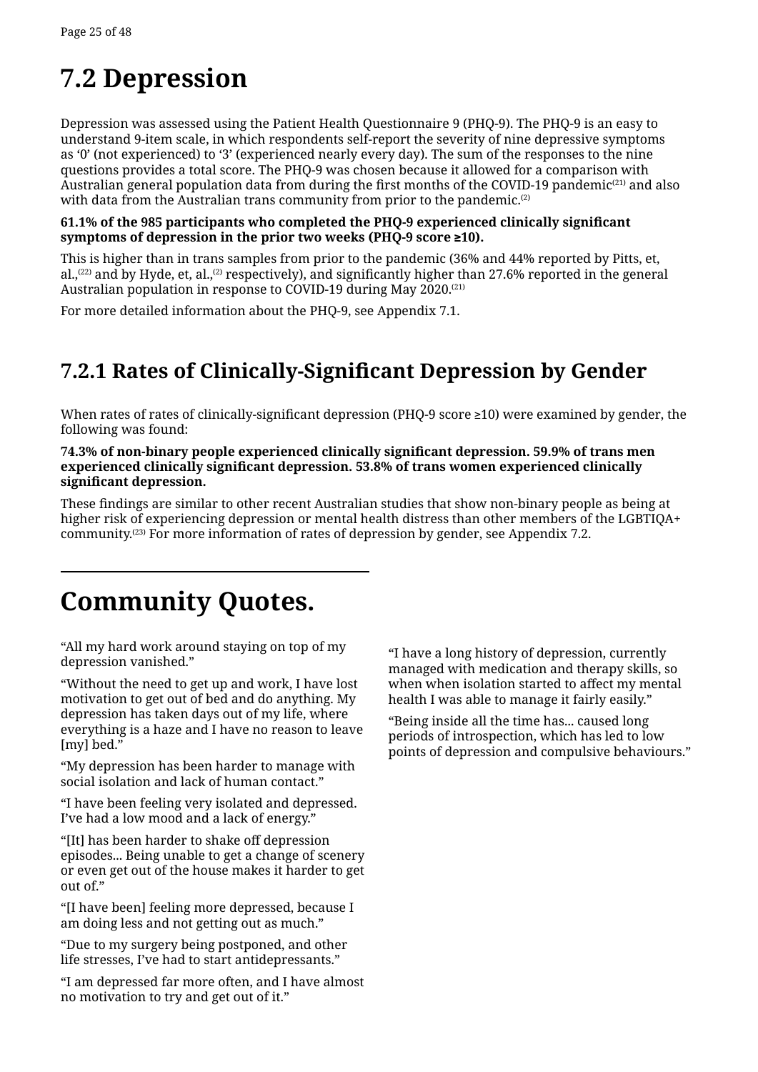# 7.2 Depression

Depression was assessed using the Patient Health Questionnaire 9 (PHQ-9). The PHQ-9 is an easy to understand 9-item scale, in which respondents self-report the severity of nine depressive symptoms as '0' (not experienced) to '3' (experienced nearly every day). The sum of the responses to the nine questions provides a total score. The PHQ-9 was chosen because it allowed for a comparison with Australian general population data from during the first months of the COVID-19 pandemic[21] and also with data from the Australian trans community from prior to the pandemic.[2]

**61.1% of the 985 participants who completed the PHQ-9 experienced clinically significant symptoms of depression in the prior two weeks (PHQ-9 score ≥10).**

This is higher than in trans samples from prior to the pandemic (36% and 44% reported by Pitts, et, al.,[22] and by Hyde, et, al.,[2] respectively), and significantly higher than 27.6% reported in the general Australian population in response to COVID-19 during May 2020.[21]

For more detailed information about the PHQ-9, see Appendix 7.1.

## 7.2.1 Rates of Clinically-Significant Depression by Gender

When rates of rates of clinically-significant depression (PHQ-9 score ≥10) were examined by gender, the following was found:

**74.3% of non-binary people experienced clinically significant depression. 59.9% of trans men experienced clinically significant depression. 53.8% of trans women experienced clinically significant depression.**

These findings are similar to other recent Australian studies that show non-binary people as being at higher risk of experiencing depression or mental health distress than other members of the LGBTIQA+ community.[23] For more information of rates of depression by gender, see Appendix 7.2.

# Community Quotes.

"All my hard work around staying on top of my depression vanished."

"Without the need to get up and work, I have lost motivation to get out of bed and do anything. My depression has taken days out of my life, where everything is a haze and I have no reason to leave [my] bed."

"My depression has been harder to manage with social isolation and lack of human contact."

"I have been feeling very isolated and depressed. I've had a low mood and a lack of energy."

"[It] has been harder to shake off depression episodes... Being unable to get a change of scenery or even get out of the house makes it harder to get out of."

"[I have been] feeling more depressed, because I am doing less and not getting out as much."

"Due to my surgery being postponed, and other life stresses, I've had to start antidepressants."

"I am depressed far more often, and I have almost no motivation to try and get out of it."

"I have a long history of depression, currently managed with medication and therapy skills, so when when isolation started to affect my mental health I was able to manage it fairly easily."

"Being inside all the time has... caused long periods of introspection, which has led to low points of depression and compulsive behaviours."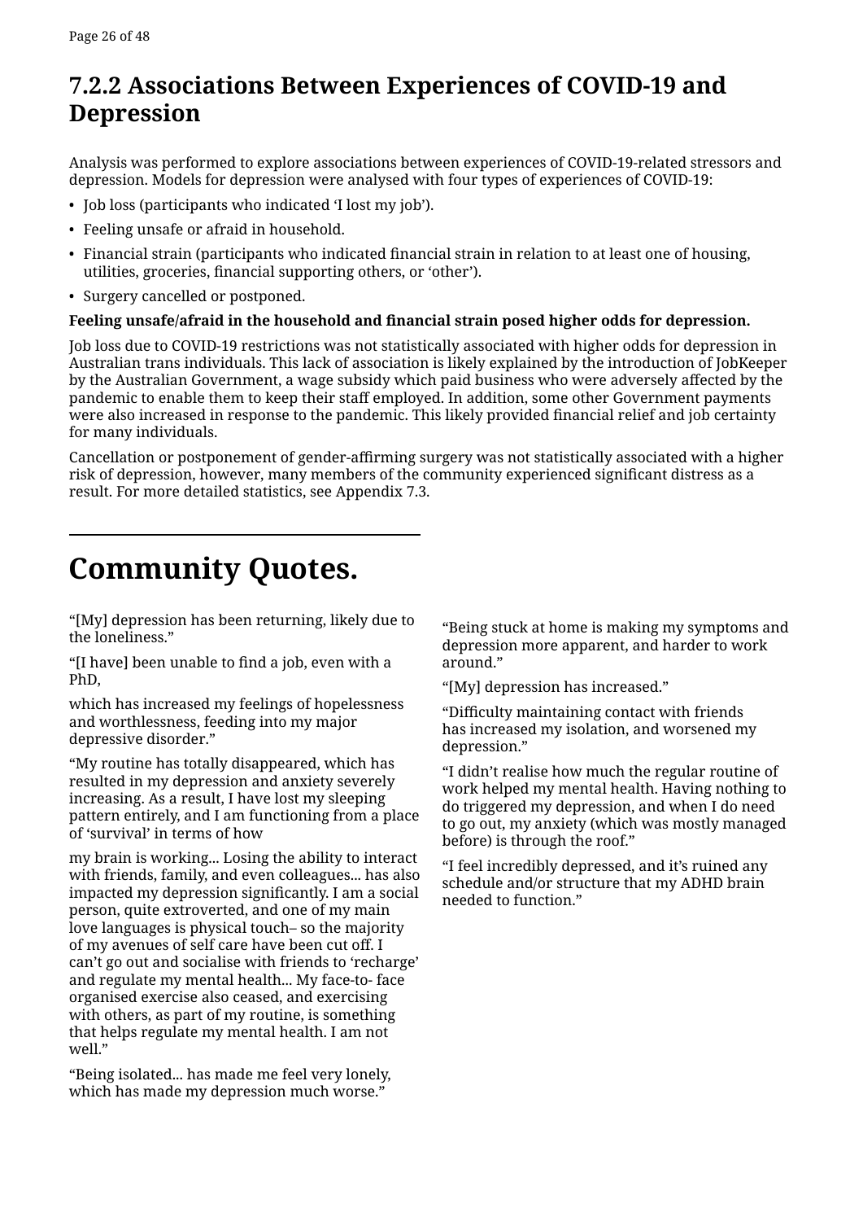## 7.2.2 Associations Between Experiences of COVID-19 and Depression

Analysis was performed to explore associations between experiences of COVID-19-related stressors and depression. Models for depression were analysed with four types of experiences of COVID-19:

- Job loss (participants who indicated 'I lost my job').
- Feeling unsafe or afraid in household.
- Financial strain (participants who indicated financial strain in relation to at least one of housing, utilities, groceries, financial supporting others, or 'other').
- Surgery cancelled or postponed.

**Feeling unsafe/afraid in the household and financial strain posed higher odds for depression.**

Job loss due to COVID-19 restrictions was not statistically associated with higher odds for depression in Australian trans individuals. This lack of association is likely explained by the introduction of JobKeeper by the Australian Government, a wage subsidy which paid business who were adversely affected by the pandemic to enable them to keep their staff employed. In addition, some other Government payments were also increased in response to the pandemic. This likely provided financial relief and job certainty for many individuals.

Cancellation or postponement of gender-affirming surgery was not statistically associated with a higher risk of depression, however, many members of the community experienced significant distress as a result. For more detailed statistics, see Appendix 7.3.

# Community Quotes.

"[My] depression has been returning, likely due to the loneliness."

"[I have] been unable to find a job, even with a PhD, which has increased my feelings of hopelessness and worthlessness, feeding into my major depressive disorder."

"My routine has totally disappeared, which has resulted in my depression and anxiety severely increasing. As a result, I have lost my sleeping pattern entirely, and I am functioning from a place of 'survival' in terms of how my brain is working... Losing the ability to interact with friends, family, and even colleagues... has also impacted my depression significantly. I am a social person, quite extroverted, and one of my main love languages is physical touch– so the majority of my avenues of self care have been cut off. I can't go out and socialise with friends to 'recharge' and regulate my mental health... My face-to- face organised exercise also ceased, and exercising with others, as part of my routine, is something that helps regulate my mental health. I am not well."

"Being isolated... has made me feel very lonely, which has made my depression much worse."

"Being stuck at home is making my symptoms and depression more apparent, and harder to work around."

"[My] depression has increased."

"Difficulty maintaining contact with friends has increased my isolation, and worsened my depression."

"I didn't realise how much the regular routine of work helped my mental health. Having nothing to do triggered my depression, and when I do need to go out, my anxiety (which was mostly managed before) is through the roof."

"I feel incredibly depressed, and it's ruined any schedule and/or structure that my ADHD brain needed to function."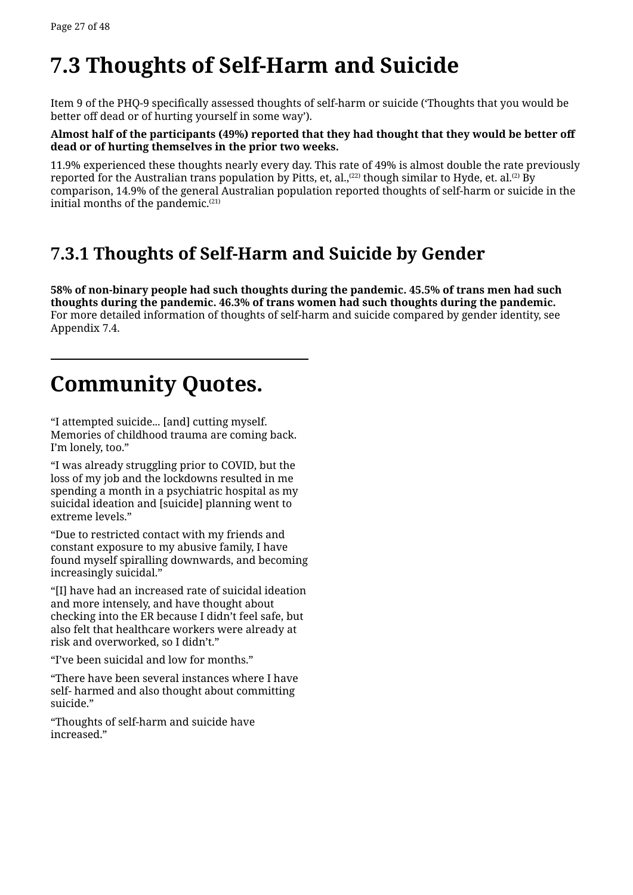## 7.3 Thoughts of Self-Harm and Suicide

Item 9 of the PHQ-9 specifically assessed thoughts of self-harm or suicide ('Thoughts that you would be better off dead or of hurting yourself in some way').

**Almost half of the participants (49%) reported that they had thought that they would be better off dead or of hurting themselves in the prior two weeks.**

11.9% experienced these thoughts nearly every day. This rate of 49% is almost double the rate previously reported for the Australian trans population by Pitts, et, al.,[22] though similar to Hyde, et. al.[2] By comparison, 14.9% of the general Australian population reported thoughts of self-harm or suicide in the initial months of the pandemic.[21]

### 7.3.1 Thoughts of Self-Harm and Suicide by Gender

**58% of non-binary people had such thoughts during the pandemic. 45.5% of trans men had such thoughts during the pandemic. 46.3% of trans women had such thoughts during the pandemic.** For more detailed information of thoughts of self-harm and suicide compared by gender identity, see Appendix 7.4.

---

## Community Quotes.

"I attempted suicide... [and] cutting myself. Memories of childhood trauma are coming back. I'm lonely, too."

"I was already struggling prior to COVID, but the loss of my job and the lockdowns resulted in me spending a month in a psychiatric hospital as my suicidal ideation and [suicide] planning went to extreme levels."

"Due to restricted contact with my friends and constant exposure to my abusive family, I have found myself spiralling downwards, and becoming increasingly suicidal."

"[I] have had an increased rate of suicidal ideation and more intensely, and have thought about checking into the ER because I didn't feel safe, but also felt that healthcare workers were already at risk and overworked, so I didn't."

"I've been suicidal and low for months."

"There have been several instances where I have self- harmed and also thought about committing suicide."

"Thoughts of self-harm and suicide have increased."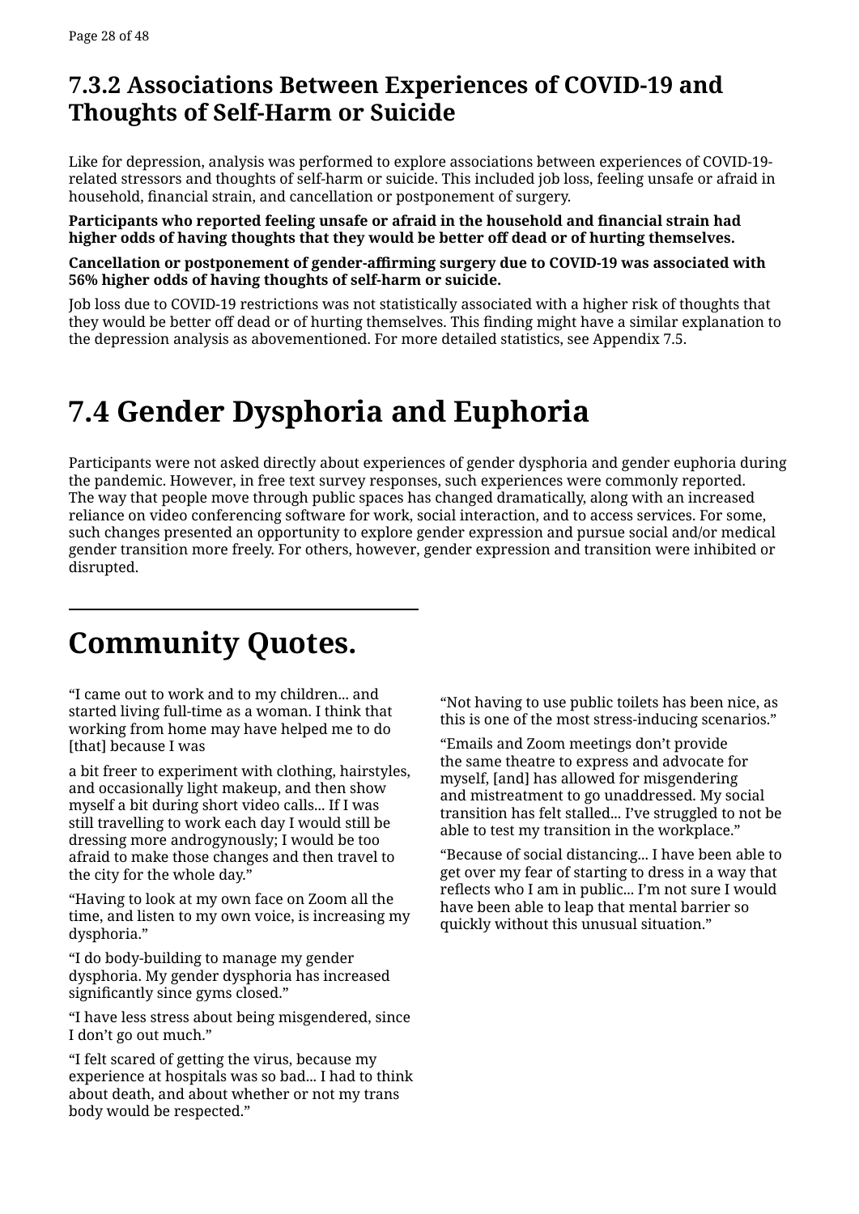### 7.3.2 Associations Between Experiences of COVID-19 and Thoughts of Self-Harm or Suicide

Like for depression, analysis was performed to explore associations between experiences of COVID-19-related stressors and thoughts of self-harm or suicide. This included job loss, feeling unsafe or afraid in household, financial strain, and cancellation or postponement of surgery.

**Participants who reported feeling unsafe or afraid in the household and financial strain had higher odds of having thoughts that they would be better off dead or of hurting themselves.**

**Cancellation or postponement of gender-affirming surgery due to COVID-19 was associated with 56% higher odds of having thoughts of self-harm or suicide.**

Job loss due to COVID-19 restrictions was not statistically associated with a higher risk of thoughts that they would be better off dead or of hurting themselves. This finding might have a similar explanation to the depression analysis as abovementioned. For more detailed statistics, see Appendix 7.5.

## 7.4 Gender Dysphoria and Euphoria

Participants were not asked directly about experiences of gender dysphoria and gender euphoria during the pandemic. However, in free text survey responses, such experiences were commonly reported. The way that people move through public spaces has changed dramatically, along with an increased reliance on video conferencing software for work, social interaction, and to access services. For some, such changes presented an opportunity to explore gender expression and pursue social and/or medical gender transition more freely. For others, however, gender expression and transition were inhibited or disrupted.

## Community Quotes.

"I came out to work and to my children... and started living full-time as a woman. I think that working from home may have helped me to do [that] because I was a bit freer to experiment with clothing, hairstyles, and occasionally light makeup, and then show myself a bit during short video calls... If I was still travelling to work each day I would still be dressing more androgynously; I would be too afraid to make those changes and then travel to the city for the whole day."

"Having to look at my own face on Zoom all the time, and listen to my own voice, is increasing my dysphoria."

"I do body-building to manage my gender dysphoria. My gender dysphoria has increased significantly since gyms closed."

"I have less stress about being misgendered, since I don't go out much."

"I felt scared of getting the virus, because my experience at hospitals was so bad... I had to think about death, and about whether or not my trans body would be respected."

"Not having to use public toilets has been nice, as this is one of the most stress-inducing scenarios."

"Emails and Zoom meetings don't provide the same theatre to express and advocate for myself, [and] has allowed for misgendering and mistreatment to go unaddressed. My social transition has felt stalled... I've struggled to not be able to test my transition in the workplace."

"Because of social distancing... I have been able to get over my fear of starting to dress in a way that reflects who I am in public... I'm not sure I would have been able to leap that mental barrier so quickly without this unusual situation."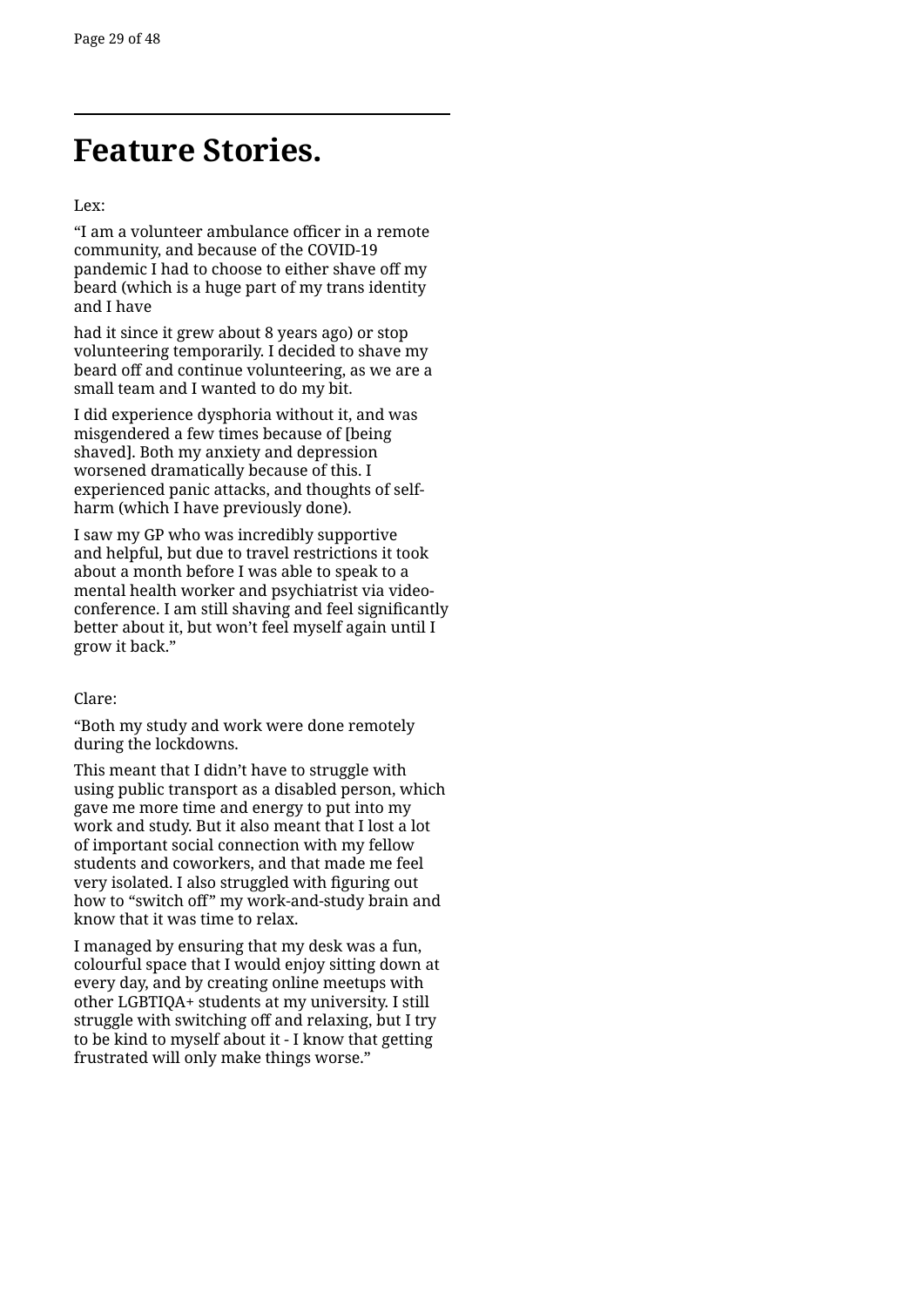# Feature Stories.

Lex:

"I am a volunteer ambulance officer in a remote community, and because of the COVID-19 pandemic I had to choose to either shave off my beard (which is a huge part of my trans identity and I have had it since it grew about 8 years ago) or stop volunteering temporarily. I decided to shave my beard off and continue volunteering, as we are a small team and I wanted to do my bit.

I did experience dysphoria without it, and was misgendered a few times because of [being shaved]. Both my anxiety and depression worsened dramatically because of this. I experienced panic attacks, and thoughts of self-harm (which I have previously done).

I saw my GP who was incredibly supportive and helpful, but due to travel restrictions it took about a month before I was able to speak to a mental health worker and psychiatrist via video-conference. I am still shaving and feel significantly better about it, but won't feel myself again until I grow it back."

Clare:

"Both my study and work were done remotely during the lockdowns.

This meant that I didn't have to struggle with using public transport as a disabled person, which gave me more time and energy to put into my work and study. But it also meant that I lost a lot of important social connection with my fellow students and coworkers, and that made me feel very isolated. I also struggled with figuring out how to "switch off" my work-and-study brain and know that it was time to relax.

I managed by ensuring that my desk was a fun, colourful space that I would enjoy sitting down at every day, and by creating online meetups with other LGBTIQA+ students at my university. I still struggle with switching off and relaxing, but I try to be kind to myself about it - I know that getting frustrated will only make things worse."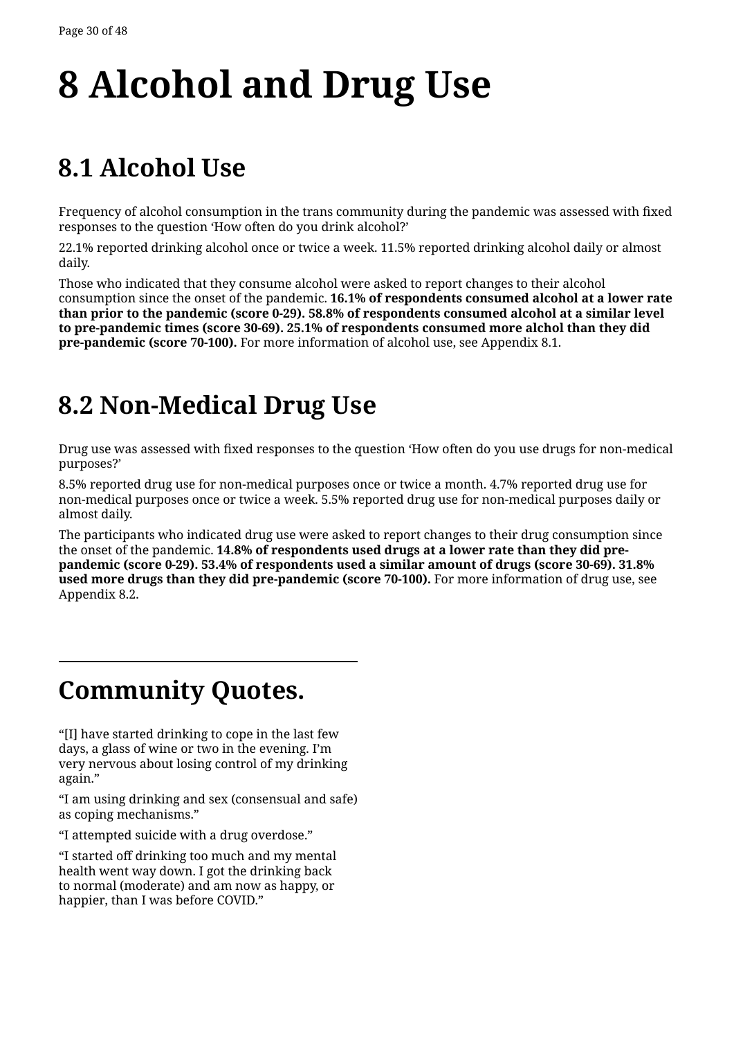# 8 Alcohol and Drug Use

## 8.1 Alcohol Use

Frequency of alcohol consumption in the trans community during the pandemic was assessed with fixed responses to the question 'How often do you drink alcohol?'

22.1% reported drinking alcohol once or twice a week. 11.5% reported drinking alcohol daily or almost daily.

Those who indicated that they consume alcohol were asked to report changes to their alcohol consumption since the onset of the pandemic. **16.1% of respondents consumed alcohol at a lower rate than prior to the pandemic (score 0-29). 58.8% of respondents consumed alcohol at a similar level to pre-pandemic times (score 30-69). 25.1% of respondents consumed more alchol than they did pre-pandemic (score 70-100).** For more information of alcohol use, see Appendix 8.1.

## 8.2 Non-Medical Drug Use

Drug use was assessed with fixed responses to the question 'How often do you use drugs for non-medical purposes?'

8.5% reported drug use for non-medical purposes once or twice a month. 4.7% reported drug use for non-medical purposes once or twice a week. 5.5% reported drug use for non-medical purposes daily or almost daily.

The participants who indicated drug use were asked to report changes to their drug consumption since the onset of the pandemic. **14.8% of respondents used drugs at a lower rate than they did pre-pandemic (score 0-29). 53.4% of respondents used a similar amount of drugs (score 30-69). 31.8% used more drugs than they did pre-pandemic (score 70-100).** For more information of drug use, see Appendix 8.2.

---

## Community Quotes.

"[I] have started drinking to cope in the last few days, a glass of wine or two in the evening. I'm very nervous about losing control of my drinking again."

"I am using drinking and sex (consensual and safe) as coping mechanisms."

"I attempted suicide with a drug overdose."

"I started off drinking too much and my mental health went way down. I got the drinking back to normal (moderate) and am now as happy, or happier, than I was before COVID."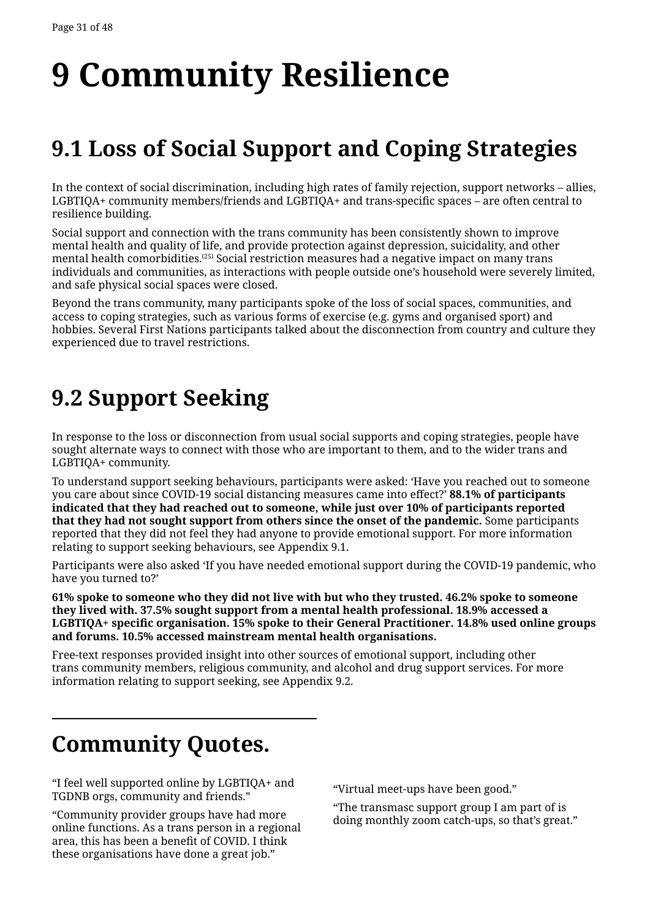# 9 Community Resilience

## 9.1 Loss of Social Support and Coping Strategies

In the context of social discrimination, including high rates of family rejection, support networks – allies, LGBTIQA+ community members/friends and LGBTIQA+ and trans-specific spaces – are often central to resilience building.

Social support and connection with the trans community has been consistently shown to improve mental health and quality of life, and provide protection against depression, suicidality, and other mental health comorbidities.[25] Social restriction measures had a negative impact on many trans individuals and communities, as interactions with people outside one's household were severely limited, and safe physical social spaces were closed.

Beyond the trans community, many participants spoke of the loss of social spaces, communities, and access to coping strategies, such as various forms of exercise (e.g. gyms and organised sport) and hobbies. Several First Nations participants talked about the disconnection from country and culture they experienced due to travel restrictions.

## 9.2 Support Seeking

In response to the loss or disconnection from usual social supports and coping strategies, people have sought alternate ways to connect with those who are important to them, and to the wider trans and LGBTIQA+ community.

To understand support seeking behaviours, participants were asked: 'Have you reached out to someone you care about since COVID-19 social distancing measures came into effect?' **88.1% of participants indicated that they had reached out to someone, while just over 10% of participants reported that they had not sought support from others since the onset of the pandemic.** Some participants reported that they did not feel they had anyone to provide emotional support. For more information relating to support seeking behaviours, see Appendix 9.1.

Participants were also asked 'If you have needed emotional support during the COVID-19 pandemic, who have you turned to?'

**61% spoke to someone who they did not live with but who they trusted. 46.2% spoke to someone they lived with. 37.5% sought support from a mental health professional. 18.9% accessed a LGBTIQA+ specific organisation. 15% spoke to their General Practitioner. 14.8% used online groups and forums. 10.5% accessed mainstream mental health organisations.**

Free-text responses provided insight into other sources of emotional support, including other trans community members, religious community, and alcohol and drug support services. For more information relating to support seeking, see Appendix 9.2.

## Community Quotes.

"I feel well supported online by LGBTIQA+ and TGDNB orgs, community and friends."

"Community provider groups have had more online functions. As a trans person in a regional area, this has been a benefit of COVID. I think these organisations have done a great job."

"Virtual meet-ups have been good."

"The transmasc support group I am part of is doing monthly zoom catch-ups, so that's great."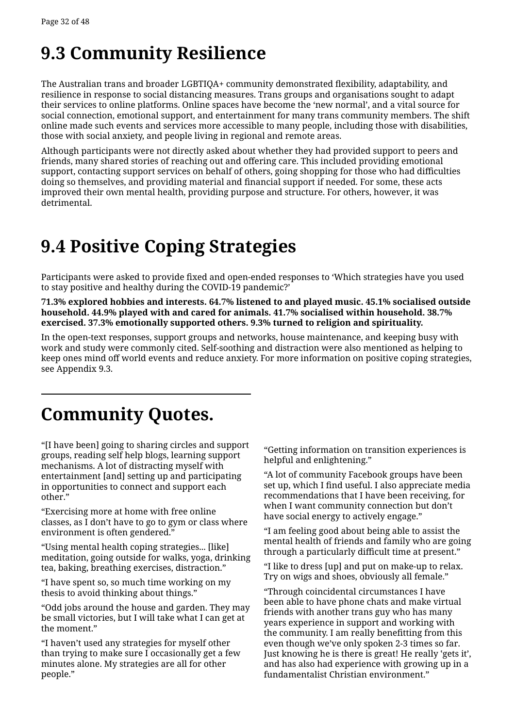## 9.3 Community Resilience

The Australian trans and broader LGBTIQA+ community demonstrated flexibility, adaptability, and resilience in response to social distancing measures. Trans groups and organisations sought to adapt their services to online platforms. Online spaces have become the 'new normal', and a vital source for social connection, emotional support, and entertainment for many trans community members. The shift online made such events and services more accessible to many people, including those with disabilities, those with social anxiety, and people living in regional and remote areas.

Although participants were not directly asked about whether they had provided support to peers and friends, many shared stories of reaching out and offering care. This included providing emotional support, contacting support services on behalf of others, going shopping for those who had difficulties doing so themselves, and providing material and financial support if needed. For some, these acts improved their own mental health, providing purpose and structure. For others, however, it was detrimental.

## 9.4 Positive Coping Strategies

Participants were asked to provide fixed and open-ended responses to 'Which strategies have you used to stay positive and healthy during the COVID-19 pandemic?'

**71.3% explored hobbies and interests. 64.7% listened to and played music. 45.1% socialised outside household. 44.9% played with and cared for animals. 41.7% socialised within household. 38.7% exercised. 37.3% emotionally supported others. 9.3% turned to religion and spirituality.**

In the open-text responses, support groups and networks, house maintenance, and keeping busy with work and study were commonly cited. Self-soothing and distraction were also mentioned as helping to keep ones mind off world events and reduce anxiety. For more information on positive coping strategies, see Appendix 9.3.

---

## Community Quotes.

"[I have been] going to sharing circles and support groups, reading self help blogs, learning support mechanisms. A lot of distracting myself with entertainment [and] setting up and participating in opportunities to connect and support each other."

"Exercising more at home with free online classes, as I don't have to go to gym or class where environment is often gendered."

"Using mental health coping strategies... [like] meditation, going outside for walks, yoga, drinking tea, baking, breathing exercises, distraction."

"I have spent so, so much time working on my thesis to avoid thinking about things."

"Odd jobs around the house and garden. They may be small victories, but I will take what I can get at the moment."

"I haven't used any strategies for myself other than trying to make sure I occasionally get a few minutes alone. My strategies are all for other people."

"Getting information on transition experiences is helpful and enlightening."

"A lot of community Facebook groups have been set up, which I find useful. I also appreciate media recommendations that I have been receiving, for when I want community connection but don't have social energy to actively engage."

"I am feeling good about being able to assist the mental health of friends and family who are going through a particularly difficult time at present."

"I like to dress [up] and put on make-up to relax. Try on wigs and shoes, obviously all female."

"Through coincidental circumstances I have been able to have phone chats and make virtual friends with another trans guy who has many years experience in support and working with the community. I am really benefitting from this even though we've only spoken 2-3 times so far. Just knowing he is there is great! He really 'gets it', and has also had experience with growing up in a fundamentalist Christian environment."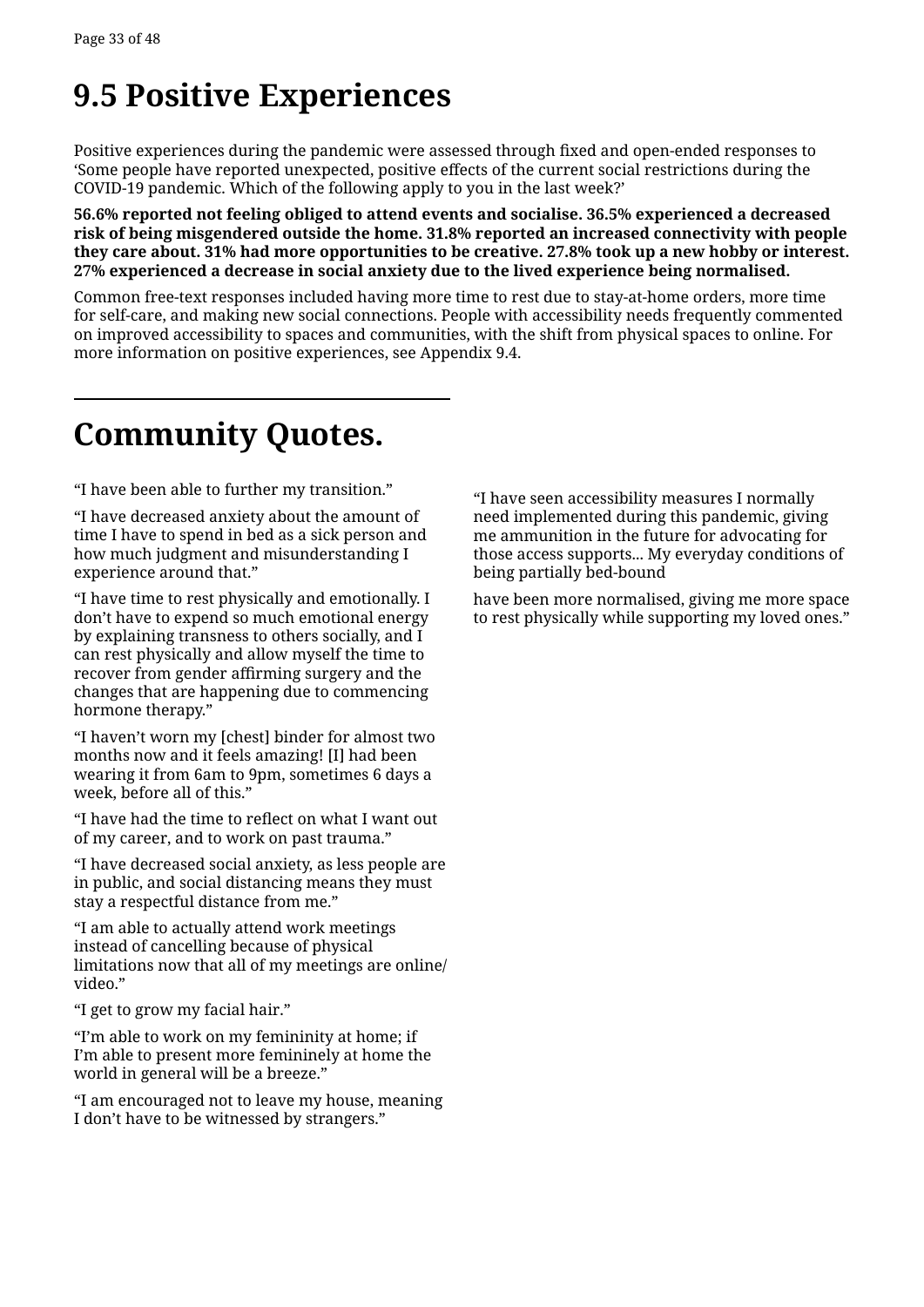# 9.5 Positive Experiences

Positive experiences during the pandemic were assessed through fixed and open-ended responses to 'Some people have reported unexpected, positive effects of the current social restrictions during the COVID-19 pandemic. Which of the following apply to you in the last week?'

**56.6% reported not feeling obliged to attend events and socialise. 36.5% experienced a decreased risk of being misgendered outside the home. 31.8% reported an increased connectivity with people they care about. 31% had more opportunities to be creative. 27.8% took up a new hobby or interest. 27% experienced a decrease in social anxiety due to the lived experience being normalised.**

Common free-text responses included having more time to rest due to stay-at-home orders, more time for self-care, and making new social connections. People with accessibility needs frequently commented on improved accessibility to spaces and communities, with the shift from physical spaces to online. For more information on positive experiences, see Appendix 9.4.

# Community Quotes.

"I have been able to further my transition."

"I have decreased anxiety about the amount of time I have to spend in bed as a sick person and how much judgment and misunderstanding I experience around that."

"I have time to rest physically and emotionally. I don't have to expend so much emotional energy by explaining transness to others socially, and I can rest physically and allow myself the time to recover from gender affirming surgery and the changes that are happening due to commencing hormone therapy."

"I haven't worn my [chest] binder for almost two months now and it feels amazing! [I] had been wearing it from 6am to 9pm, sometimes 6 days a week, before all of this."

"I have had the time to reflect on what I want out of my career, and to work on past trauma."

"I have decreased social anxiety, as less people are in public, and social distancing means they must stay a respectful distance from me."

"I am able to actually attend work meetings instead of cancelling because of physical limitations now that all of my meetings are online/ video."

"I get to grow my facial hair."

"I'm able to work on my femininity at home; if I'm able to present more femininely at home the world in general will be a breeze."

"I am encouraged not to leave my house, meaning I don't have to be witnessed by strangers."

"I have seen accessibility measures I normally need implemented during this pandemic, giving me ammunition in the future for advocating for those access supports... My everyday conditions of being partially bed-bound have been more normalised, giving me more space to rest physically while supporting my loved ones."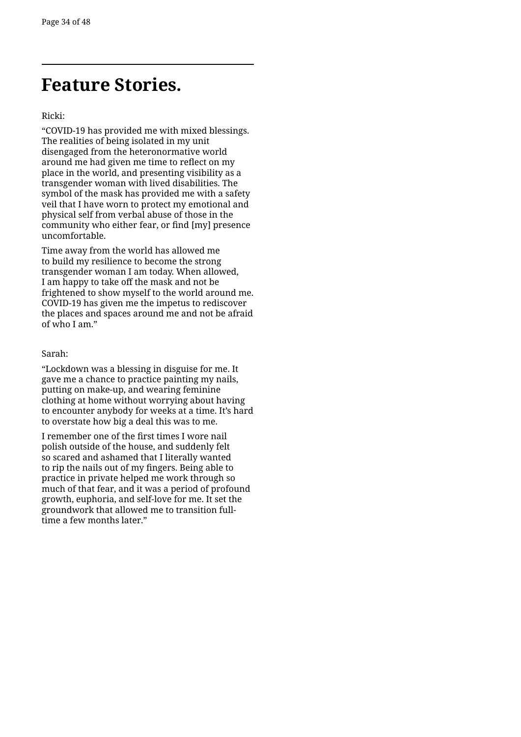# Feature Stories.

Ricki:

"COVID-19 has provided me with mixed blessings. The realities of being isolated in my unit disengaged from the heteronormative world around me had given me time to reflect on my place in the world, and presenting visibility as a transgender woman with lived disabilities. The symbol of the mask has provided me with a safety veil that I have worn to protect my emotional and physical self from verbal abuse of those in the community who either fear, or find [my] presence uncomfortable.

Time away from the world has allowed me to build my resilience to become the strong transgender woman I am today. When allowed, I am happy to take off the mask and not be frightened to show myself to the world around me. COVID-19 has given me the impetus to rediscover the places and spaces around me and not be afraid of who I am."

Sarah:

"Lockdown was a blessing in disguise for me. It gave me a chance to practice painting my nails, putting on make-up, and wearing feminine clothing at home without worrying about having to encounter anybody for weeks at a time. It's hard to overstate how big a deal this was to me.

I remember one of the first times I wore nail polish outside of the house, and suddenly felt so scared and ashamed that I literally wanted to rip the nails out of my fingers. Being able to practice in private helped me work through so much of that fear, and it was a period of profound growth, euphoria, and self-love for me. It set the groundwork that allowed me to transition full-time a few months later."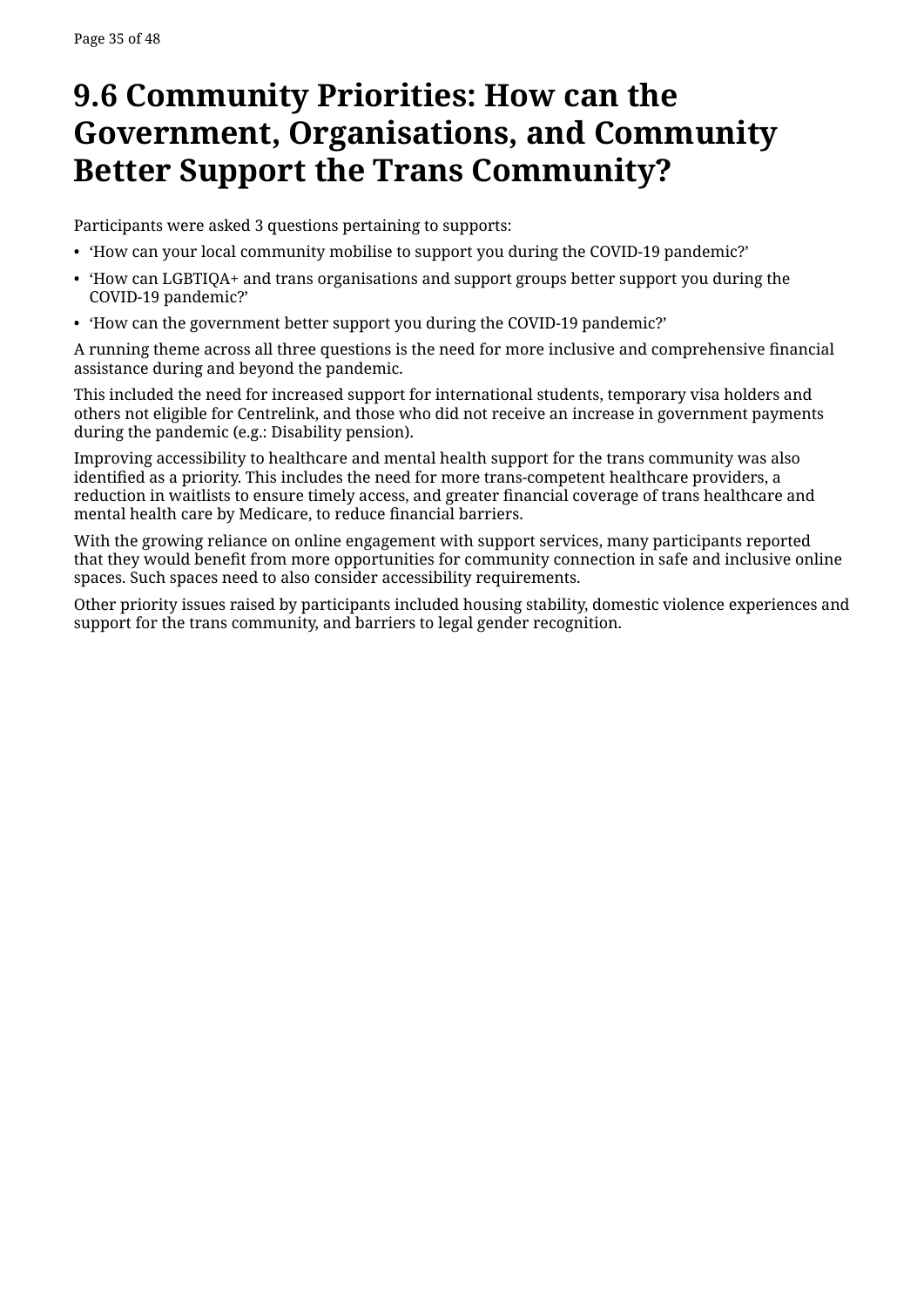# 9.6 Community Priorities: How can the Government, Organisations, and Community Better Support the Trans Community?

Participants were asked 3 questions pertaining to supports:

- ‘How can your local community mobilise to support you during the COVID-19 pandemic?’
- ‘How can LGBTIQA+ and trans organisations and support groups better support you during the COVID-19 pandemic?’
- ‘How can the government better support you during the COVID-19 pandemic?’

A running theme across all three questions is the need for more inclusive and comprehensive financial assistance during and beyond the pandemic.

This included the need for increased support for international students, temporary visa holders and others not eligible for Centrelink, and those who did not receive an increase in government payments during the pandemic (e.g.: Disability pension).

Improving accessibility to healthcare and mental health support for the trans community was also identified as a priority. This includes the need for more trans-competent healthcare providers, a reduction in waitlists to ensure timely access, and greater financial coverage of trans healthcare and mental health care by Medicare, to reduce financial barriers.

With the growing reliance on online engagement with support services, many participants reported that they would benefit from more opportunities for community connection in safe and inclusive online spaces. Such spaces need to also consider accessibility requirements.

Other priority issues raised by participants included housing stability, domestic violence experiences and support for the trans community, and barriers to legal gender recognition.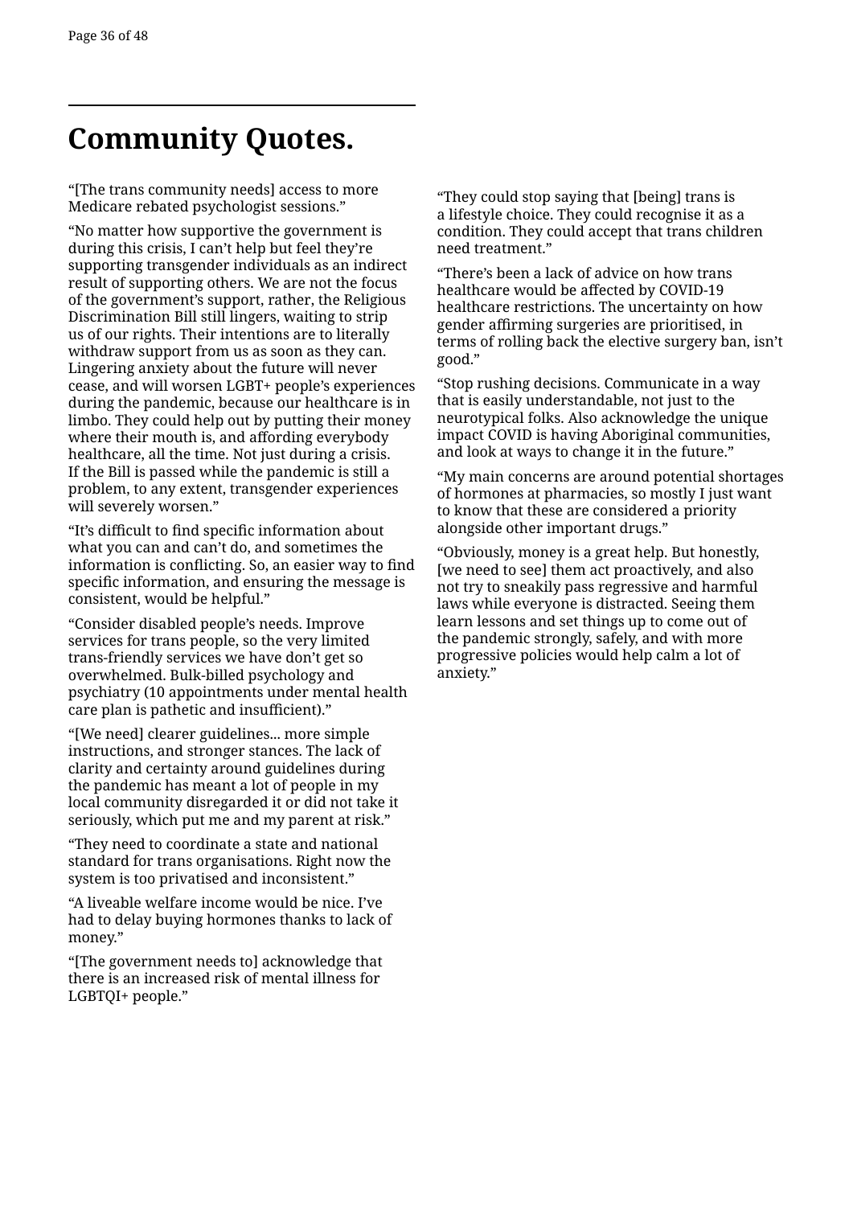## Community Quotes.

"[The trans community needs] access to more Medicare rebated psychologist sessions."

"No matter how supportive the government is during this crisis, I can't help but feel they're supporting transgender individuals as an indirect result of supporting others. We are not the focus of the government's support, rather, the Religious Discrimination Bill still lingers, waiting to strip us of our rights. Their intentions are to literally withdraw support from us as soon as they can. Lingering anxiety about the future will never cease, and will worsen LGBT+ people's experiences during the pandemic, because our healthcare is in limbo. They could help out by putting their money where their mouth is, and affording everybody healthcare, all the time. Not just during a crisis. If the Bill is passed while the pandemic is still a problem, to any extent, transgender experiences will severely worsen."

"It's difficult to find specific information about what you can and can't do, and sometimes the information is conflicting. So, an easier way to find specific information, and ensuring the message is consistent, would be helpful."

"Consider disabled people's needs. Improve services for trans people, so the very limited trans-friendly services we have don't get so overwhelmed. Bulk-billed psychology and psychiatry (10 appointments under mental health care plan is pathetic and insufficient)."

"[We need] clearer guidelines... more simple instructions, and stronger stances. The lack of clarity and certainty around guidelines during the pandemic has meant a lot of people in my local community disregarded it or did not take it seriously, which put me and my parent at risk."

"They need to coordinate a state and national standard for trans organisations. Right now the system is too privatised and inconsistent."

"A liveable welfare income would be nice. I've had to delay buying hormones thanks to lack of money."

"[The government needs to] acknowledge that there is an increased risk of mental illness for LGBTQI+ people."

"They could stop saying that [being] trans is a lifestyle choice. They could recognise it as a condition. They could accept that trans children need treatment."

"There's been a lack of advice on how trans healthcare would be affected by COVID-19 healthcare restrictions. The uncertainty on how gender affirming surgeries are prioritised, in terms of rolling back the elective surgery ban, isn't good."

"Stop rushing decisions. Communicate in a way that is easily understandable, not just to the neurotypical folks. Also acknowledge the unique impact COVID is having Aboriginal communities, and look at ways to change it in the future."

"My main concerns are around potential shortages of hormones at pharmacies, so mostly I just want to know that these are considered a priority alongside other important drugs."

"Obviously, money is a great help. But honestly, [we need to see] them act proactively, and also not try to sneakily pass regressive and harmful laws while everyone is distracted. Seeing them learn lessons and set things up to come out of the pandemic strongly, safely, and with more progressive policies would help calm a lot of anxiety."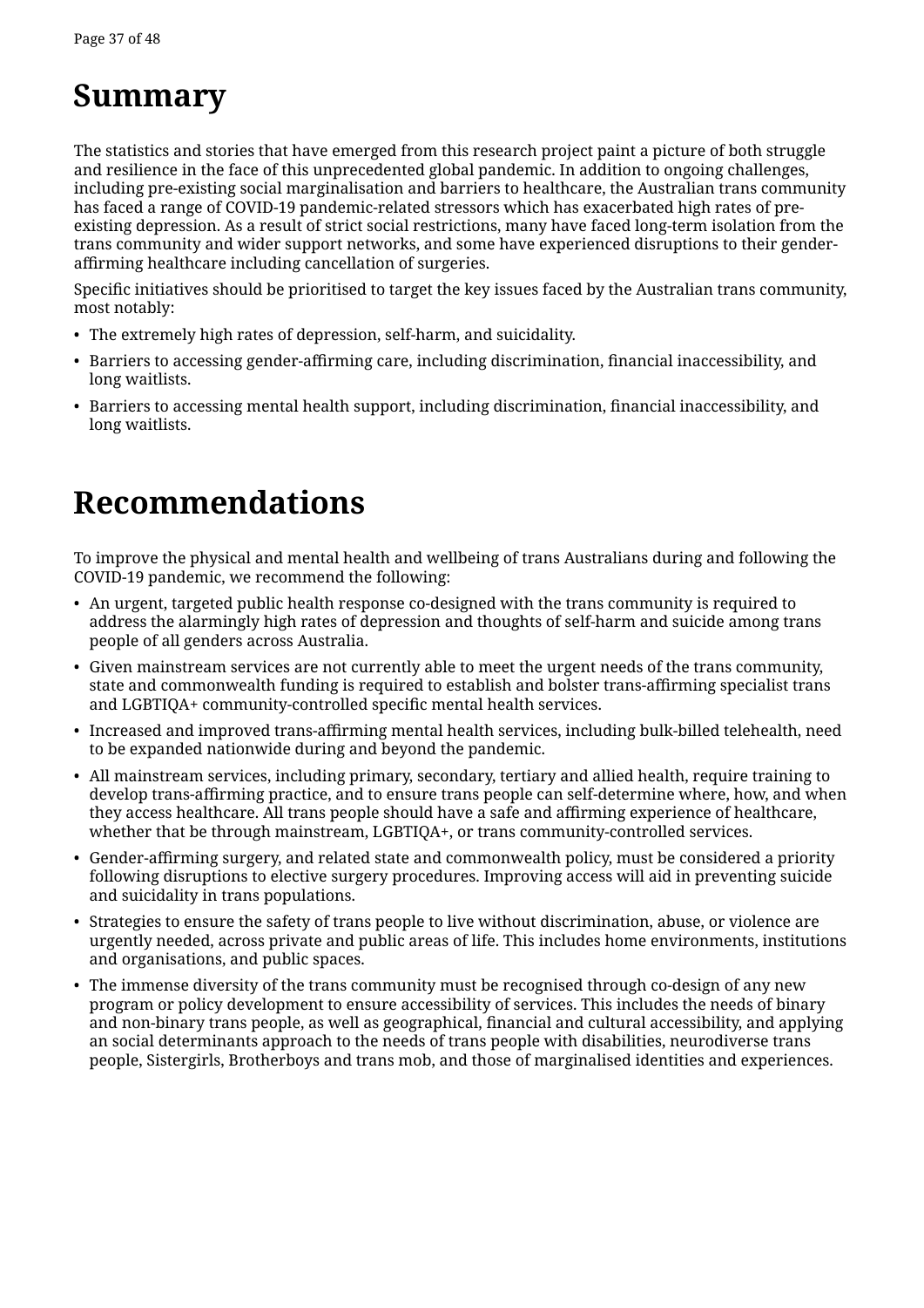# Summary

The statistics and stories that have emerged from this research project paint a picture of both struggle and resilience in the face of this unprecedented global pandemic. In addition to ongoing challenges, including pre-existing social marginalisation and barriers to healthcare, the Australian trans community has faced a range of COVID-19 pandemic-related stressors which has exacerbated high rates of pre-existing depression. As a result of strict social restrictions, many have faced long-term isolation from the trans community and wider support networks, and some have experienced disruptions to their gender-affirming healthcare including cancellation of surgeries.

Specific initiatives should be prioritised to target the key issues faced by the Australian trans community, most notably:

- The extremely high rates of depression, self-harm, and suicidality.
- Barriers to accessing gender-affirming care, including discrimination, financial inaccessibility, and long waitlists.
- Barriers to accessing mental health support, including discrimination, financial inaccessibility, and long waitlists.

# Recommendations

To improve the physical and mental health and wellbeing of trans Australians during and following the COVID-19 pandemic, we recommend the following:

- An urgent, targeted public health response co-designed with the trans community is required to address the alarmingly high rates of depression and thoughts of self-harm and suicide among trans people of all genders across Australia.
- Given mainstream services are not currently able to meet the urgent needs of the trans community, state and commonwealth funding is required to establish and bolster trans-affirming specialist trans and LGBTIQA+ community-controlled specific mental health services.
- Increased and improved trans-affirming mental health services, including bulk-billed telehealth, need to be expanded nationwide during and beyond the pandemic.
- All mainstream services, including primary, secondary, tertiary and allied health, require training to develop trans-affirming practice, and to ensure trans people can self-determine where, how, and when they access healthcare. All trans people should have a safe and affirming experience of healthcare, whether that be through mainstream, LGBTIQA+, or trans community-controlled services.
- Gender-affirming surgery, and related state and commonwealth policy, must be considered a priority following disruptions to elective surgery procedures. Improving access will aid in preventing suicide and suicidality in trans populations.
- Strategies to ensure the safety of trans people to live without discrimination, abuse, or violence are urgently needed, across private and public areas of life. This includes home environments, institutions and organisations, and public spaces.
- The immense diversity of the trans community must be recognised through co-design of any new program or policy development to ensure accessibility of services. This includes the needs of binary and non-binary trans people, as well as geographical, financial and cultural accessibility, and applying an social determinants approach to the needs of trans people with disabilities, neurodiverse trans people, Sistergirls, Brotherboys and trans mob, and those of marginalised identities and experiences.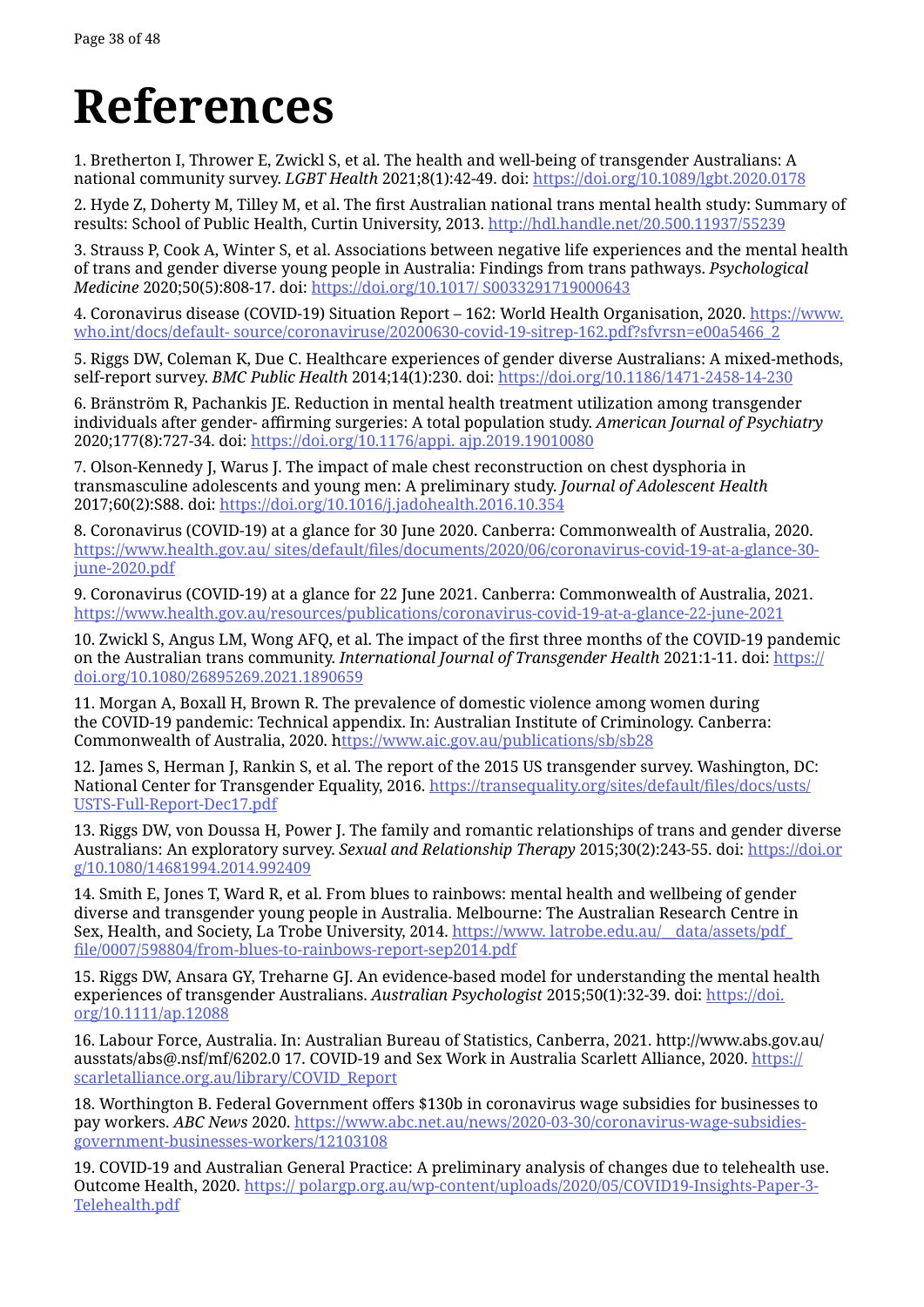# References

1. Bretherton I, Thrower E, Zwickl S, et al. The health and well-being of transgender Australians: A national community survey. *LGBT Health* 2021;8(1):42-49. doi: https://doi.org/10.1089/lgbt.2020.0178

2. Hyde Z, Doherty M, Tilley M, et al. The first Australian national trans mental health study: Summary of results: School of Public Health, Curtin University, 2013. http://hdl.handle.net/20.500.11937/55239

3. Strauss P, Cook A, Winter S, et al. Associations between negative life experiences and the mental health of trans and gender diverse young people in Australia: Findings from trans pathways. *Psychological Medicine* 2020;50(5):808-17. doi: https://doi.org/10.1017/ S0033291719000643

4. Coronavirus disease (COVID-19) Situation Report – 162: World Health Organisation, 2020. https://www.who.int/docs/default- source/coronaviruse/20200630-covid-19-sitrep-162.pdf?sfvrsn=e00a5466_2

5. Riggs DW, Coleman K, Due C. Healthcare experiences of gender diverse Australians: A mixed-methods, self-report survey. *BMC Public Health* 2014;14(1):230. doi: https://doi.org/10.1186/1471-2458-14-230

6. Bränström R, Pachankis JE. Reduction in mental health treatment utilization among transgender individuals after gender- affirming surgeries: A total population study. *American Journal of Psychiatry* 2020;177(8):727-34. doi: https://doi.org/10.1176/appi. ajp.2019.19010080

7. Olson-Kennedy J, Warus J. The impact of male chest reconstruction on chest dysphoria in transmasculine adolescents and young men: A preliminary study. *Journal of Adolescent Health* 2017;60(2):S88. doi: https://doi.org/10.1016/j.jadohealth.2016.10.354

8. Coronavirus (COVID-19) at a glance for 30 June 2020. Canberra: Commonwealth of Australia, 2020. https://www.health.gov.au/ sites/default/files/documents/2020/06/coronavirus-covid-19-at-a-glance-30-june-2020.pdf

9. Coronavirus (COVID-19) at a glance for 22 June 2021. Canberra: Commonwealth of Australia, 2021. https://www.health.gov.au/resources/publications/coronavirus-covid-19-at-a-glance-22-june-2021

10. Zwickl S, Angus LM, Wong AFQ, et al. The impact of the first three months of the COVID-19 pandemic on the Australian trans community. *International Journal of Transgender Health* 2021:1-11. doi: https://doi.org/10.1080/26895269.2021.1890659

11. Morgan A, Boxall H, Brown R. The prevalence of domestic violence among women during the COVID-19 pandemic: Technical appendix. In: Australian Institute of Criminology. Canberra: Commonwealth of Australia, 2020. https://www.aic.gov.au/publications/sb/sb28

12. James S, Herman J, Rankin S, et al. The report of the 2015 US transgender survey. Washington, DC: National Center for Transgender Equality, 2016. https://transequality.org/sites/default/files/docs/usts/USTS-Full-Report-Dec17.pdf

13. Riggs DW, von Doussa H, Power J. The family and romantic relationships of trans and gender diverse Australians: An exploratory survey. *Sexual and Relationship Therapy* 2015;30(2):243-55. doi: https://doi.org/10.1080/14681994.2014.992409

14. Smith E, Jones T, Ward R, et al. From blues to rainbows: mental health and wellbeing of gender diverse and transgender young people in Australia. Melbourne: The Australian Research Centre in Sex, Health, and Society, La Trobe University, 2014. https://www. latrobe.edu.au/__data/assets/pdf_file/0007/598804/from-blues-to-rainbows-report-sep2014.pdf

15. Riggs DW, Ansara GY, Treharne GJ. An evidence-based model for understanding the mental health experiences of transgender Australians. *Australian Psychologist* 2015;50(1):32-39. doi: https://doi.org/10.1111/ap.12088

16. Labour Force, Australia. In: Australian Bureau of Statistics, Canberra, 2021. http://www.abs.gov.au/ausstats/abs@.nsf/mf/6202.0 17. COVID-19 and Sex Work in Australia Scarlett Alliance, 2020. https://scarletalliance.org.au/library/COVID_Report

18. Worthington B. Federal Government offers $130b in coronavirus wage subsidies for businesses to pay workers. *ABC News* 2020. https://www.abc.net.au/news/2020-03-30/coronavirus-wage-subsidies-government-businesses-workers/12103108

19. COVID-19 and Australian General Practice: A preliminary analysis of changes due to telehealth use. Outcome Health, 2020. https:// polargp.org.au/wp-content/uploads/2020/05/COVID19-Insights-Paper-3-Telehealth.pdf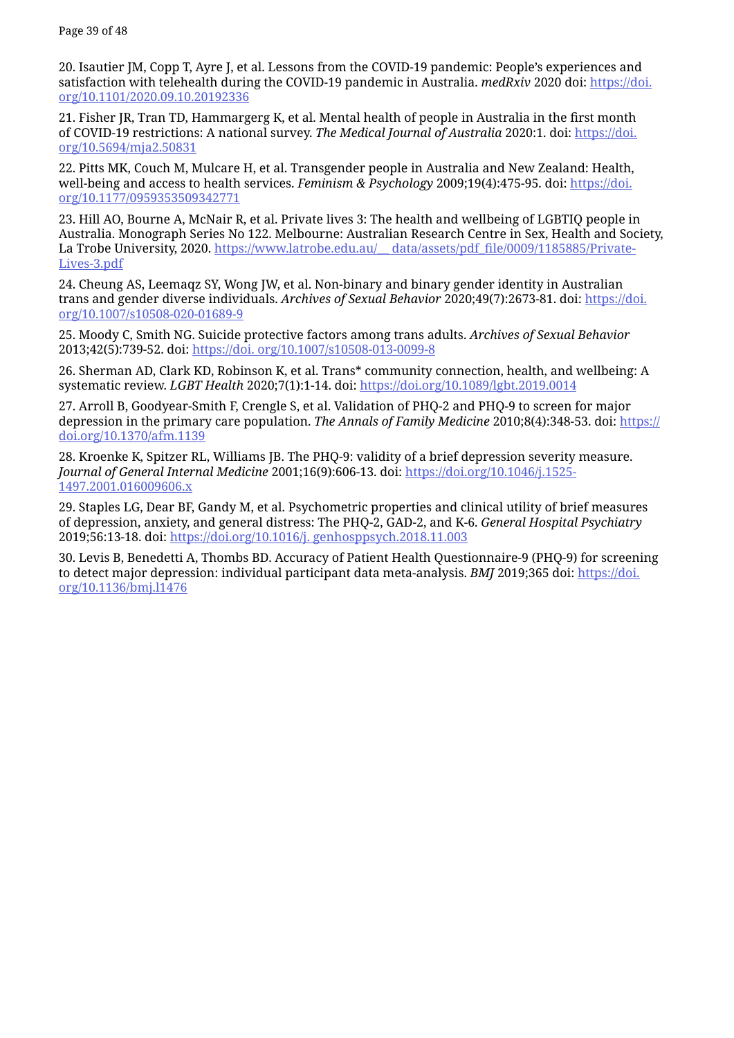20. Isautier JM, Copp T, Ayre J, et al. Lessons from the COVID-19 pandemic: People's experiences and satisfaction with telehealth during the COVID-19 pandemic in Australia. *medRxiv* 2020 doi: https://doi.org/10.1101/2020.09.10.20192336

21. Fisher JR, Tran TD, Hammargerg K, et al. Mental health of people in Australia in the first month of COVID-19 restrictions: A national survey. *The Medical Journal of Australia* 2020:1. doi: https://doi.org/10.5694/mja2.50831

22. Pitts MK, Couch M, Mulcare H, et al. Transgender people in Australia and New Zealand: Health, well-being and access to health services. *Feminism & Psychology* 2009;19(4):475-95. doi: https://doi.org/10.1177/0959353509342771

23. Hill AO, Bourne A, McNair R, et al. Private lives 3: The health and wellbeing of LGBTIQ people in Australia. Monograph Series No 122. Melbourne: Australian Research Centre in Sex, Health and Society, La Trobe University, 2020. https://www.latrobe.edu.au/__data/assets/pdf_file/0009/1185885/Private-Lives-3.pdf

24. Cheung AS, Leemaqz SY, Wong JW, et al. Non-binary and binary gender identity in Australian trans and gender diverse individuals. *Archives of Sexual Behavior* 2020;49(7):2673-81. doi: https://doi.org/10.1007/s10508-020-01689-9

25. Moody C, Smith NG. Suicide protective factors among trans adults. *Archives of Sexual Behavior* 2013;42(5):739-52. doi: https://doi. org/10.1007/s10508-013-0099-8

26. Sherman AD, Clark KD, Robinson K, et al. Trans* community connection, health, and wellbeing: A systematic review. *LGBT Health* 2020;7(1):1-14. doi: https://doi.org/10.1089/lgbt.2019.0014

27. Arroll B, Goodyear-Smith F, Crengle S, et al. Validation of PHQ-2 and PHQ-9 to screen for major depression in the primary care population. *The Annals of Family Medicine* 2010;8(4):348-53. doi: https://doi.org/10.1370/afm.1139

28. Kroenke K, Spitzer RL, Williams JB. The PHQ-9: validity of a brief depression severity measure. *Journal of General Internal Medicine* 2001;16(9):606-13. doi: https://doi.org/10.1046/j.1525-1497.2001.016009606.x

29. Staples LG, Dear BF, Gandy M, et al. Psychometric properties and clinical utility of brief measures of depression, anxiety, and general distress: The PHQ-2, GAD-2, and K-6. *General Hospital Psychiatry* 2019;56:13-18. doi: https://doi.org/10.1016/j. genhosppsych.2018.11.003

30. Levis B, Benedetti A, Thombs BD. Accuracy of Patient Health Questionnaire-9 (PHQ-9) for screening to detect major depression: individual participant data meta-analysis. *BMJ* 2019;365 doi: https://doi.org/10.1136/bmj.l1476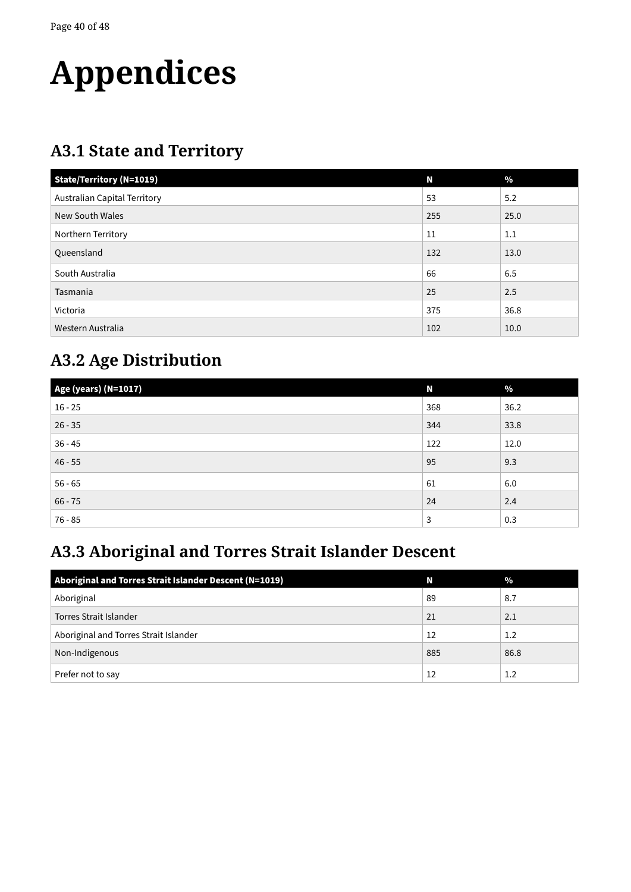# Appendices

## A3.1 State and Territory

| State/Territory (N=1019) | N | % |
|---|---|---|
| Australian Capital Territory | 53 | 5.2 |
| New South Wales | 255 | 25.0 |
| Northern Territory | 11 | 1.1 |
| Queensland | 132 | 13.0 |
| South Australia | 66 | 6.5 |
| Tasmania | 25 | 2.5 |
| Victoria | 375 | 36.8 |
| Western Australia | 102 | 10.0 |

## A3.2 Age Distribution

| Age (years) (N=1017) | N | % |
|---|---|---|
| 16 - 25 | 368 | 36.2 |
| 26 - 35 | 344 | 33.8 |
| 36 - 45 | 122 | 12.0 |
| 46 - 55 | 95 | 9.3 |
| 56 - 65 | 61 | 6.0 |
| 66 - 75 | 24 | 2.4 |
| 76 - 85 | 3 | 0.3 |

## A3.3 Aboriginal and Torres Strait Islander Descent

| Aboriginal and Torres Strait Islander Descent (N=1019) | N | % |
|---|---|---|
| Aboriginal | 89 | 8.7 |
| Torres Strait Islander | 21 | 2.1 |
| Aboriginal and Torres Strait Islander | 12 | 1.2 |
| Non-Indigenous | 885 | 86.8 |
| Prefer not to say | 12 | 1.2 |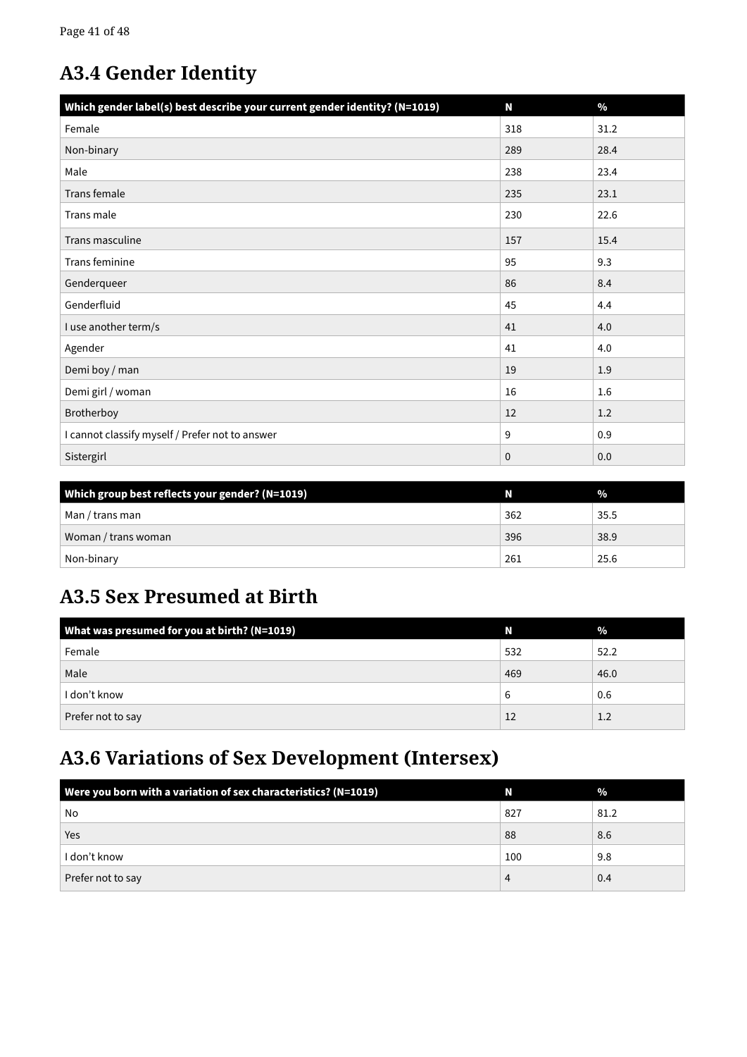## A3.4 Gender Identity

| Which gender label(s) best describe your current gender identity? (N=1019) | N | % |
|---|---|---|
| Female | 318 | 31.2 |
| Non-binary | 289 | 28.4 |
| Male | 238 | 23.4 |
| Trans female | 235 | 23.1 |
| Trans male | 230 | 22.6 |
| Trans masculine | 157 | 15.4 |
| Trans feminine | 95 | 9.3 |
| Genderqueer | 86 | 8.4 |
| Genderfluid | 45 | 4.4 |
| I use another term/s | 41 | 4.0 |
| Agender | 41 | 4.0 |
| Demi boy / man | 19 | 1.9 |
| Demi girl / woman | 16 | 1.6 |
| Brotherboy | 12 | 1.2 |
| I cannot classify myself / Prefer not to answer | 9 | 0.9 |
| Sistergirl | 0 | 0.0 |

| Which group best reflects your gender? (N=1019) | N | % |
|---|---|---|
| Man / trans man | 362 | 35.5 |
| Woman / trans woman | 396 | 38.9 |
| Non-binary | 261 | 25.6 |

## A3.5 Sex Presumed at Birth

| What was presumed for you at birth? (N=1019) | N | % |
|---|---|---|
| Female | 532 | 52.2 |
| Male | 469 | 46.0 |
| I don't know | 6 | 0.6 |
| Prefer not to say | 12 | 1.2 |

## A3.6 Variations of Sex Development (Intersex)

| Were you born with a variation of sex characteristics? (N=1019) | N | % |
|---|---|---|
| No | 827 | 81.2 |
| Yes | 88 | 8.6 |
| I don't know | 100 | 9.8 |
| Prefer not to say | 4 | 0.4 |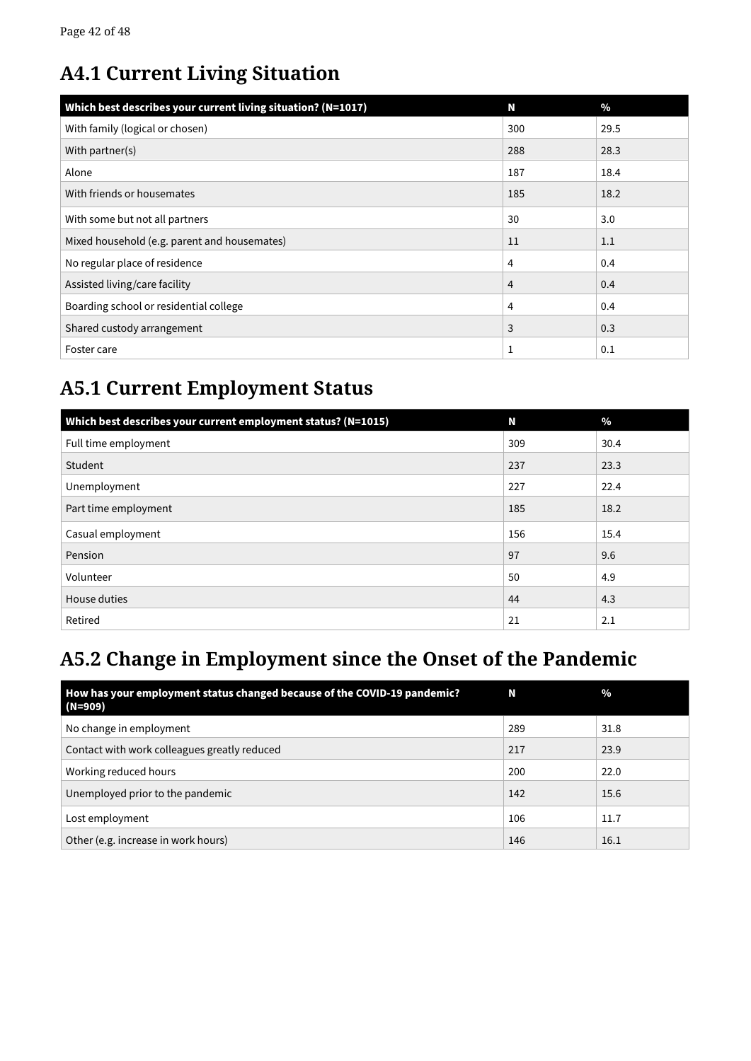## A4.1 Current Living Situation

| Which best describes your current living situation? (N=1017) | N | % |
|---|---|---|
| With family (logical or chosen) | 300 | 29.5 |
| With partner(s) | 288 | 28.3 |
| Alone | 187 | 18.4 |
| With friends or housemates | 185 | 18.2 |
| With some but not all partners | 30 | 3.0 |
| Mixed household (e.g. parent and housemates) | 11 | 1.1 |
| No regular place of residence | 4 | 0.4 |
| Assisted living/care facility | 4 | 0.4 |
| Boarding school or residential college | 4 | 0.4 |
| Shared custody arrangement | 3 | 0.3 |
| Foster care | 1 | 0.1 |

## A5.1 Current Employment Status

| Which best describes your current employment status? (N=1015) | N | % |
|---|---|---|
| Full time employment | 309 | 30.4 |
| Student | 237 | 23.3 |
| Unemployment | 227 | 22.4 |
| Part time employment | 185 | 18.2 |
| Casual employment | 156 | 15.4 |
| Pension | 97 | 9.6 |
| Volunteer | 50 | 4.9 |
| House duties | 44 | 4.3 |
| Retired | 21 | 2.1 |

## A5.2 Change in Employment since the Onset of the Pandemic

| How has your employment status changed because of the COVID-19 pandemic? (N=909) | N | % |
|---|---|---|
| No change in employment | 289 | 31.8 |
| Contact with work colleagues greatly reduced | 217 | 23.9 |
| Working reduced hours | 200 | 22.0 |
| Unemployed prior to the pandemic | 142 | 15.6 |
| Lost employment | 106 | 11.7 |
| Other (e.g. increase in work hours) | 146 | 16.1 |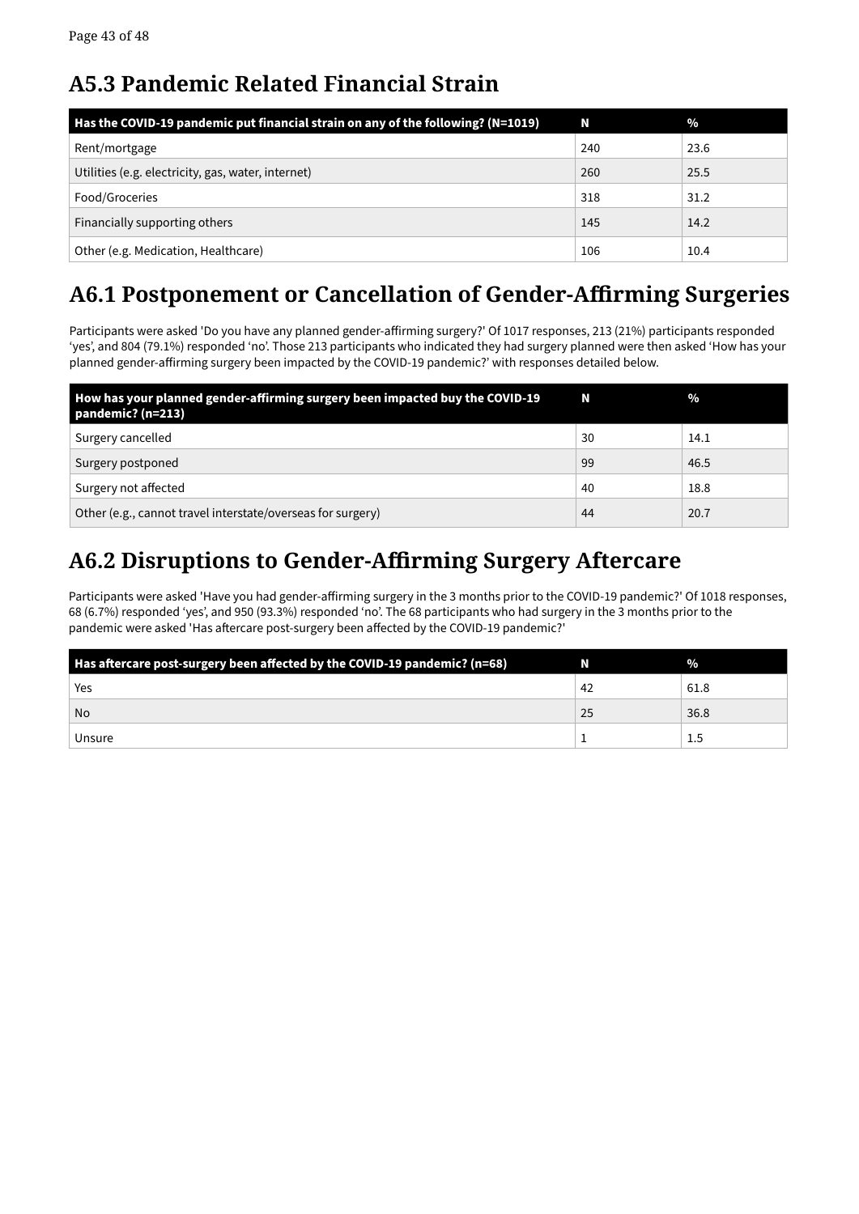## A5.3 Pandemic Related Financial Strain

| Has the COVID-19 pandemic put financial strain on any of the following? (N=1019) | N | % |
|---|---|---|
| Rent/mortgage | 240 | 23.6 |
| Utilities (e.g. electricity, gas, water, internet) | 260 | 25.5 |
| Food/Groceries | 318 | 31.2 |
| Financially supporting others | 145 | 14.2 |
| Other (e.g. Medication, Healthcare) | 106 | 10.4 |

## A6.1 Postponement or Cancellation of Gender-Affirming Surgeries

Participants were asked 'Do you have any planned gender-affirming surgery?' Of 1017 responses, 213 (21%) participants responded 'yes', and 804 (79.1%) responded 'no'. Those 213 participants who indicated they had surgery planned were then asked 'How has your planned gender-affirming surgery been impacted by the COVID-19 pandemic?' with responses detailed below.

| How has your planned gender-affirming surgery been impacted buy the COVID-19 pandemic? (n=213) | N | % |
|---|---|---|
| Surgery cancelled | 30 | 14.1 |
| Surgery postponed | 99 | 46.5 |
| Surgery not affected | 40 | 18.8 |
| Other (e.g., cannot travel interstate/overseas for surgery) | 44 | 20.7 |

## A6.2 Disruptions to Gender-Affirming Surgery Aftercare

Participants were asked 'Have you had gender-affirming surgery in the 3 months prior to the COVID-19 pandemic?' Of 1018 responses, 68 (6.7%) responded 'yes', and 950 (93.3%) responded 'no'. The 68 participants who had surgery in the 3 months prior to the pandemic were asked 'Has aftercare post-surgery been affected by the COVID-19 pandemic?'

| Has aftercare post-surgery been affected by the COVID-19 pandemic? (n=68) | N | % |
|---|---|---|
| Yes | 42 | 61.8 |
| No | 25 | 36.8 |
| Unsure | 1 | 1.5 |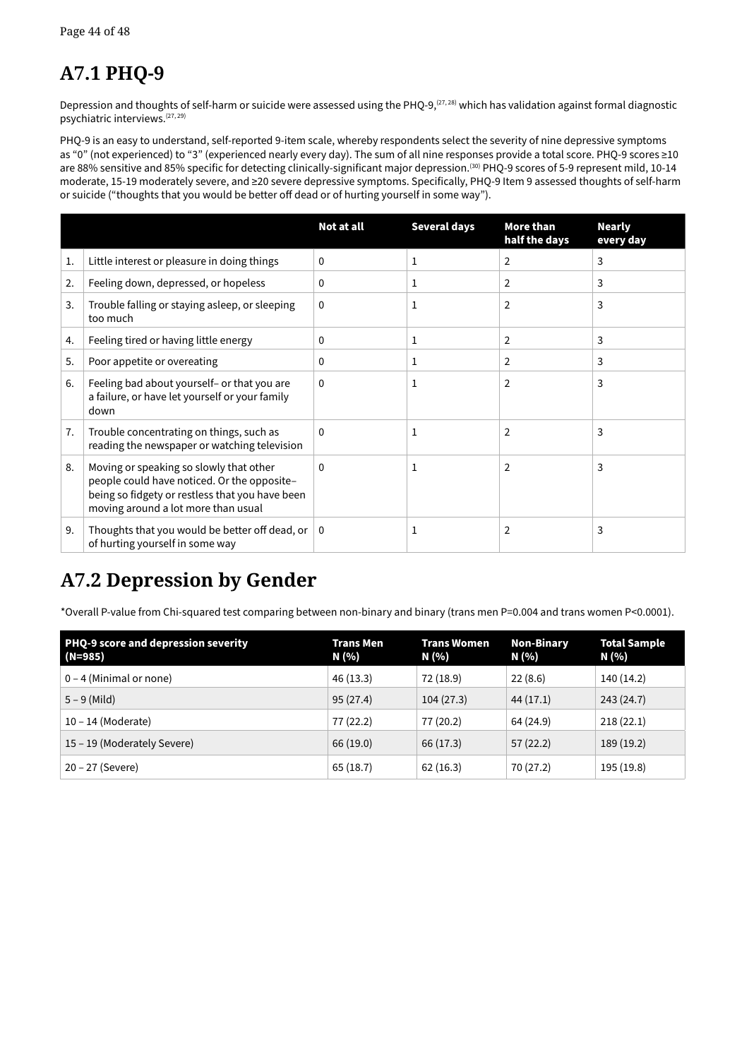## A7.1 PHQ-9

Depression and thoughts of self-harm or suicide were assessed using the PHQ-9,[27, 28] which has validation against formal diagnostic psychiatric interviews.[27, 29]

PHQ-9 is an easy to understand, self-reported 9-item scale, whereby respondents select the severity of nine depressive symptoms as "0" (not experienced) to "3" (experienced nearly every day). The sum of all nine responses provide a total score. PHQ-9 scores ≥10 are 88% sensitive and 85% specific for detecting clinically-significant major depression.[30] PHQ-9 scores of 5-9 represent mild, 10-14 moderate, 15-19 moderately severe, and ≥20 severe depressive symptoms. Specifically, PHQ-9 Item 9 assessed thoughts of self-harm or suicide ("thoughts that you would be better off dead or of hurting yourself in some way").

| | | Not at all | Several days | More than half the days | Nearly every day |
|---|---|---|---|---|---|
| 1. | Little interest or pleasure in doing things | 0 | 1 | 2 | 3 |
| 2. | Feeling down, depressed, or hopeless | 0 | 1 | 2 | 3 |
| 3. | Trouble falling or staying asleep, or sleeping too much | 0 | 1 | 2 | 3 |
| 4. | Feeling tired or having little energy | 0 | 1 | 2 | 3 |
| 5. | Poor appetite or overeating | 0 | 1 | 2 | 3 |
| 6. | Feeling bad about yourself– or that you are a failure, or have let yourself or your family down | 0 | 1 | 2 | 3 |
| 7. | Trouble concentrating on things, such as reading the newspaper or watching television | 0 | 1 | 2 | 3 |
| 8. | Moving or speaking so slowly that other people could have noticed. Or the opposite– being so fidgety or restless that you have been moving around a lot more than usual | 0 | 1 | 2 | 3 |
| 9. | Thoughts that you would be better off dead, or of hurting yourself in some way | 0 | 1 | 2 | 3 |

## A7.2 Depression by Gender

*Overall P-value from Chi-squared test comparing between non-binary and binary (trans men P=0.004 and trans women P<0.0001).

| PHQ-9 score and depression severity (N=985) | Trans Men N (%) | Trans Women N (%) | Non-Binary N (%) | Total Sample N (%) |
|---|---|---|---|---|
| 0 – 4 (Minimal or none) | 46 (13.3) | 72 (18.9) | 22 (8.6) | 140 (14.2) |
| 5 – 9 (Mild) | 95 (27.4) | 104 (27.3) | 44 (17.1) | 243 (24.7) |
| 10 – 14 (Moderate) | 77 (22.2) | 77 (20.2) | 64 (24.9) | 218 (22.1) |
| 15 – 19 (Moderately Severe) | 66 (19.0) | 66 (17.3) | 57 (22.2) | 189 (19.2) |
| 20 – 27 (Severe) | 65 (18.7) | 62 (16.3) | 70 (27.2) | 195 (19.8) |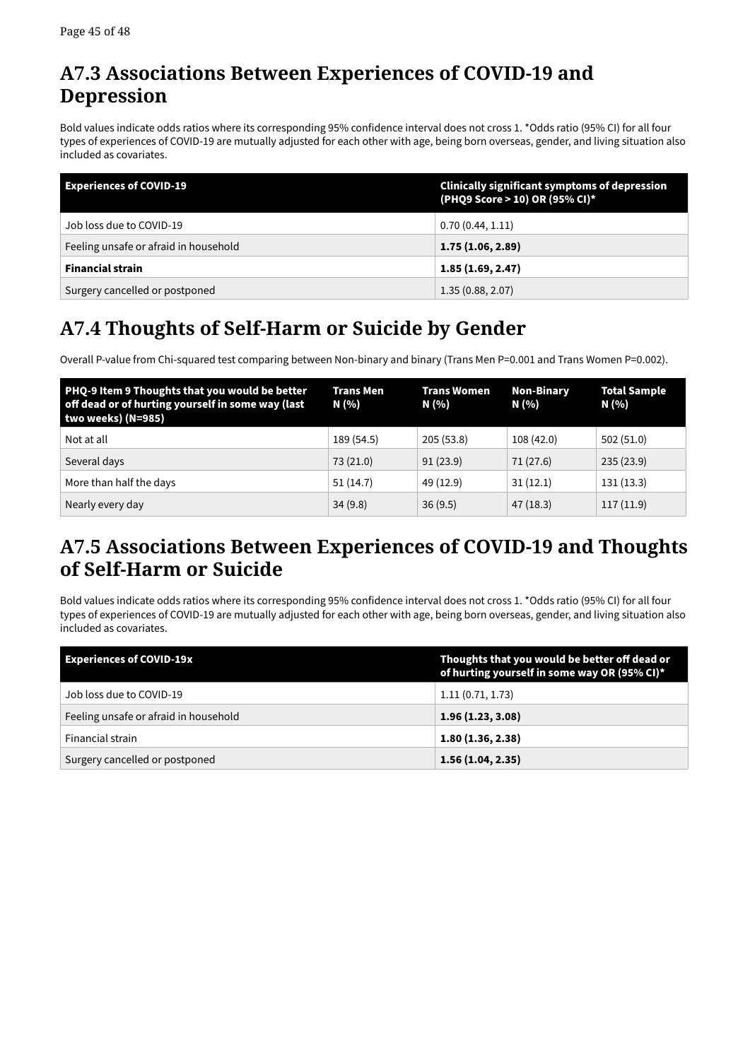## A7.3 Associations Between Experiences of COVID-19 and Depression

Bold values indicate odds ratios where its corresponding 95% confidence interval does not cross 1. *Odds ratio (95% CI) for all four types of experiences of COVID-19 are mutually adjusted for each other with age, being born overseas, gender, and living situation also included as covariates.

| Experiences of COVID-19 | Clinically significant symptoms of depression (PHQ9 Score > 10) OR (95% CI)* |
|---|---|
| Job loss due to COVID-19 | 0.70 (0.44, 1.11) |
| Feeling unsafe or afraid in household | **1.75 (1.06, 2.89)** |
| **Financial strain** | **1.85 (1.69, 2.47)** |
| Surgery cancelled or postponed | 1.35 (0.88, 2.07) |

## A7.4 Thoughts of Self-Harm or Suicide by Gender

Overall P-value from Chi-squared test comparing between Non-binary and binary (Trans Men P=0.001 and Trans Women P=0.002).

| PHQ-9 Item 9 Thoughts that you would be better off dead or of hurting yourself in some way (last two weeks) (N=985) | Trans Men N (%) | Trans Women N (%) | Non-Binary N (%) | Total Sample N (%) |
|---|---|---|---|---|
| Not at all | 189 (54.5) | 205 (53.8) | 108 (42.0) | 502 (51.0) |
| Several days | 73 (21.0) | 91 (23.9) | 71 (27.6) | 235 (23.9) |
| More than half the days | 51 (14.7) | 49 (12.9) | 31 (12.1) | 131 (13.3) |
| Nearly every day | 34 (9.8) | 36 (9.5) | 47 (18.3) | 117 (11.9) |

## A7.5 Associations Between Experiences of COVID-19 and Thoughts of Self-Harm or Suicide

Bold values indicate odds ratios where its corresponding 95% confidence interval does not cross 1. *Odds ratio (95% CI) for all four types of experiences of COVID-19 are mutually adjusted for each other with age, being born overseas, gender, and living situation also included as covariates.

| Experiences of COVID-19x | Thoughts that you would be better off dead or of hurting yourself in some way OR (95% CI)* |
|---|---|
| Job loss due to COVID-19 | 1.11 (0.71, 1.73) |
| Feeling unsafe or afraid in household | **1.96 (1.23, 3.08)** |
| Financial strain | **1.80 (1.36, 2.38)** |
| Surgery cancelled or postponed | **1.56 (1.04, 2.35)** |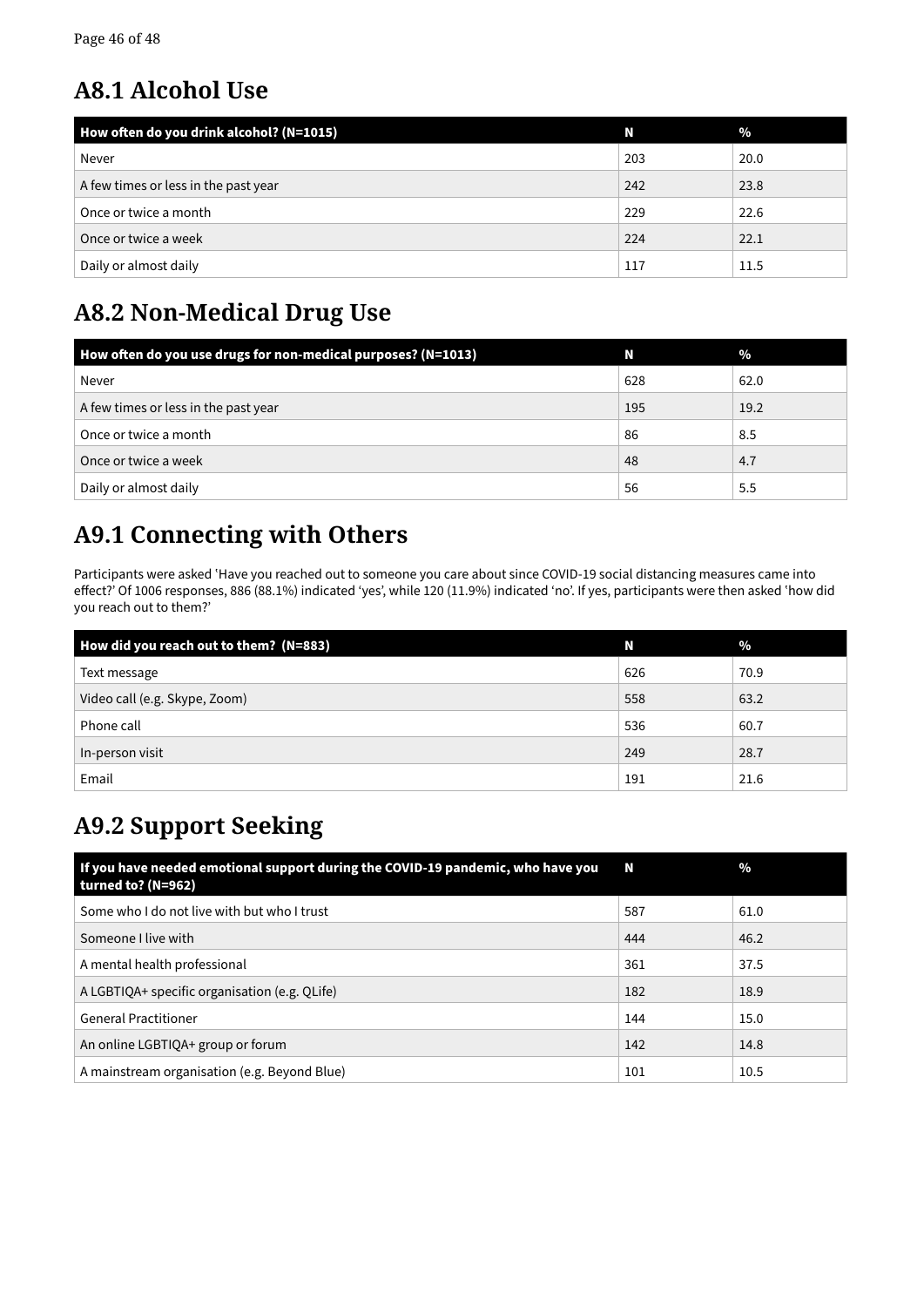## A8.1 Alcohol Use

| How often do you drink alcohol? (N=1015) | N | % |
|---|---|---|
| Never | 203 | 20.0 |
| A few times or less in the past year | 242 | 23.8 |
| Once or twice a month | 229 | 22.6 |
| Once or twice a week | 224 | 22.1 |
| Daily or almost daily | 117 | 11.5 |

## A8.2 Non-Medical Drug Use

| How often do you use drugs for non-medical purposes? (N=1013) | N | % |
|---|---|---|
| Never | 628 | 62.0 |
| A few times or less in the past year | 195 | 19.2 |
| Once or twice a month | 86 | 8.5 |
| Once or twice a week | 48 | 4.7 |
| Daily or almost daily | 56 | 5.5 |

## A9.1 Connecting with Others

Participants were asked 'Have you reached out to someone you care about since COVID-19 social distancing measures came into effect?' Of 1006 responses, 886 (88.1%) indicated 'yes', while 120 (11.9%) indicated 'no'. If yes, participants were then asked 'how did you reach out to them?'

| How did you reach out to them? (N=883) | N | % |
|---|---|---|
| Text message | 626 | 70.9 |
| Video call (e.g. Skype, Zoom) | 558 | 63.2 |
| Phone call | 536 | 60.7 |
| In-person visit | 249 | 28.7 |
| Email | 191 | 21.6 |

## A9.2 Support Seeking

| If you have needed emotional support during the COVID-19 pandemic, who have you turned to? (N=962) | N | % |
|---|---|---|
| Some who I do not live with but who I trust | 587 | 61.0 |
| Someone I live with | 444 | 46.2 |
| A mental health professional | 361 | 37.5 |
| A LGBTIQA+ specific organisation (e.g. QLife) | 182 | 18.9 |
| General Practitioner | 144 | 15.0 |
| An online LGBTIQA+ group or forum | 142 | 14.8 |
| A mainstream organisation (e.g. Beyond Blue) | 101 | 10.5 |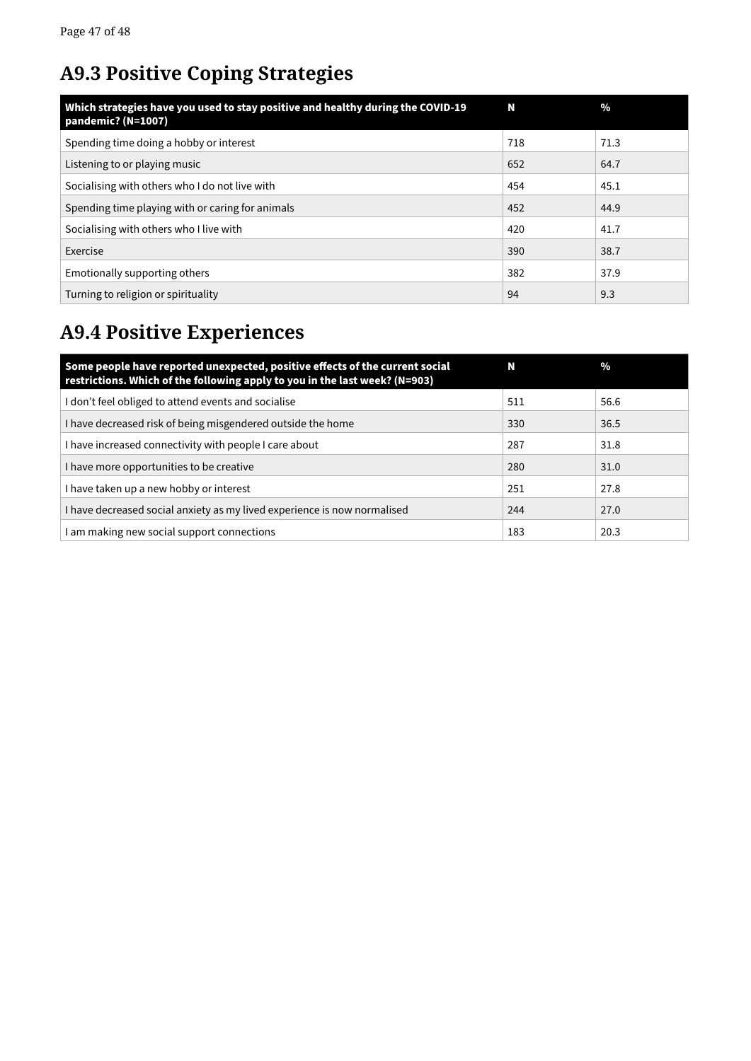## A9.3 Positive Coping Strategies

| Which strategies have you used to stay positive and healthy during the COVID-19 pandemic? (N=1007) | N | % |
|---|---|---|
| Spending time doing a hobby or interest | 718 | 71.3 |
| Listening to or playing music | 652 | 64.7 |
| Socialising with others who I do not live with | 454 | 45.1 |
| Spending time playing with or caring for animals | 452 | 44.9 |
| Socialising with others who I live with | 420 | 41.7 |
| Exercise | 390 | 38.7 |
| Emotionally supporting others | 382 | 37.9 |
| Turning to religion or spirituality | 94 | 9.3 |

## A9.4 Positive Experiences

| Some people have reported unexpected, positive effects of the current social restrictions. Which of the following apply to you in the last week? (N=903) | N | % |
|---|---|---|
| I don't feel obliged to attend events and socialise | 511 | 56.6 |
| I have decreased risk of being misgendered outside the home | 330 | 36.5 |
| I have increased connectivity with people I care about | 287 | 31.8 |
| I have more opportunities to be creative | 280 | 31.0 |
| I have taken up a new hobby or interest | 251 | 27.8 |
| I have decreased social anxiety as my lived experience is now normalised | 244 | 27.0 |
| I am making new social support connections | 183 | 20.3 |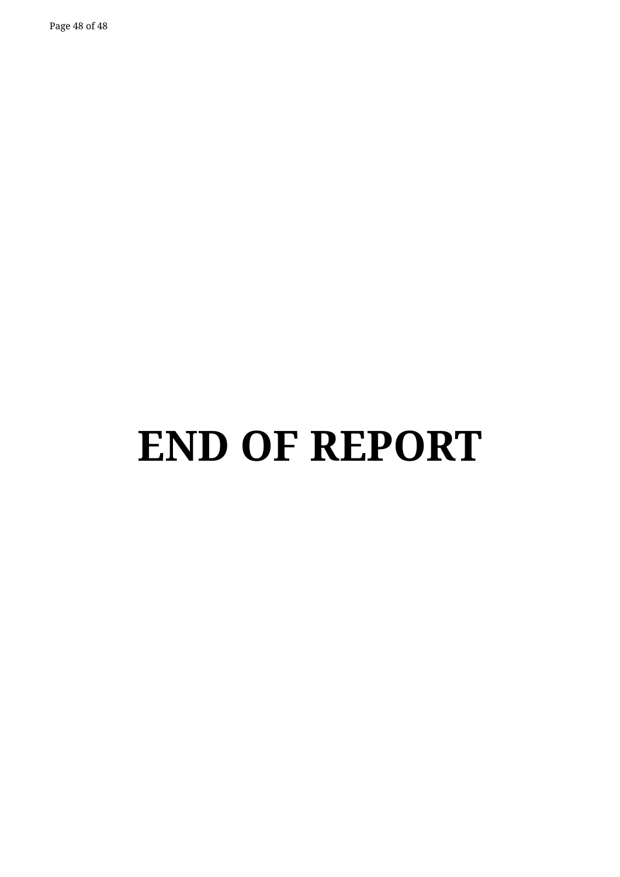# END OF REPORT